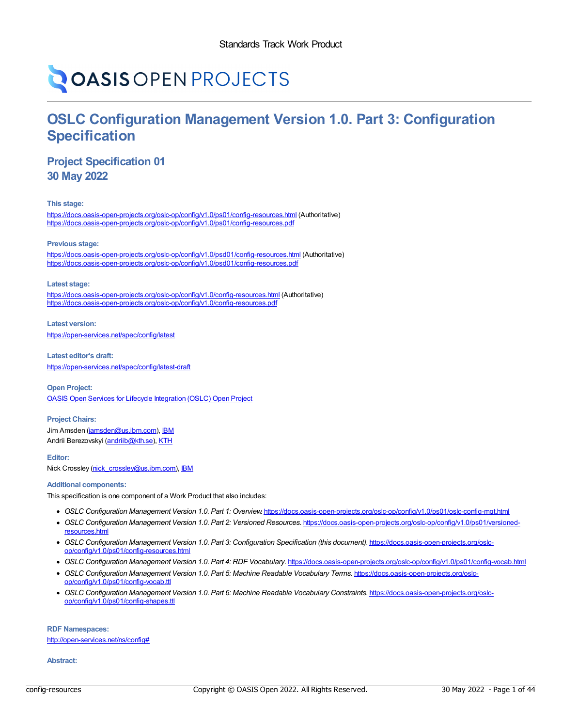Standards Track Work Product

OASIS OPEN PROJECTS

# OSLC Configuration Management Version 1.0. Part 3: Configuration Specification

## Project Specification 01
## 30 May 2022

**This stage:**

https://docs.oasis-open-projects.org/oslc-op/config/v1.0/ps01/config-resources.html (Authoritative)
https://docs.oasis-open-projects.org/oslc-op/config/v1.0/ps01/config-resources.pdf

**Previous stage:**

https://docs.oasis-open-projects.org/oslc-op/config/v1.0/psd01/config-resources.html (Authoritative)
https://docs.oasis-open-projects.org/oslc-op/config/v1.0/psd01/config-resources.pdf

**Latest stage:**

https://docs.oasis-open-projects.org/oslc-op/config/v1.0/config-resources.html (Authoritative)
https://docs.oasis-open-projects.org/oslc-op/config/v1.0/config-resources.pdf

**Latest version:**

https://open-services.net/spec/config/latest

**Latest editor's draft:**

https://open-services.net/spec/config/latest-draft

**Open Project:**

OASIS Open Services for Lifecycle Integration (OSLC) Open Project

**Project Chairs:**

Jim Amsden (jamsden@us.ibm.com), IBM
Andrii Berezovskyi (andriib@kth.se), KTH

**Editor:**

Nick Crossley (nick_crossley@us.ibm.com), IBM

**Additional components:**

This specification is one component of a Work Product that also includes:

- *OSLC Configuration Management Version 1.0. Part 1: Overview.* https://docs.oasis-open-projects.org/oslc-op/config/v1.0/ps01/oslc-config-mgt.html
- *OSLC Configuration Management Version 1.0. Part 2: Versioned Resources.* https://docs.oasis-open-projects.org/oslc-op/config/v1.0/ps01/versioned-resources.html
- *OSLC Configuration Management Version 1.0. Part 3: Configuration Specification (this document).* https://docs.oasis-open-projects.org/oslc-op/config/v1.0/ps01/config-resources.html
- *OSLC Configuration Management Version 1.0. Part 4: RDF Vocabulary.* https://docs.oasis-open-projects.org/oslc-op/config/v1.0/ps01/config-vocab.html
- *OSLC Configuration Management Version 1.0. Part 5: Machine Readable Vocabulary Terms.* https://docs.oasis-open-projects.org/oslc-op/config/v1.0/ps01/config-vocab.ttl
- *OSLC Configuration Management Version 1.0. Part 6: Machine Readable Vocabulary Constraints.* https://docs.oasis-open-projects.org/oslc-op/config/v1.0/ps01/config-shapes.ttl

**RDF Namespaces:**

http://open-services.net/ns/config#

**Abstract:**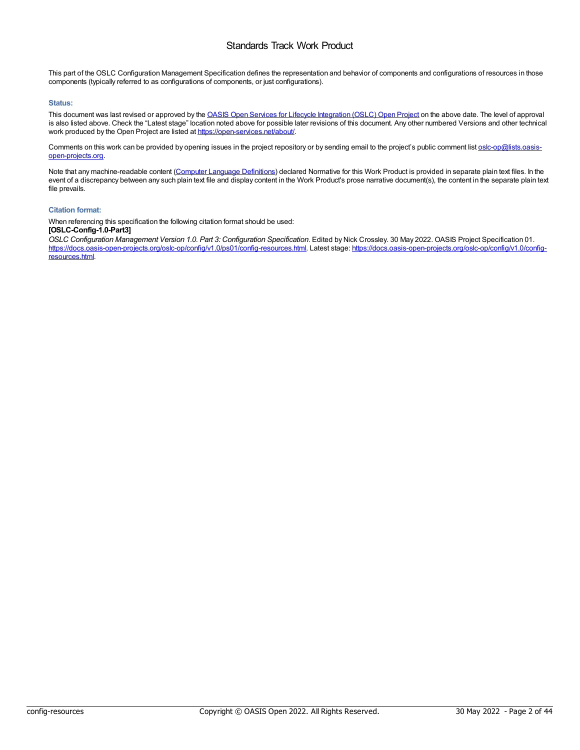# Standards Track Work Product

This part of the OSLC Configuration Management Specification defines the representation and behavior of components and configurations of resources in those components (typically referred to as configurations of components, or just configurations).

### Status:

This document was last revised or approved by the [OASIS Open Services for Lifecycle Integration (OSLC) Open Project](https://open-services.net/about/) on the above date. The level of approval is also listed above. Check the “Latest stage” location noted above for possible later revisions of this document. Any other numbered Versions and other technical work produced by the Open Project are listed at [https://open-services.net/about/](https://open-services.net/about/).

Comments on this work can be provided by opening issues in the project repository or by sending email to the project’s public comment list [oslc-op@lists.oasis-open-projects.org](mailto:oslc-op@lists.oasis-open-projects.org).

Note that any machine-readable content (Computer Language Definitions) declared Normative for this Work Product is provided in separate plain text files. In the event of a discrepancy between any such plain text file and display content in the Work Product's prose narrative document(s), the content in the separate plain text file prevails.

### Citation format:

When referencing this specification the following citation format should be used:
**[OSLC-Config-1.0-Part3]**
*OSLC Configuration Management Version 1.0. Part 3: Configuration Specification.* Edited by Nick Crossley. 30 May 2022. OASIS Project Specification 01. [https://docs.oasis-open-projects.org/oslc-op/config/v1.0/ps01/config-resources.html](https://docs.oasis-open-projects.org/oslc-op/config/v1.0/ps01/config-resources.html). Latest stage: [https://docs.oasis-open-projects.org/oslc-op/config/v1.0/config-resources.html](https://docs.oasis-open-projects.org/oslc-op/config/v1.0/config-resources.html).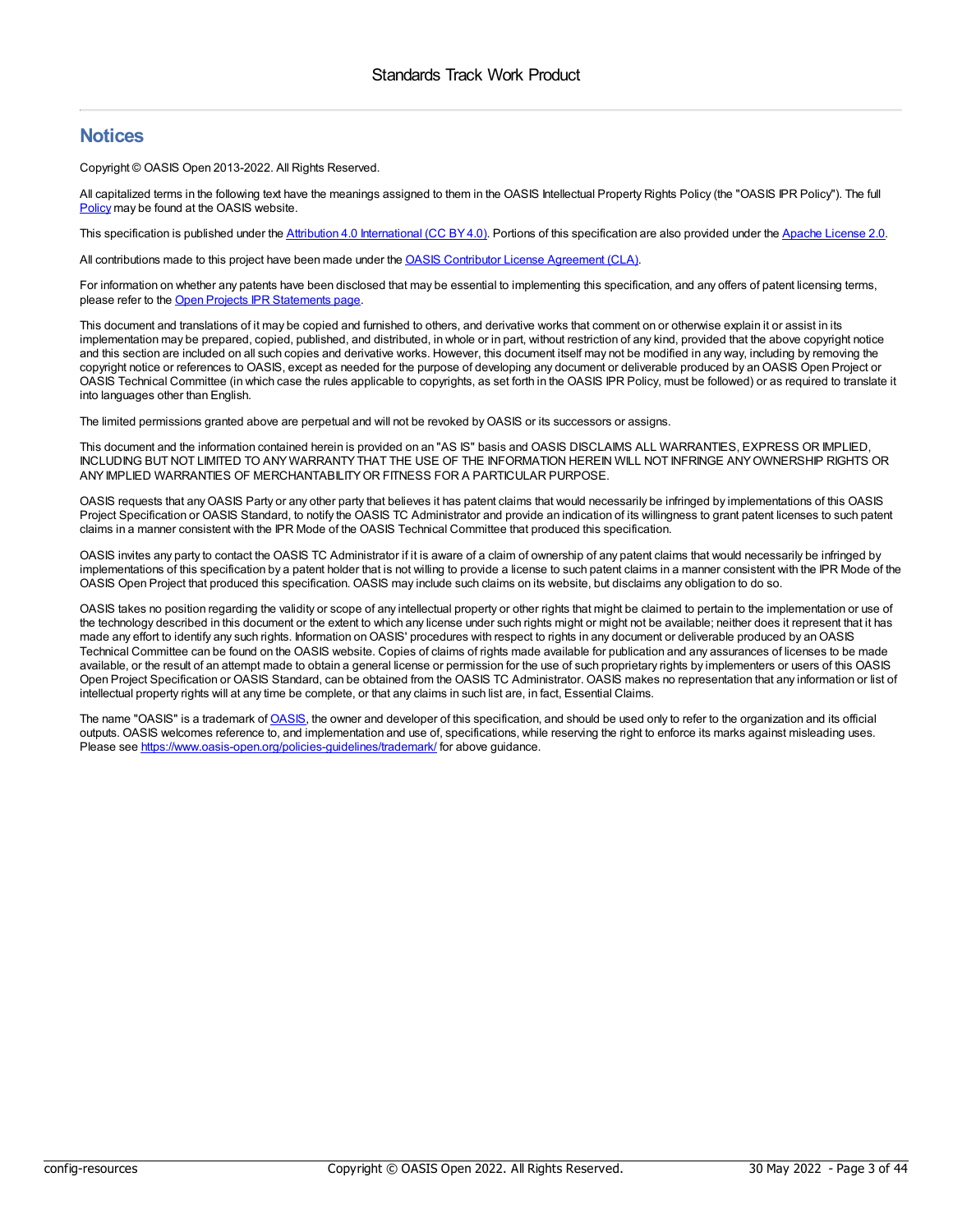## Notices

Copyright © OASIS Open 2013-2022. All Rights Reserved.

All capitalized terms in the following text have the meanings assigned to them in the OASIS Intellectual Property Rights Policy (the "OASIS IPR Policy"). The full Policy may be found at the OASIS website.

This specification is published under the Attribution 4.0 International (CC BY 4.0). Portions of this specification are also provided under the Apache License 2.0.

All contributions made to this project have been made under the OASIS Contributor License Agreement (CLA).

For information on whether any patents have been disclosed that may be essential to implementing this specification, and any offers of patent licensing terms, please refer to the Open Projects IPR Statements page.

This document and translations of it may be copied and furnished to others, and derivative works that comment on or otherwise explain it or assist in its implementation may be prepared, copied, published, and distributed, in whole or in part, without restriction of any kind, provided that the above copyright notice and this section are included on all such copies and derivative works. However, this document itself may not be modified in any way, including by removing the copyright notice or references to OASIS, except as needed for the purpose of developing any document or deliverable produced by an OASIS Open Project or OASIS Technical Committee (in which case the rules applicable to copyrights, as set forth in the OASIS IPR Policy, must be followed) or as required to translate it into languages other than English.

The limited permissions granted above are perpetual and will not be revoked by OASIS or its successors or assigns.

This document and the information contained herein is provided on an "AS IS" basis and OASIS DISCLAIMS ALL WARRANTIES, EXPRESS OR IMPLIED, INCLUDING BUT NOT LIMITED TO ANY WARRANTY THAT THE USE OF THE INFORMATION HEREIN WILL NOT INFRINGE ANY OWNERSHIP RIGHTS OR ANY IMPLIED WARRANTIES OF MERCHANTABILITY OR FITNESS FOR A PARTICULAR PURPOSE.

OASIS requests that any OASIS Party or any other party that believes it has patent claims that would necessarily be infringed by implementations of this OASIS Project Specification or OASIS Standard, to notify the OASIS TC Administrator and provide an indication of its willingness to grant patent licenses to such patent claims in a manner consistent with the IPR Mode of the OASIS Technical Committee that produced this specification.

OASIS invites any party to contact the OASIS TC Administrator if it is aware of a claim of ownership of any patent claims that would necessarily be infringed by implementations of this specification by a patent holder that is not willing to provide a license to such patent claims in a manner consistent with the IPR Mode of the OASIS Open Project that produced this specification. OASIS may include such claims on its website, but disclaims any obligation to do so.

OASIS takes no position regarding the validity or scope of any intellectual property or other rights that might be claimed to pertain to the implementation or use of the technology described in this document or the extent to which any license under such rights might or might not be available; neither does it represent that it has made any effort to identify any such rights. Information on OASIS' procedures with respect to rights in any document or deliverable produced by an OASIS Technical Committee can be found on the OASIS website. Copies of claims of rights made available for publication and any assurances of licenses to be made available, or the result of an attempt made to obtain a general license or permission for the use of such proprietary rights by implementers or users of this OASIS Open Project Specification or OASIS Standard, can be obtained from the OASIS TC Administrator. OASIS makes no representation that any information or list of intellectual property rights will at any time be complete, or that any claims in such list are, in fact, Essential Claims.

The name "OASIS" is a trademark of OASIS, the owner and developer of this specification, and should be used only to refer to the organization and its official outputs. OASIS welcomes reference to, and implementation and use of, specifications, while reserving the right to enforce its marks against misleading uses. Please see https://www.oasis-open.org/policies-guidelines/trademark/ for above guidance.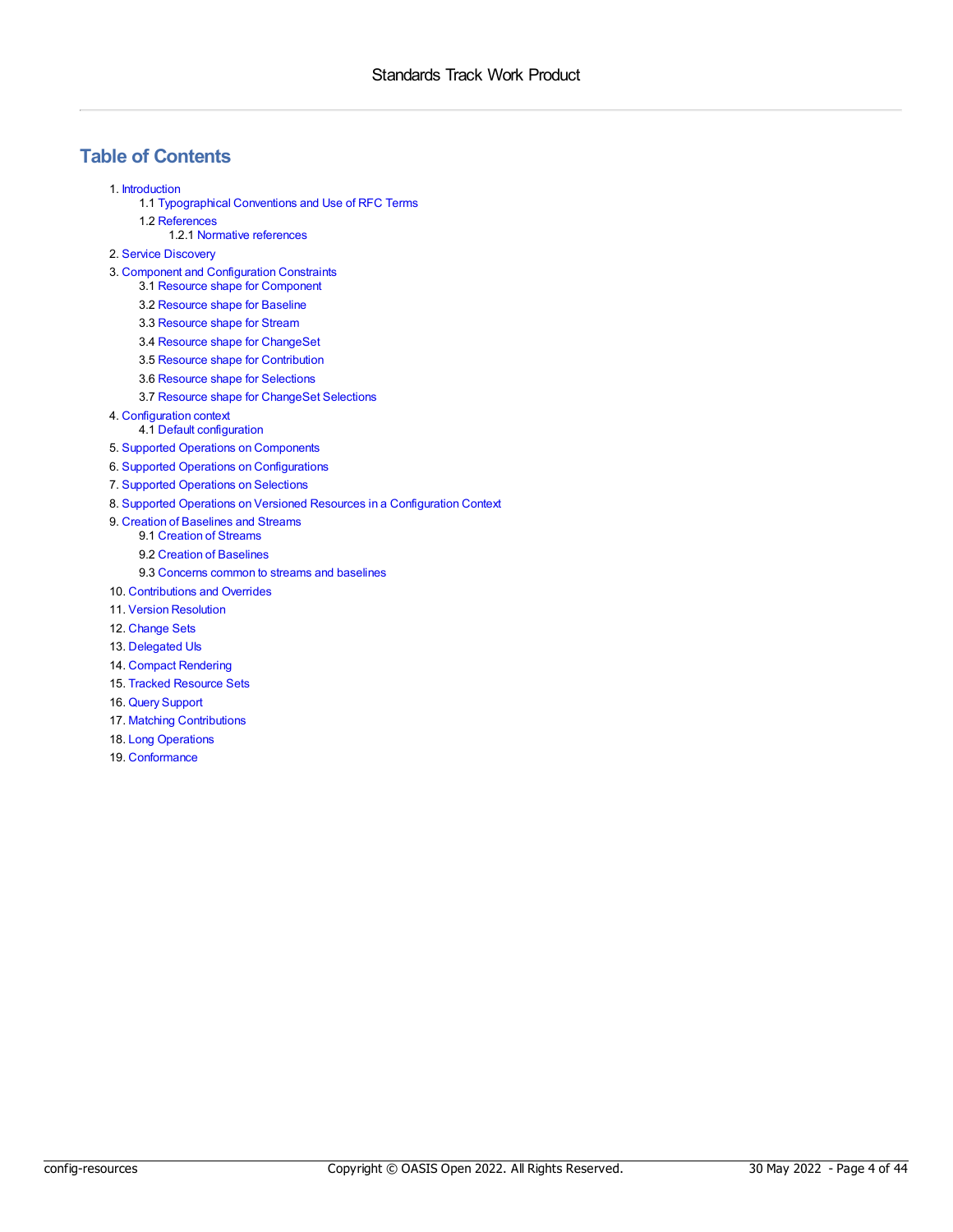## Table of Contents

1. Introduction
   - 1.1 Typographical Conventions and Use of RFC Terms
   - 1.2 References
     - 1.2.1 Normative references
2. Service Discovery
3. Component and Configuration Constraints
   - 3.1 Resource shape for Component
   - 3.2 Resource shape for Baseline
   - 3.3 Resource shape for Stream
   - 3.4 Resource shape for ChangeSet
   - 3.5 Resource shape for Contribution
   - 3.6 Resource shape for Selections
   - 3.7 Resource shape for ChangeSet Selections
4. Configuration context
   - 4.1 Default configuration
5. Supported Operations on Components
6. Supported Operations on Configurations
7. Supported Operations on Selections
8. Supported Operations on Versioned Resources in a Configuration Context
9. Creation of Baselines and Streams
   - 9.1 Creation of Streams
   - 9.2 Creation of Baselines
   - 9.3 Concerns common to streams and baselines
10. Contributions and Overrides
11. Version Resolution
12. Change Sets
13. Delegated UIs
14. Compact Rendering
15. Tracked Resource Sets
16. Query Support
17. Matching Contributions
18. Long Operations
19. Conformance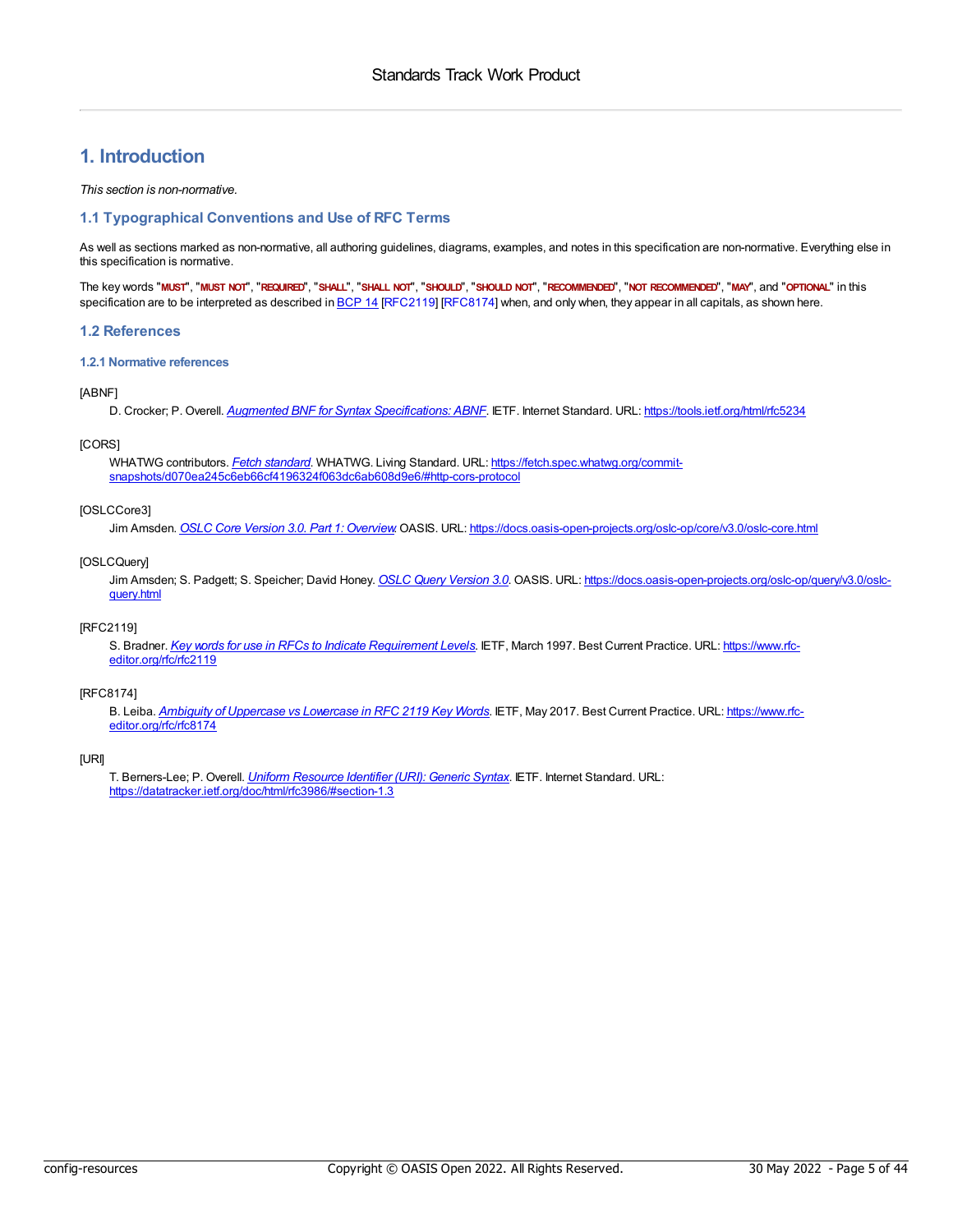# 1. Introduction

*This section is non-normative.*

## 1.1 Typographical Conventions and Use of RFC Terms

As well as sections marked as non-normative, all authoring guidelines, diagrams, examples, and notes in this specification are non-normative. Everything else in this specification is normative.

The key words "**MUST**", "**MUST NOT**", "**REQUIRED**", "**SHALL**", "**SHALL NOT**", "**SHOULD**", "**SHOULD NOT**", "**RECOMMENDED**", "**NOT RECOMMENDED**", "**MAY**", and "**OPTIONAL**" in this specification are to be interpreted as described in BCP 14 [RFC2119] [RFC8174] when, and only when, they appear in all capitals, as shown here.

## 1.2 References

### 1.2.1 Normative references

[ABNF]
D. Crocker; P. Overell. *Augmented BNF for Syntax Specifications: ABNF*. IETF. Internet Standard. URL: https://tools.ietf.org/html/rfc5234

[CORS]
WHATWG contributors. *Fetch standard*. WHATWG. Living Standard. URL: https://fetch.spec.whatwg.org/commit-snapshots/d070ea245c6eb66cf4196324f063dc6ab608d9e6/#http-cors-protocol

[OSLCCore3]
Jim Amsden. *OSLC Core Version 3.0. Part 1: Overview*. OASIS. URL: https://docs.oasis-open-projects.org/oslc-op/core/v3.0/oslc-core.html

[OSLCQuery]
Jim Amsden; S. Padgett; S. Speicher; David Honey. *OSLC Query Version 3.0*. OASIS. URL: https://docs.oasis-open-projects.org/oslc-op/query/v3.0/oslc-query.html

[RFC2119]
S. Bradner. *Key words for use in RFCs to Indicate Requirement Levels*. IETF, March 1997. Best Current Practice. URL: https://www.rfc-editor.org/rfc/rfc2119

[RFC8174]
B. Leiba. *Ambiguity of Uppercase vs Lowercase in RFC 2119 Key Words*. IETF, May 2017. Best Current Practice. URL: https://www.rfc-editor.org/rfc/rfc8174

[URI]
T. Berners-Lee; P. Overell. *Uniform Resource Identifier (URI): Generic Syntax*. IETF. Internet Standard. URL: https://datatracker.ietf.org/doc/html/rfc3986/#section-1.3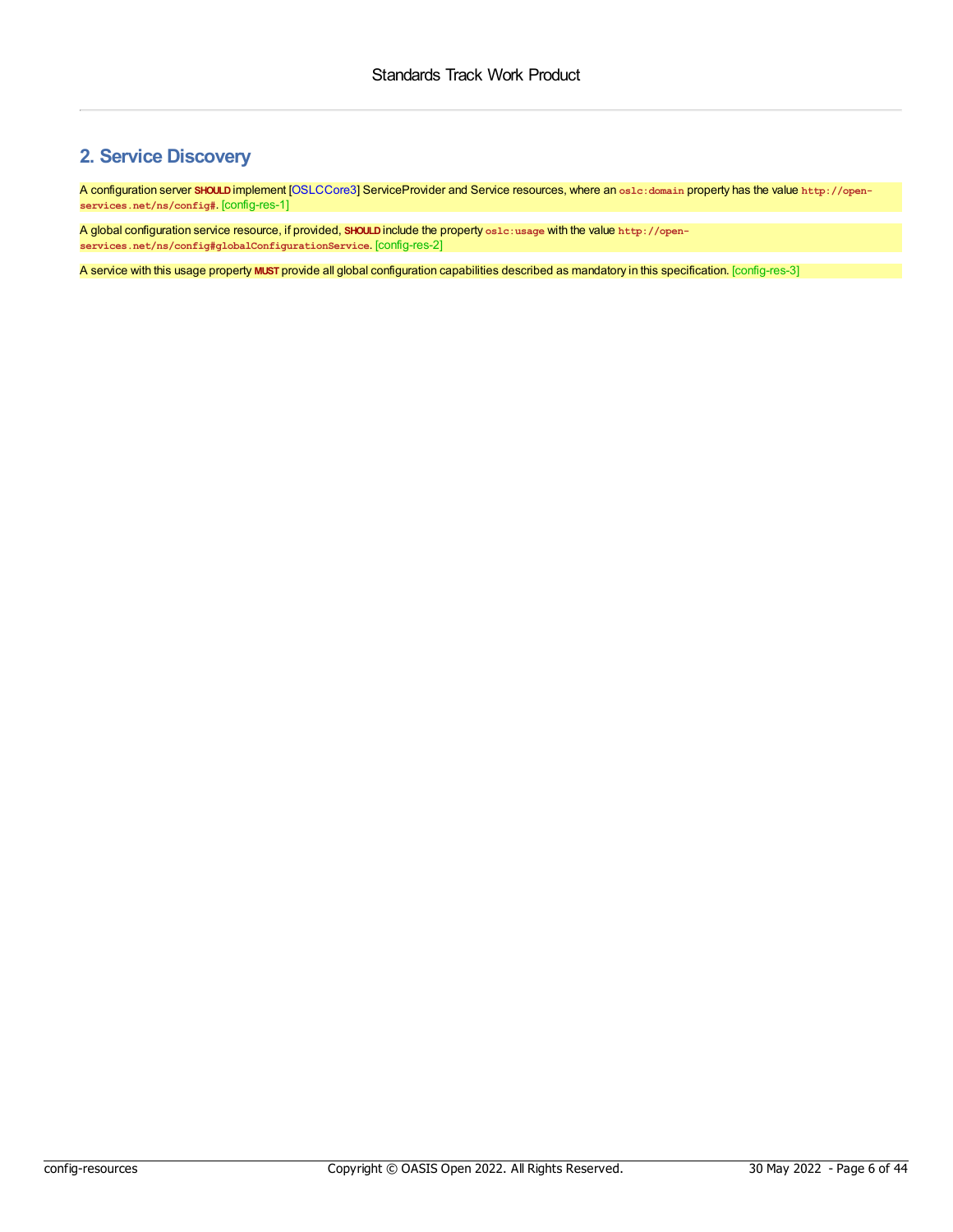## 2. Service Discovery

A configuration server **SHOULD** implement [OSLCCore3] ServiceProvider and Service resources, where an `oslc:domain` property has the value `http://open-services.net/ns/config#`. [config-res-1]

A global configuration service resource, if provided, **SHOULD** include the property `oslc:usage` with the value `http://open-services.net/ns/config#globalConfigurationService`. [config-res-2]

A service with this usage property **MUST** provide all global configuration capabilities described as mandatory in this specification. [config-res-3]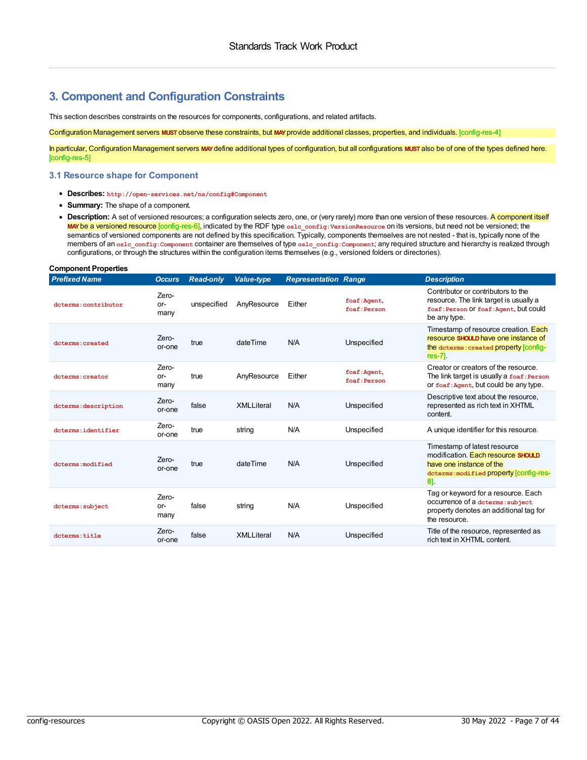# 3. Component and Configuration Constraints

This section describes constraints on the resources for components, configurations, and related artifacts.

Configuration Management servers **MUST** observe these constraints, but **MAY** provide additional classes, properties, and individuals. [config-res-4]

In particular, Configuration Management servers **MAY** define additional types of configuration, but all configurations **MUST** also be of one of the types defined here. [config-res-5]

## 3.1 Resource shape for Component

- **Describes:** `http://open-services.net/ns/config#Component`
- **Summary:** The shape of a component.
- **Description:** A set of versioned resources; a configuration selects zero, one, or (very rarely) more than one version of these resources. A component itself **MAY** be a versioned resource [config-res-6], indicated by the RDF type `oslc_config:VersionResource` on its versions, but need not be versioned; the semantics of versioned components are not defined by this specification. Typically, components themselves are not nested - that is, typically none of the members of an `oslc_config:Component` container are themselves of type `oslc_config:Component`; any required structure and hierarchy is realized through configurations, or through the structures within the configuration items themselves (e.g., versioned folders or directories).

**Component Properties**

| *Prefixed Name* | *Occurs* | *Read-only* | *Value-type* | *Representation* | *Range* | *Description* |
|---|---|---|---|---|---|---|
| `dcterms:contributor` | Zero-or-many | unspecified | AnyResource | Either | `foaf:Agent`, `foaf:Person` | Contributor or contributors to the resource. The link target is usually a `foaf:Person` or `foaf:Agent`, but could be any type. |
| `dcterms:created` | Zero-or-one | true | dateTime | N/A | Unspecified | Timestamp of resource creation. Each resource **SHOULD** have one instance of the `dcterms:created` property [config-res-7]. |
| `dcterms:creator` | Zero-or-many | true | AnyResource | Either | `foaf:Agent`, `foaf:Person` | Creator or creators of the resource. The link target is usually a `foaf:Person` or `foaf:Agent`, but could be any type. |
| `dcterms:description` | Zero-or-one | false | XMLLiteral | N/A | Unspecified | Descriptive text about the resource, represented as rich text in XHTML content. |
| `dcterms:identifier` | Zero-or-one | true | string | N/A | Unspecified | A unique identifier for this resource. |
| `dcterms:modified` | Zero-or-one | true | dateTime | N/A | Unspecified | Timestamp of latest resource modification. Each resource **SHOULD** have one instance of the `dcterms:modified` property [config-res-8]. |
| `dcterms:subject` | Zero-or-many | false | string | N/A | Unspecified | Tag or keyword for a resource. Each occurrence of a `dcterms:subject` property denotes an additional tag for the resource. |
| `dcterms:title` | Zero-or-one | false | XMLLiteral | N/A | Unspecified | Title of the resource, represented as rich text in XHTML content. |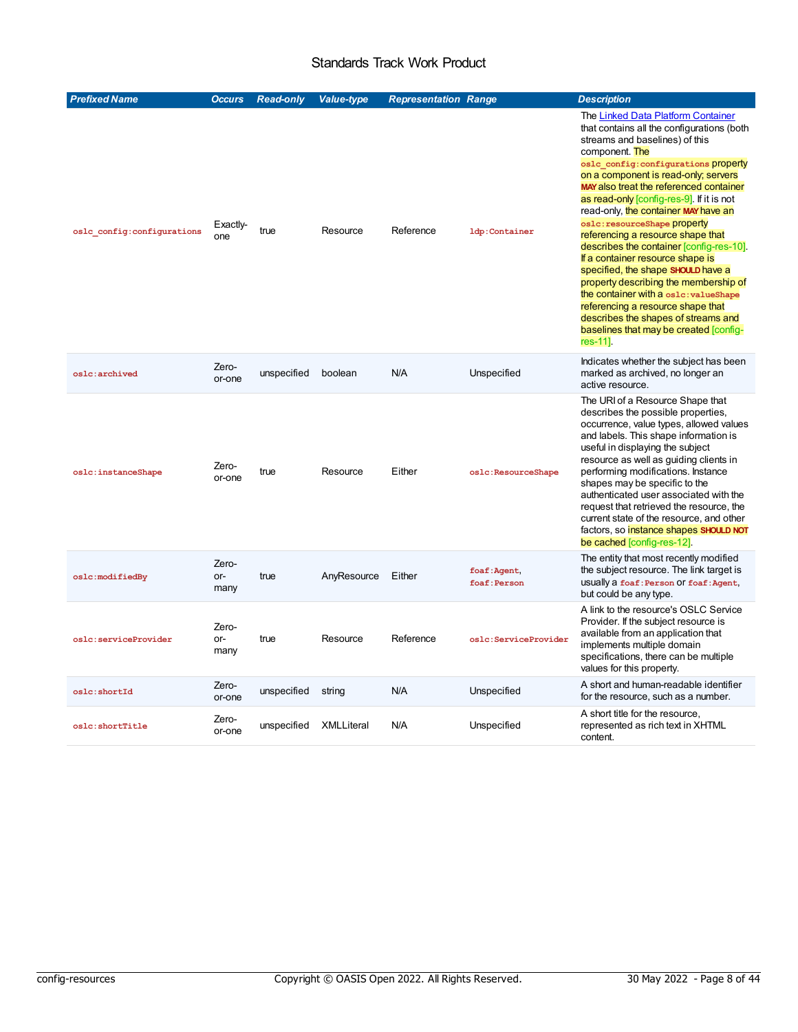| Prefixed Name | Occurs | Read-only | Value-type | Representation | Range | Description |
|---|---|---|---|---|---|---|
| `oslc_config:configurations` | Exactly-one | true | Resource | Reference | `ldp:Container` | The Linked Data Platform Container that contains all the configurations (both streams and baselines) of this component. The `oslc_config:configurations` property on a component is read-only; servers **MAY** also treat the referenced container as read-only [config-res-9]. If it is not read-only, the container **MAY** have an `oslc:resourceShape` property referencing a resource shape that describes the container [config-res-10]. If a container resource shape is specified, the shape **SHOULD** have a property describing the membership of the container with a `oslc:valueShape` referencing a resource shape that describes the shapes of streams and baselines that may be created [config-res-11]. |
| `oslc:archived` | Zero-or-one | unspecified | boolean | N/A | Unspecified | Indicates whether the subject has been marked as archived, no longer an active resource. |
| `oslc:instanceShape` | Zero-or-one | true | Resource | Either | `oslc:ResourceShape` | The URI of a Resource Shape that describes the possible properties, occurrence, value types, allowed values and labels. This shape information is useful in displaying the subject resource as well as guiding clients in performing modifications. Instance shapes may be specific to the authenticated user associated with the request that retrieved the resource, the current state of the resource, and other factors, so instance shapes **SHOULD NOT** be cached [config-res-12]. |
| `oslc:modifiedBy` | Zero-or-many | true | AnyResource | Either | `foaf:Agent`, `foaf:Person` | The entity that most recently modified the subject resource. The link target is usually a `foaf:Person` or `foaf:Agent`, but could be any type. |
| `oslc:serviceProvider` | Zero-or-many | true | Resource | Reference | `oslc:ServiceProvider` | A link to the resource's OSLC Service Provider. If the subject resource is available from an application that implements multiple domain specifications, there can be multiple values for this property. |
| `oslc:shortId` | Zero-or-one | unspecified | string | N/A | Unspecified | A short and human-readable identifier for the resource, such as a number. |
| `oslc:shortTitle` | Zero-or-one | unspecified | XMLLiteral | N/A | Unspecified | A short title for the resource, represented as rich text in XHTML content. |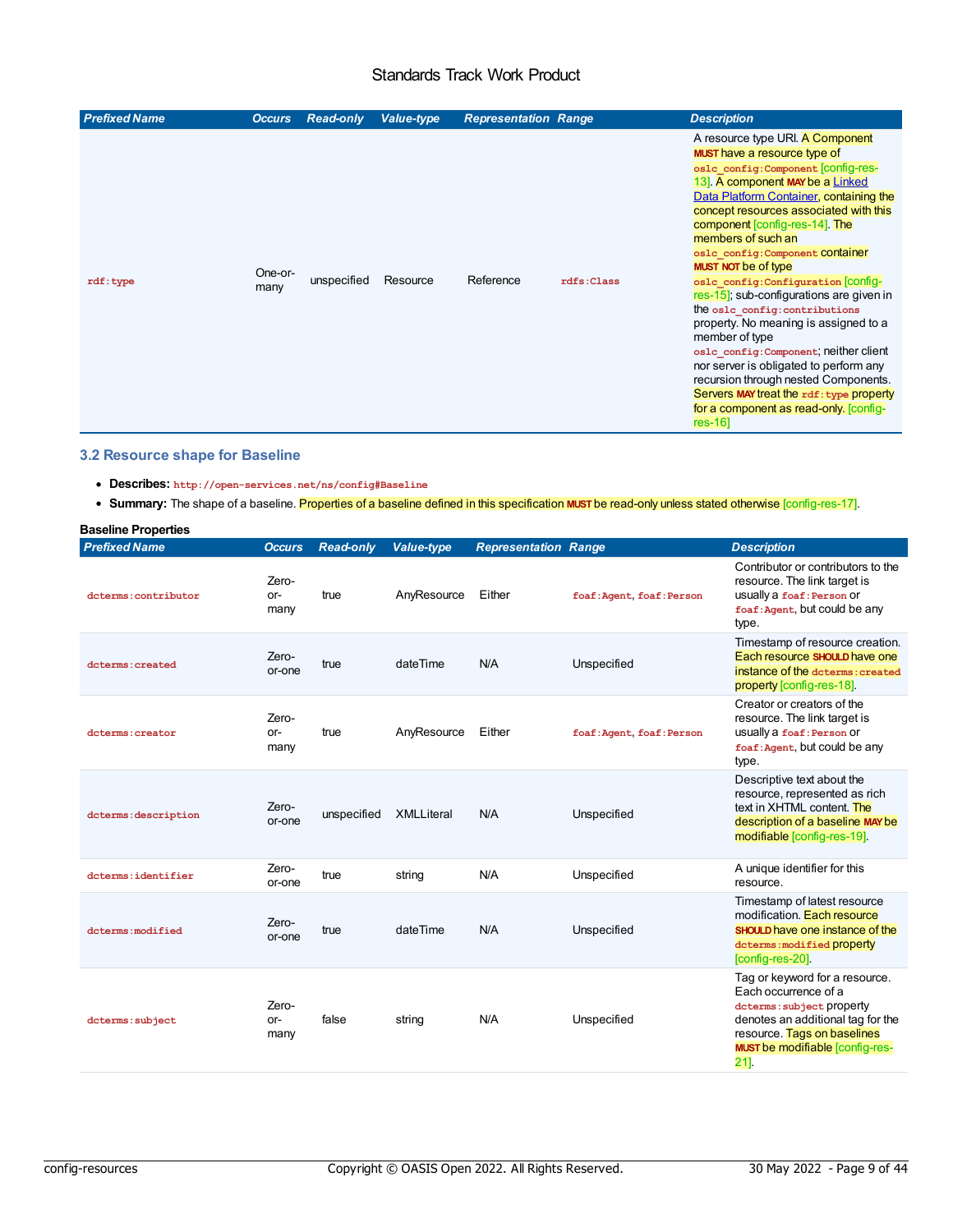| *Prefixed Name* | *Occurs* | *Read-only* | *Value-type* | *Representation* | *Range* | *Description* |
|---|---|---|---|---|---|---|
| `rdf:type` | One-or-many | unspecified | Resource | Reference | `rdfs:Class` | A resource type URI. A Component **MUST** have a resource type of `oslc_config:Component` [config-res-13]. A component **MAY** be a Linked Data Platform Container, containing the concept resources associated with this component [config-res-14]. The members of such an `oslc_config:Component` container **MUST NOT** be of type `oslc_config:Configuration` [config-res-15]; sub-configurations are given in the `oslc_config:contributions` property. No meaning is assigned to a member of type `oslc_config:Component`; neither client nor server is obligated to perform any recursion through nested Components. Servers **MAY** treat the `rdf:type` property for a component as read-only. [config-res-16] |

### 3.2 Resource shape for Baseline

- **Describes:** `http://open-services.net/ns/config#Baseline`
- **Summary:** The shape of a baseline. Properties of a baseline defined in this specification **MUST** be read-only unless stated otherwise [config-res-17].

**Baseline Properties**

| *Prefixed Name* | *Occurs* | *Read-only* | *Value-type* | *Representation* | *Range* | *Description* |
|---|---|---|---|---|---|---|
| `dcterms:contributor` | Zero-or-many | true | AnyResource | Either | `foaf:Agent`, `foaf:Person` | Contributor or contributors to the resource. The link target is usually a `foaf:Person` or `foaf:Agent`, but could be any type. |
| `dcterms:created` | Zero-or-one | true | dateTime | N/A | Unspecified | Timestamp of resource creation. Each resource **SHOULD** have one instance of the `dcterms:created` property [config-res-18]. |
| `dcterms:creator` | Zero-or-many | true | AnyResource | Either | `foaf:Agent`, `foaf:Person` | Creator or creators of the resource. The link target is usually a `foaf:Person` or `foaf:Agent`, but could be any type. |
| `dcterms:description` | Zero-or-one | unspecified | XMLLiteral | N/A | Unspecified | Descriptive text about the resource, represented as rich text in XHTML content. The description of a baseline **MAY** be modifiable [config-res-19]. |
| `dcterms:identifier` | Zero-or-one | true | string | N/A | Unspecified | A unique identifier for this resource. |
| `dcterms:modified` | Zero-or-one | true | dateTime | N/A | Unspecified | Timestamp of latest resource modification. Each resource **SHOULD** have one instance of the `dcterms:modified` property [config-res-20]. |
| `dcterms:subject` | Zero-or-many | false | string | N/A | Unspecified | Tag or keyword for a resource. Each occurrence of a `dcterms:subject` property denotes an additional tag for the resource. Tags on baselines **MUST** be modifiable [config-res-21]. |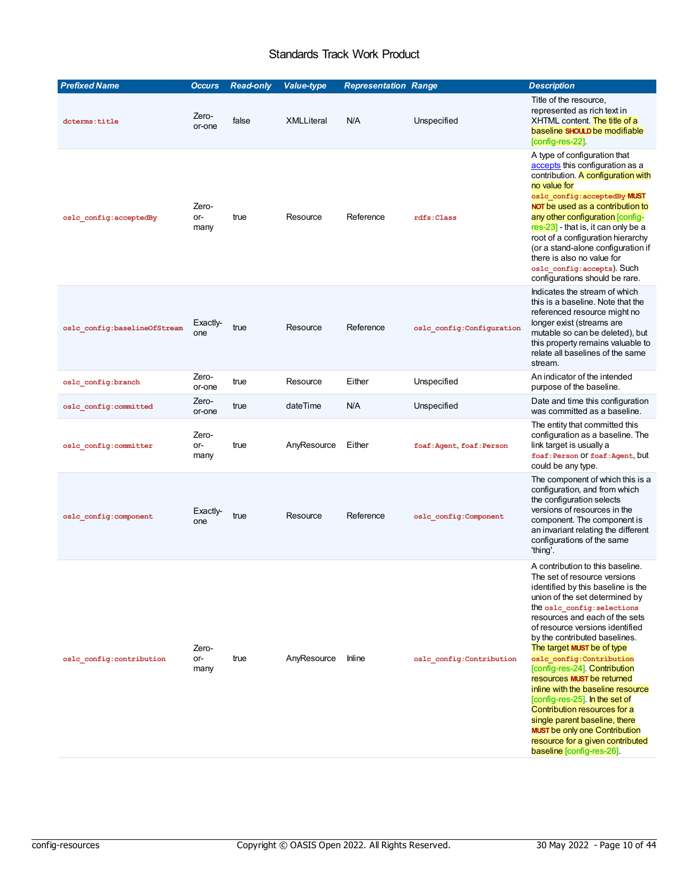| Prefixed Name | Occurs | Read-only | Value-type | Representation | Range | Description |
|---|---|---|---|---|---|---|
| `dcterms:title` | Zero-or-one | false | XMLLiteral | N/A | Unspecified | Title of the resource, represented as rich text in XHTML content. The title of a baseline **SHOULD** be modifiable [config-res-22]. |
| `oslc_config:acceptedBy` | Zero-or-many | true | Resource | Reference | `rdfs:Class` | A type of configuration that accepts this configuration as a contribution. A configuration with no value for `oslc_config:acceptedBy` **MUST NOT** be used as a contribution to any other configuration [config-res-23] - that is, it can only be a root of a configuration hierarchy (or a stand-alone configuration if there is also no value for `oslc_config:accepts`). Such configurations should be rare. |
| `oslc_config:baselineOfStream` | Exactly-one | true | Resource | Reference | `oslc_config:Configuration` | Indicates the stream of which this is a baseline. Note that the referenced resource might no longer exist (streams are mutable so can be deleted), but this property remains valuable to relate all baselines of the same stream. |
| `oslc_config:branch` | Zero-or-one | true | Resource | Either | Unspecified | An indicator of the intended purpose of the baseline. |
| `oslc_config:committed` | Zero-or-one | true | dateTime | N/A | Unspecified | Date and time this configuration was committed as a baseline. |
| `oslc_config:committer` | Zero-or-many | true | AnyResource | Either | `foaf:Agent`, `foaf:Person` | The entity that committed this configuration as a baseline. The link target is usually a `foaf:Person` or `foaf:Agent`, but could be any type. |
| `oslc_config:component` | Exactly-one | true | Resource | Reference | `oslc_config:Component` | The component of which this is a configuration, and from which the configuration selects versions of resources in the component. The component is an invariant relating the different configurations of the same 'thing'. |
| `oslc_config:contribution` | Zero-or-many | true | AnyResource | Inline | `oslc_config:Contribution` | A contribution to this baseline. The set of resource versions identified by this baseline is the union of the set determined by the `oslc_config:selections` resources and each of the sets of resource versions identified by the contributed baselines. The target **MUST** be of type `oslc_config:Contribution` [config-res-24]. Contribution resources **MUST** be returned inline with the baseline resource [config-res-25]. In the set of Contribution resources for a single parent baseline, there **MUST** be only one Contribution resource for a given contributed baseline [config-res-26]. |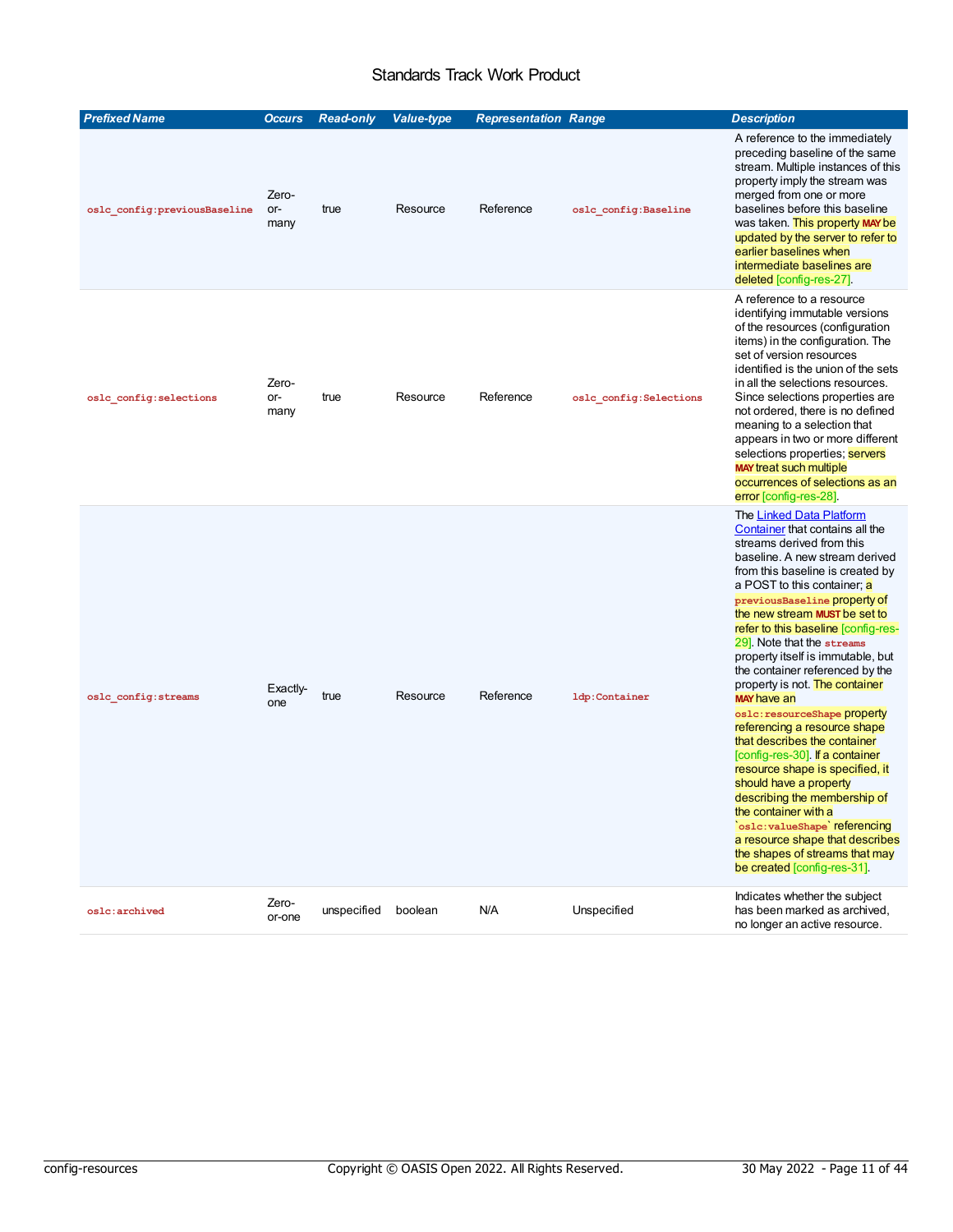| Prefixed Name | Occurs | Read-only | Value-type | Representation | Range | Description |
|---|---|---|---|---|---|---|
| `oslc_config:previousBaseline` | Zero-or-many | true | Resource | Reference | `oslc_config:Baseline` | A reference to the immediately preceding baseline of the same stream. Multiple instances of this property imply the stream was merged from one or more baselines before this baseline was taken. This property MAY be updated by the server to refer to earlier baselines when intermediate baselines are deleted [config-res-27]. |
| `oslc_config:selections` | Zero-or-many | true | Resource | Reference | `oslc_config:Selections` | A reference to a resource identifying immutable versions of the resources (configuration items) in the configuration. The set of version resources identified is the union of the sets in all the selections resources. Since selections properties are not ordered, there is no defined meaning to a selection that appears in two or more different selections properties; servers MAY treat such multiple occurrences of selections as an error [config-res-28]. |
| `oslc_config:streams` | Exactly-one | true | Resource | Reference | `ldp:Container` | The Linked Data Platform Container that contains all the streams derived from this baseline. A new stream derived from this baseline is created by a POST to this container; a `previousBaseline` property of the new stream MUST be set to refer to this baseline [config-res-29]. Note that the `streams` property itself is immutable, but the container referenced by the property is not. The container MAY have an `oslc:resourceShape` property referencing a resource shape that describes the container [config-res-30]. If a container resource shape is specified, it should have a property describing the membership of the container with a `oslc:valueShape` referencing a resource shape that describes the shapes of streams that may be created [config-res-31]. |
| `oslc:archived` | Zero-or-one | unspecified | boolean | N/A | Unspecified | Indicates whether the subject has been marked as archived, no longer an active resource. |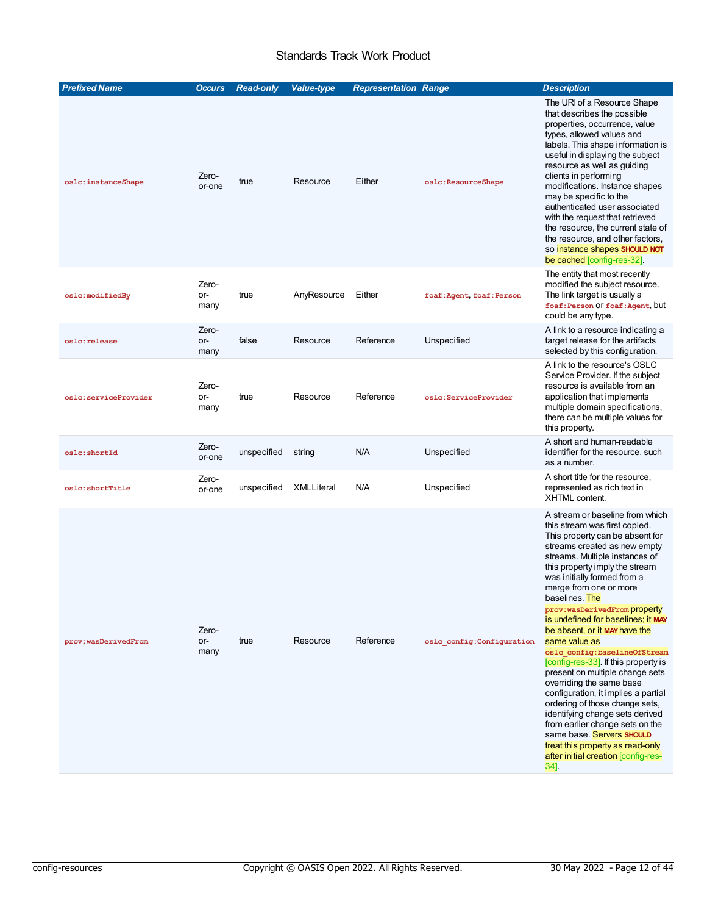| Prefixed Name | Occurs | Read-only | Value-type | Representation | Range | Description |
|---|---|---|---|---|---|---|
| `oslc:instanceShape` | Zero-or-one | true | Resource | Either | `oslc:ResourceShape` | The URI of a Resource Shape that describes the possible properties, occurrence, value types, allowed values and labels. This shape information is useful in displaying the subject resource as well as guiding clients in performing modifications. Instance shapes may be specific to the authenticated user associated with the request that retrieved the resource, the current state of the resource, and other factors, so instance shapes **SHOULD NOT** be cached [config-res-32]. |
| `oslc:modifiedBy` | Zero-or-many | true | AnyResource | Either | `foaf:Agent`, `foaf:Person` | The entity that most recently modified the subject resource. The link target is usually a `foaf:Person` or `foaf:Agent`, but could be any type. |
| `oslc:release` | Zero-or-many | false | Resource | Reference | Unspecified | A link to a resource indicating a target release for the artifacts selected by this configuration. |
| `oslc:serviceProvider` | Zero-or-many | true | Resource | Reference | `oslc:ServiceProvider` | A link to the resource's OSLC Service Provider. If the subject resource is available from an application that implements multiple domain specifications, there can be multiple values for this property. |
| `oslc:shortId` | Zero-or-one | unspecified | string | N/A | Unspecified | A short and human-readable identifier for the resource, such as a number. |
| `oslc:shortTitle` | Zero-or-one | unspecified | XMLLiteral | N/A | Unspecified | A short title for the resource, represented as rich text in XHTML content. |
| `prov:wasDerivedFrom` | Zero-or-many | true | Resource | Reference | `oslc_config:Configuration` | A stream or baseline from which this stream was first copied. This property can be absent for streams created as new empty streams. Multiple instances of this property imply the stream was initially formed from a merge from one or more baselines. The `prov:wasDerivedFrom` property is undefined for baselines; it **MAY** be absent, or it **MAY** have the same value as `oslc_config:baselineOfStream` [config-res-33]. If this property is present on multiple change sets overriding the same base configuration, it implies a partial ordering of those change sets, identifying change sets derived from earlier change sets on the same base. Servers **SHOULD** treat this property as read-only after initial creation [config-res-34]. |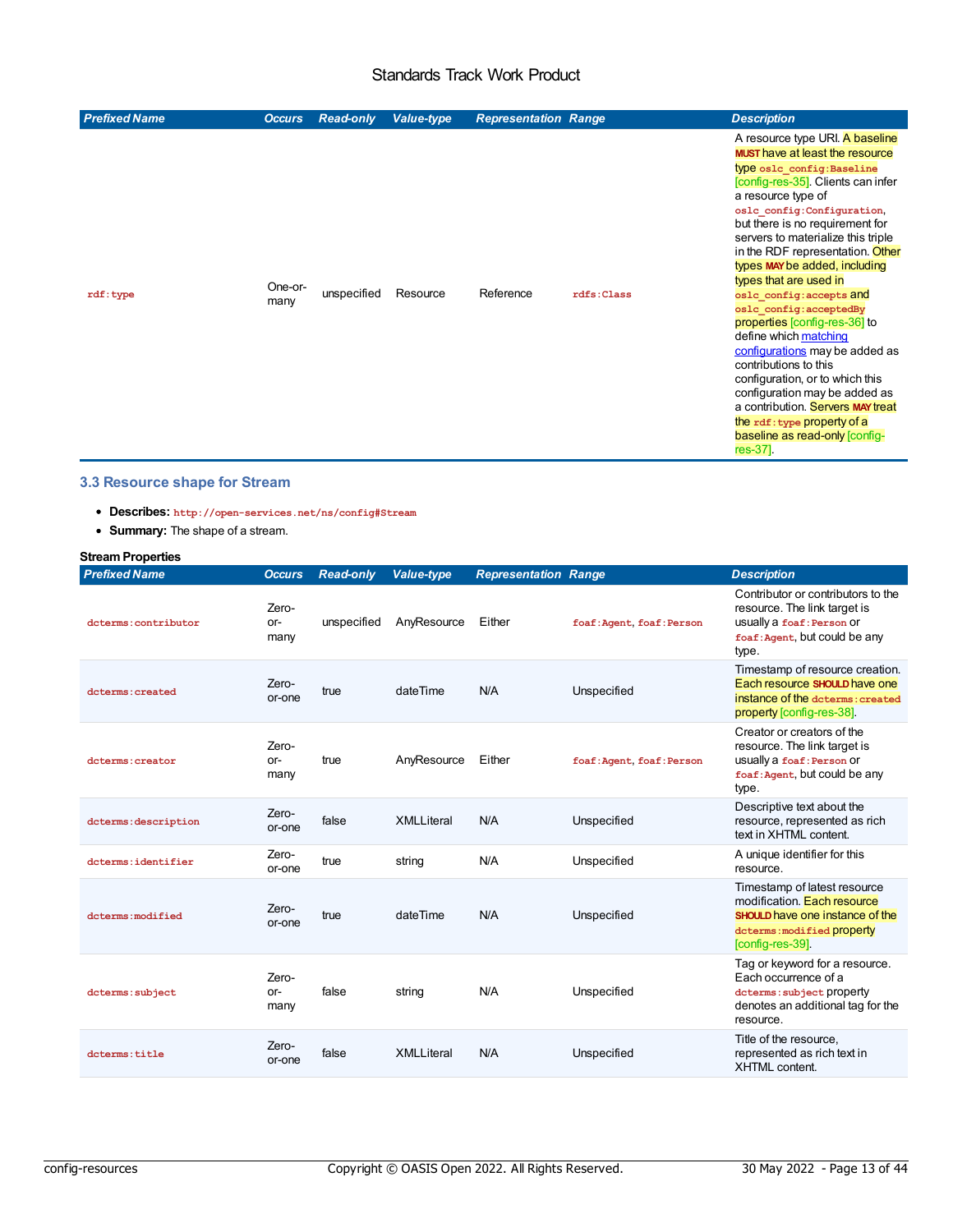| *Prefixed Name* | *Occurs* | *Read-only* | *Value-type* | *Representation* | *Range* | *Description* |
|---|---|---|---|---|---|---|
| `rdf:type` | One-or-many | unspecified | Resource | Reference | `rdfs:Class` | A resource type URI. A baseline **MUST** have at least the resource type `oslc_config:Baseline` [config-res-35]. Clients can infer a resource type of `oslc_config:Configuration`, but there is no requirement for servers to materialize this triple in the RDF representation. Other types **MAY** be added, including types that are used in `oslc_config:accepts` and `oslc_config:acceptedBy` properties [config-res-36] to define which matching configurations may be added as contributions to this configuration, or to which this configuration may be added as a contribution. Servers **MAY** treat the `rdf:type` property of a baseline as read-only [config-res-37]. |

### 3.3 Resource shape for Stream

- **Describes:** `http://open-services.net/ns/config#Stream`
- **Summary:** The shape of a stream.

**Stream Properties**

| *Prefixed Name* | *Occurs* | *Read-only* | *Value-type* | *Representation* | *Range* | *Description* |
|---|---|---|---|---|---|---|
| `dcterms:contributor` | Zero-or-many | unspecified | AnyResource | Either | `foaf:Agent`, `foaf:Person` | Contributor or contributors to the resource. The link target is usually a `foaf:Person` or `foaf:Agent`, but could be any type. |
| `dcterms:created` | Zero-or-one | true | dateTime | N/A | Unspecified | Timestamp of resource creation. Each resource **SHOULD** have one instance of the `dcterms:created` property [config-res-38]. |
| `dcterms:creator` | Zero-or-many | true | AnyResource | Either | `foaf:Agent`, `foaf:Person` | Creator or creators of the resource. The link target is usually a `foaf:Person` or `foaf:Agent`, but could be any type. |
| `dcterms:description` | Zero-or-one | false | XMLLiteral | N/A | Unspecified | Descriptive text about the resource, represented as rich text in XHTML content. |
| `dcterms:identifier` | Zero-or-one | true | string | N/A | Unspecified | A unique identifier for this resource. |
| `dcterms:modified` | Zero-or-one | true | dateTime | N/A | Unspecified | Timestamp of latest resource modification. Each resource **SHOULD** have one instance of the `dcterms:modified` property [config-res-39]. |
| `dcterms:subject` | Zero-or-many | false | string | N/A | Unspecified | Tag or keyword for a resource. Each occurrence of a `dcterms:subject` property denotes an additional tag for the resource. |
| `dcterms:title` | Zero-or-one | false | XMLLiteral | N/A | Unspecified | Title of the resource, represented as rich text in XHTML content. |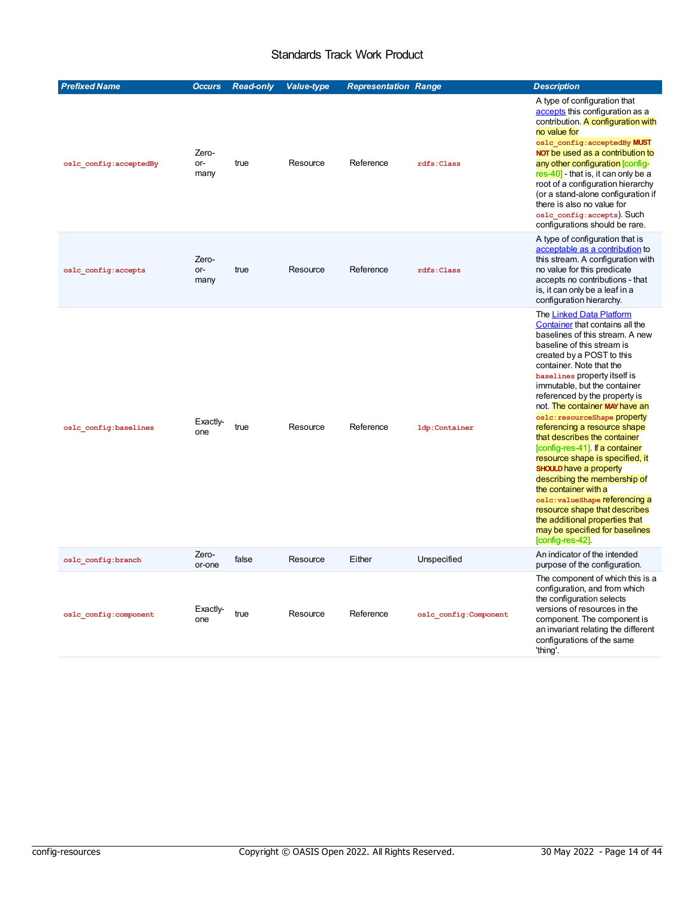| Prefixed Name | Occurs | Read-only | Value-type | Representation | Range | Description |
|---|---|---|---|---|---|---|
| `oslc_config:acceptedBy` | Zero-or-many | true | Resource | Reference | `rdfs:Class` | A type of configuration that accepts this configuration as a contribution. A configuration with no value for `oslc_config:acceptedBy` **MUST NOT** be used as a contribution to any other configuration [config-res-40] - that is, it can only be a root of a configuration hierarchy (or a stand-alone configuration if there is also no value for `oslc_config:accepts`). Such configurations should be rare. |
| `oslc_config:accepts` | Zero-or-many | true | Resource | Reference | `rdfs:Class` | A type of configuration that is acceptable as a contribution to this stream. A configuration with no value for this predicate accepts no contributions - that is, it can only be a leaf in a configuration hierarchy. |
| `oslc_config:baselines` | Exactly-one | true | Resource | Reference | `ldp:Container` | The Linked Data Platform Container that contains all the baselines of this stream. A new baseline of this stream is created by a POST to this container. Note that the `baselines` property itself is immutable, but the container referenced by the property is not. The container **MAY** have an `oslc:resourceShape` property referencing a resource shape that describes the container [config-res-41]. If a container resource shape is specified, it **SHOULD** have a property describing the membership of the container with a `oslc:valueShape` referencing a resource shape that describes the additional properties that may be specified for baselines [config-res-42]. |
| `oslc_config:branch` | Zero-or-one | false | Resource | Either | Unspecified | An indicator of the intended purpose of the configuration. |
| `oslc_config:component` | Exactly-one | true | Resource | Reference | `oslc_config:Component` | The component of which this is a configuration, and from which the configuration selects versions of resources in the component. The component is an invariant relating the different configurations of the same 'thing'. |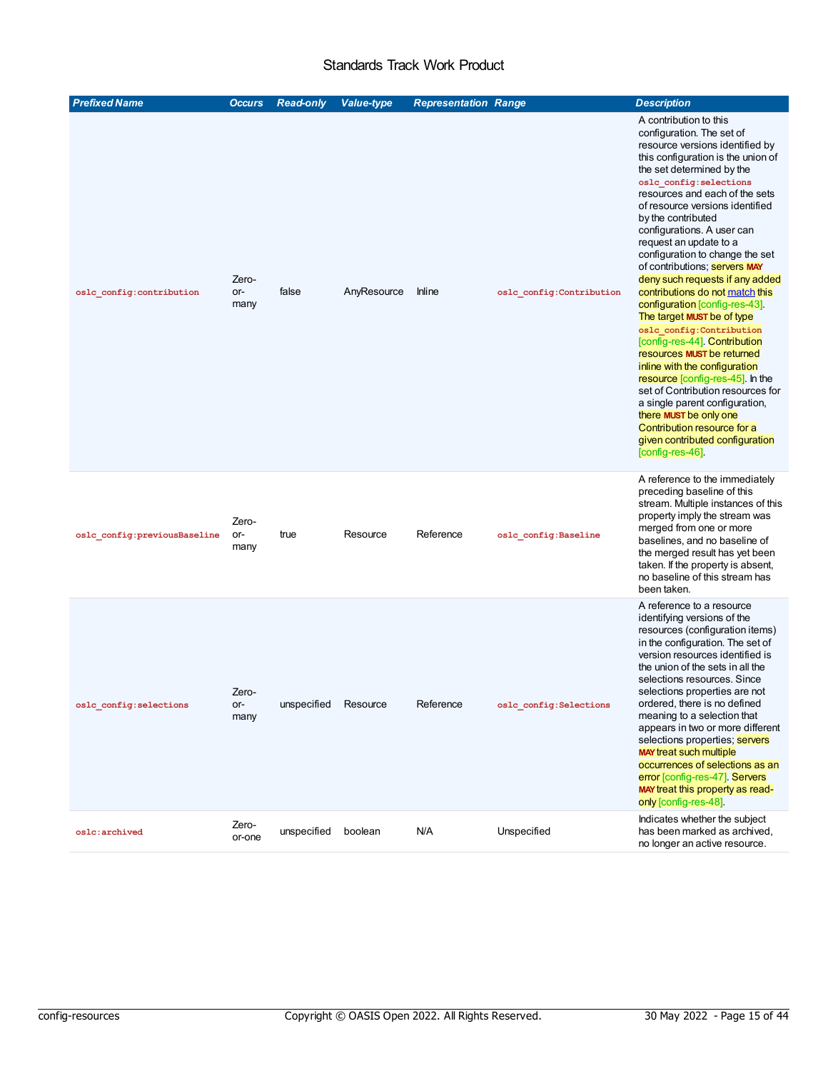| Prefixed Name | Occurs | Read-only | Value-type | Representation | Range | Description |
|---|---|---|---|---|---|---|
| `oslc_config:contribution` | Zero-or-many | false | AnyResource | Inline | `oslc_config:Contribution` | A contribution to this configuration. The set of resource versions identified by this configuration is the union of the set determined by the `oslc_config:selections` resources and each of the sets of resource versions identified by the contributed configurations. A user can request an update to a configuration to change the set of contributions; servers **MAY** deny such requests if any added contributions do not match this configuration [config-res-43]. The target **MUST** be of type `oslc_config:Contribution` [config-res-44]. Contribution resources **MUST** be returned inline with the configuration resource [config-res-45]. In the set of Contribution resources for a single parent configuration, there **MUST** be only one Contribution resource for a given contributed configuration [config-res-46]. |
| `oslc_config:previousBaseline` | Zero-or-many | true | Resource | Reference | `oslc_config:Baseline` | A reference to the immediately preceding baseline of this stream. Multiple instances of this property imply the stream was merged from one or more baselines, and no baseline of the merged result has yet been taken. If the property is absent, no baseline of this stream has been taken. |
| `oslc_config:selections` | Zero-or-many | unspecified | Resource | Reference | `oslc_config:Selections` | A reference to a resource identifying versions of the resources (configuration items) in the configuration. The set of version resources identified is the union of the sets in all the selections resources. Since selections properties are not ordered, there is no defined meaning to a selection that appears in two or more different selections properties; servers **MAY** treat such multiple occurrences of selections as an error [config-res-47]. Servers **MAY** treat this property as read-only [config-res-48]. |
| `oslc:archived` | Zero-or-one | unspecified | boolean | N/A | Unspecified | Indicates whether the subject has been marked as archived, no longer an active resource. |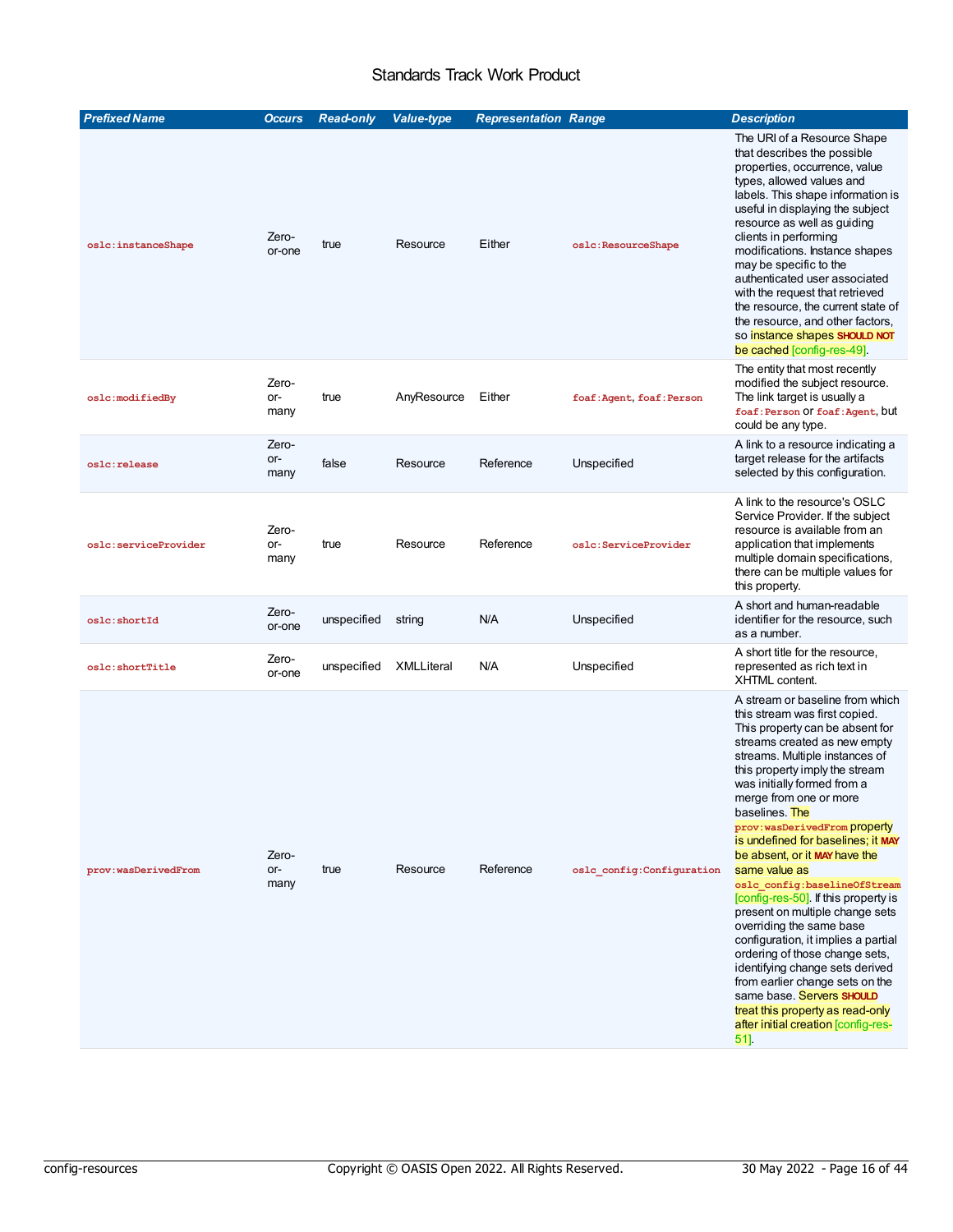| Prefixed Name | Occurs | Read-only | Value-type | Representation | Range | Description |
|---|---|---|---|---|---|---|
| `oslc:instanceShape` | Zero-or-one | true | Resource | Either | `oslc:ResourceShape` | The URI of a Resource Shape that describes the possible properties, occurrence, value types, allowed values and labels. This shape information is useful in displaying the subject resource as well as guiding clients in performing modifications. Instance shapes may be specific to the authenticated user associated with the request that retrieved the resource, the current state of the resource, and other factors, so instance shapes **SHOULD NOT** be cached [config-res-49]. |
| `oslc:modifiedBy` | Zero-or-many | true | AnyResource | Either | `foaf:Agent`, `foaf:Person` | The entity that most recently modified the subject resource. The link target is usually a `foaf:Person` or `foaf:Agent`, but could be any type. |
| `oslc:release` | Zero-or-many | false | Resource | Reference | Unspecified | A link to a resource indicating a target release for the artifacts selected by this configuration. |
| `oslc:serviceProvider` | Zero-or-many | true | Resource | Reference | `oslc:ServiceProvider` | A link to the resource's OSLC Service Provider. If the subject resource is available from an application that implements multiple domain specifications, there can be multiple values for this property. |
| `oslc:shortId` | Zero-or-one | unspecified | string | N/A | Unspecified | A short and human-readable identifier for the resource, such as a number. |
| `oslc:shortTitle` | Zero-or-one | unspecified | XMLLiteral | N/A | Unspecified | A short title for the resource, represented as rich text in XHTML content. |
| `prov:wasDerivedFrom` | Zero-or-many | true | Resource | Reference | `oslc_config:Configuration` | A stream or baseline from which this stream was first copied. This property can be absent for streams created as new empty streams. Multiple instances of this property imply the stream was initially formed from a merge from one or more baselines. The `prov:wasDerivedFrom` property is undefined for baselines; it **MAY** be absent, or it **MAY** have the same value as `oslc_config:baselineOfStream` [config-res-50]. If this property is present on multiple change sets overriding the same base configuration, it implies a partial ordering of those change sets, identifying change sets derived from earlier change sets on the same base. Servers **SHOULD** treat this property as read-only after initial creation [config-res-51]. |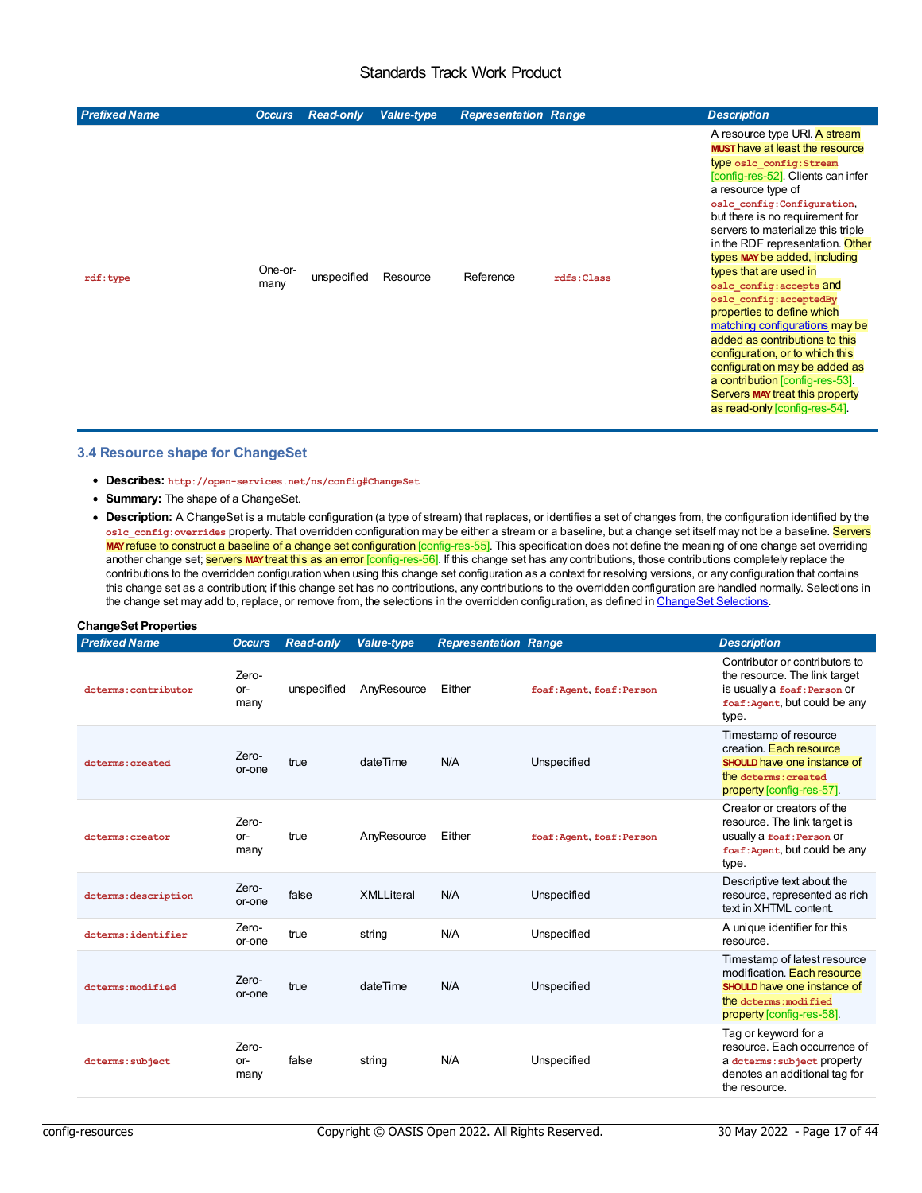| Prefixed Name | Occurs | Read-only | Value-type | Representation | Range | Description |
|---|---|---|---|---|---|---|
| `rdf:type` | One-or-many | unspecified | Resource | Reference | `rdfs:Class` | A resource type URI. A stream **MUST** have at least the resource type `oslc_config:Stream` [config-res-52]. Clients can infer a resource type of `oslc_config:Configuration`, but there is no requirement for servers to materialize this triple in the RDF representation. Other types **MAY** be added, including types that are used in `oslc_config:accepts` and `oslc_config:acceptedBy` properties to define which matching configurations may be added as contributions to this configuration, or to which this configuration may be added as a contribution [config-res-53]. Servers **MAY** treat this property as read-only [config-res-54]. |

### 3.4 Resource shape for ChangeSet

- **Describes:** `http://open-services.net/ns/config#ChangeSet`
- **Summary:** The shape of a ChangeSet.
- **Description:** A ChangeSet is a mutable configuration (a type of stream) that replaces, or identifies a set of changes from, the configuration identified by the `oslc_config:overrides` property. That overridden configuration may be either a stream or a baseline, but a change set itself may not be a baseline. Servers **MAY** refuse to construct a baseline of a change set configuration [config-res-55]. This specification does not define the meaning of one change set overriding another change set; servers **MAY** treat this as an error [config-res-56]. If this change set has any contributions, those contributions completely replace the contributions to the overridden configuration when using this change set configuration as a context for resolving versions, or any configuration that contains this change set as a contribution; if this change set has no contributions, any contributions to the overridden configuration are handled normally. Selections in the change set may add to, replace, or remove from, the selections in the overridden configuration, as defined in ChangeSet Selections.

**ChangeSet Properties**

| Prefixed Name | Occurs | Read-only | Value-type | Representation | Range | Description |
|---|---|---|---|---|---|---|
| `dcterms:contributor` | Zero-or-many | unspecified | AnyResource | Either | `foaf:Agent`, `foaf:Person` | Contributor or contributors to the resource. The link target is usually a `foaf:Person` or `foaf:Agent`, but could be any type. |
| `dcterms:created` | Zero-or-one | true | dateTime | N/A | Unspecified | Timestamp of resource creation. Each resource **SHOULD** have one instance of the `dcterms:created` property [config-res-57]. |
| `dcterms:creator` | Zero-or-many | true | AnyResource | Either | `foaf:Agent`, `foaf:Person` | Creator or creators of the resource. The link target is usually a `foaf:Person` or `foaf:Agent`, but could be any type. |
| `dcterms:description` | Zero-or-one | false | XMLLiteral | N/A | Unspecified | Descriptive text about the resource, represented as rich text in XHTML content. |
| `dcterms:identifier` | Zero-or-one | true | string | N/A | Unspecified | A unique identifier for this resource. |
| `dcterms:modified` | Zero-or-one | true | dateTime | N/A | Unspecified | Timestamp of latest resource modification. Each resource **SHOULD** have one instance of the `dcterms:modified` property [config-res-58]. |
| `dcterms:subject` | Zero-or-many | false | string | N/A | Unspecified | Tag or keyword for a resource. Each occurrence of a `dcterms:subject` property denotes an additional tag for the resource. |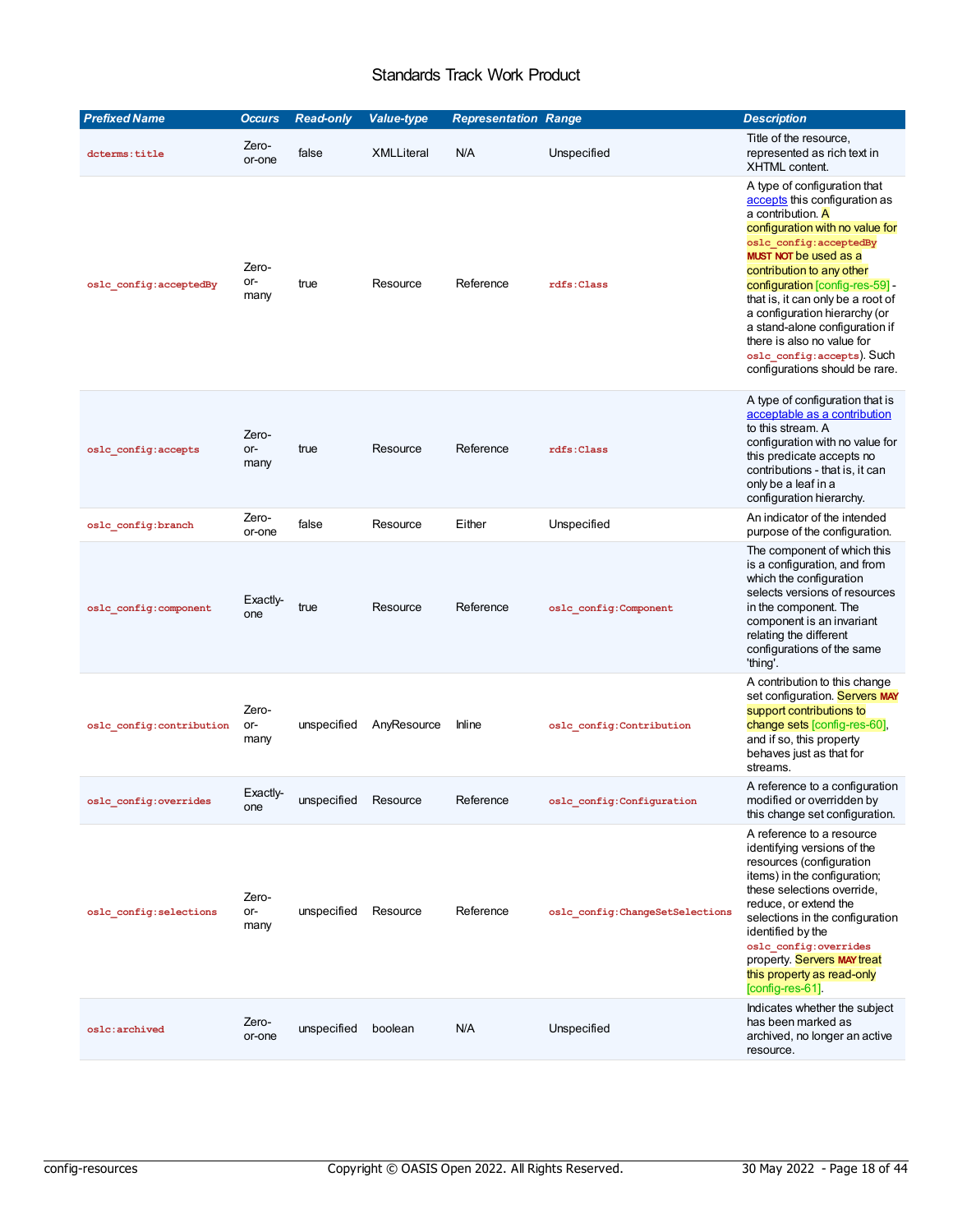| Prefixed Name | Occurs | Read-only | Value-type | Representation | Range | Description |
|---|---|---|---|---|---|---|
| dcterms:title | Zero-or-one | false | XMLLiteral | N/A | Unspecified | Title of the resource, represented as rich text in XHTML content. |
| oslc_config:acceptedBy | Zero-or-many | true | Resource | Reference | rdfs:Class | A type of configuration that accepts this configuration as a contribution. A configuration with no value for oslc_config:acceptedBy **MUST NOT** be used as a contribution to any other configuration [config-res-59] - that is, it can only be a root of a configuration hierarchy (or a stand-alone configuration if there is also no value for oslc_config:accepts). Such configurations should be rare. |
| oslc_config:accepts | Zero-or-many | true | Resource | Reference | rdfs:Class | A type of configuration that is acceptable as a contribution to this stream. A configuration with no value for this predicate accepts no contributions - that is, it can only be a leaf in a configuration hierarchy. |
| oslc_config:branch | Zero-or-one | false | Resource | Either | Unspecified | An indicator of the intended purpose of the configuration. |
| oslc_config:component | Exactly-one | true | Resource | Reference | oslc_config:Component | The component of which this is a configuration, and from which the configuration selects versions of resources in the component. The component is an invariant relating the different configurations of the same 'thing'. |
| oslc_config:contribution | Zero-or-many | unspecified | AnyResource | Inline | oslc_config:Contribution | A contribution to this change set configuration. Servers **MAY** support contributions to change sets [config-res-60], and if so, this property behaves just as that for streams. |
| oslc_config:overrides | Exactly-one | unspecified | Resource | Reference | oslc_config:Configuration | A reference to a configuration modified or overridden by this change set configuration. |
| oslc_config:selections | Zero-or-many | unspecified | Resource | Reference | oslc_config:ChangeSetSelections | A reference to a resource identifying versions of the resources (configuration items) in the configuration; these selections override, reduce, or extend the selections in the configuration identified by the oslc_config:overrides property. Servers **MAY** treat this property as read-only [config-res-61]. |
| oslc:archived | Zero-or-one | unspecified | boolean | N/A | Unspecified | Indicates whether the subject has been marked as archived, no longer an active resource. |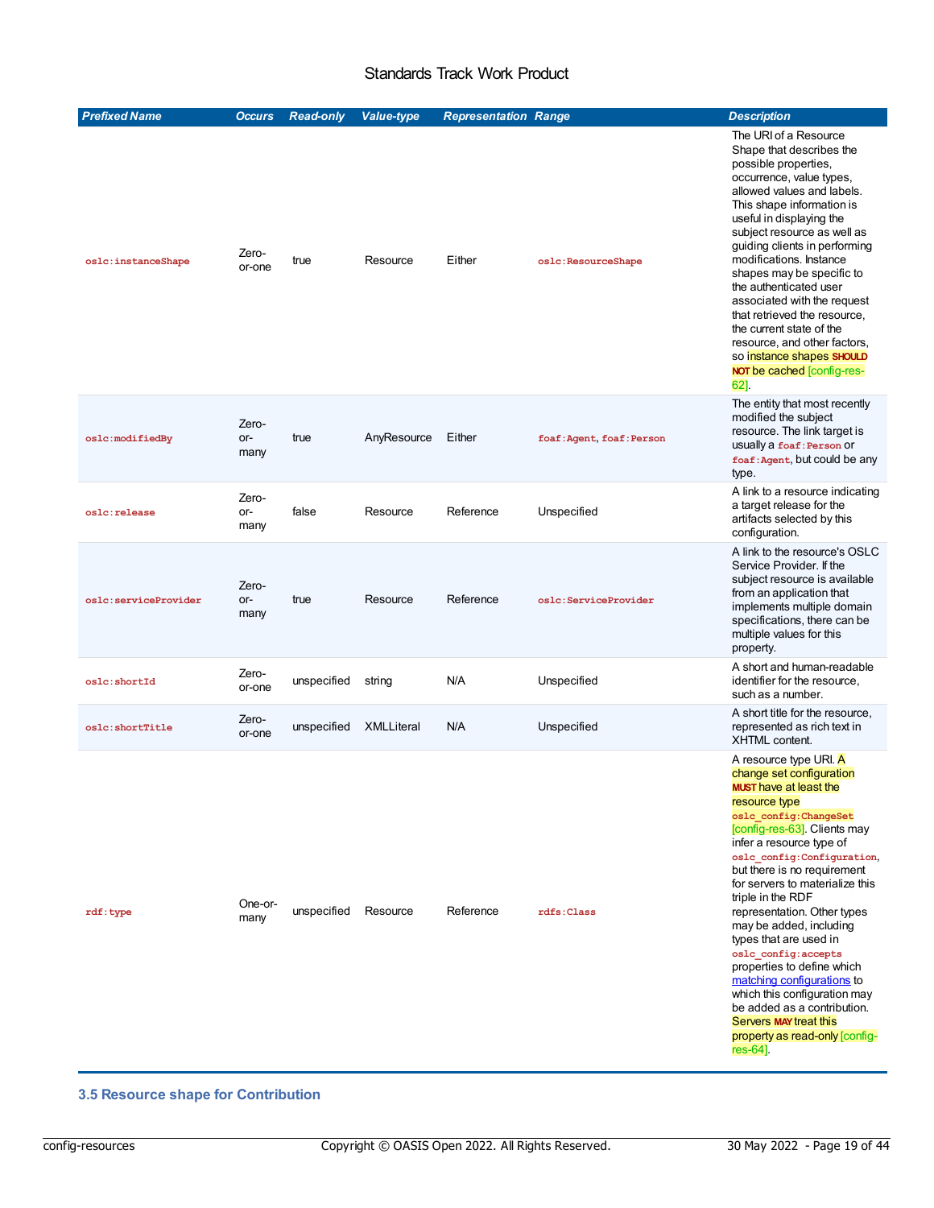| Prefixed Name | Occurs | Read-only | Value-type | Representation | Range | Description |
|---|---|---|---|---|---|---|
| `oslc:instanceShape` | Zero-or-one | true | Resource | Either | `oslc:ResourceShape` | The URI of a Resource Shape that describes the possible properties, occurrence, value types, allowed values and labels. This shape information is useful in displaying the subject resource as well as guiding clients in performing modifications. Instance shapes may be specific to the authenticated user associated with the request that retrieved the resource, the current state of the resource, and other factors, so instance shapes **SHOULD NOT** be cached [config-res-62]. |
| `oslc:modifiedBy` | Zero-or-many | true | AnyResource | Either | `foaf:Agent`, `foaf:Person` | The entity that most recently modified the subject resource. The link target is usually a `foaf:Person` or `foaf:Agent`, but could be any type. |
| `oslc:release` | Zero-or-many | false | Resource | Reference | Unspecified | A link to a resource indicating a target release for the artifacts selected by this configuration. |
| `oslc:serviceProvider` | Zero-or-many | true | Resource | Reference | `oslc:ServiceProvider` | A link to the resource's OSLC Service Provider. If the subject resource is available from an application that implements multiple domain specifications, there can be multiple values for this property. |
| `oslc:shortId` | Zero-or-one | unspecified | string | N/A | Unspecified | A short and human-readable identifier for the resource, such as a number. |
| `oslc:shortTitle` | Zero-or-one | unspecified | XMLLiteral | N/A | Unspecified | A short title for the resource, represented as rich text in XHTML content. |
| `rdf:type` | One-or-many | unspecified | Resource | Reference | `rdfs:Class` | A resource type URI. A change set configuration **MUST** have at least the resource type `oslc_config:ChangeSet` [config-res-63]. Clients may infer a resource type of `oslc_config:Configuration`, but there is no requirement for servers to materialize this triple in the RDF representation. Other types may be added, including types that are used in `oslc_config:accepts` properties to define which matching configurations to which this configuration may be added as a contribution. Servers **MAY** treat this property as read-only [config-res-64]. |

### 3.5 Resource shape for Contribution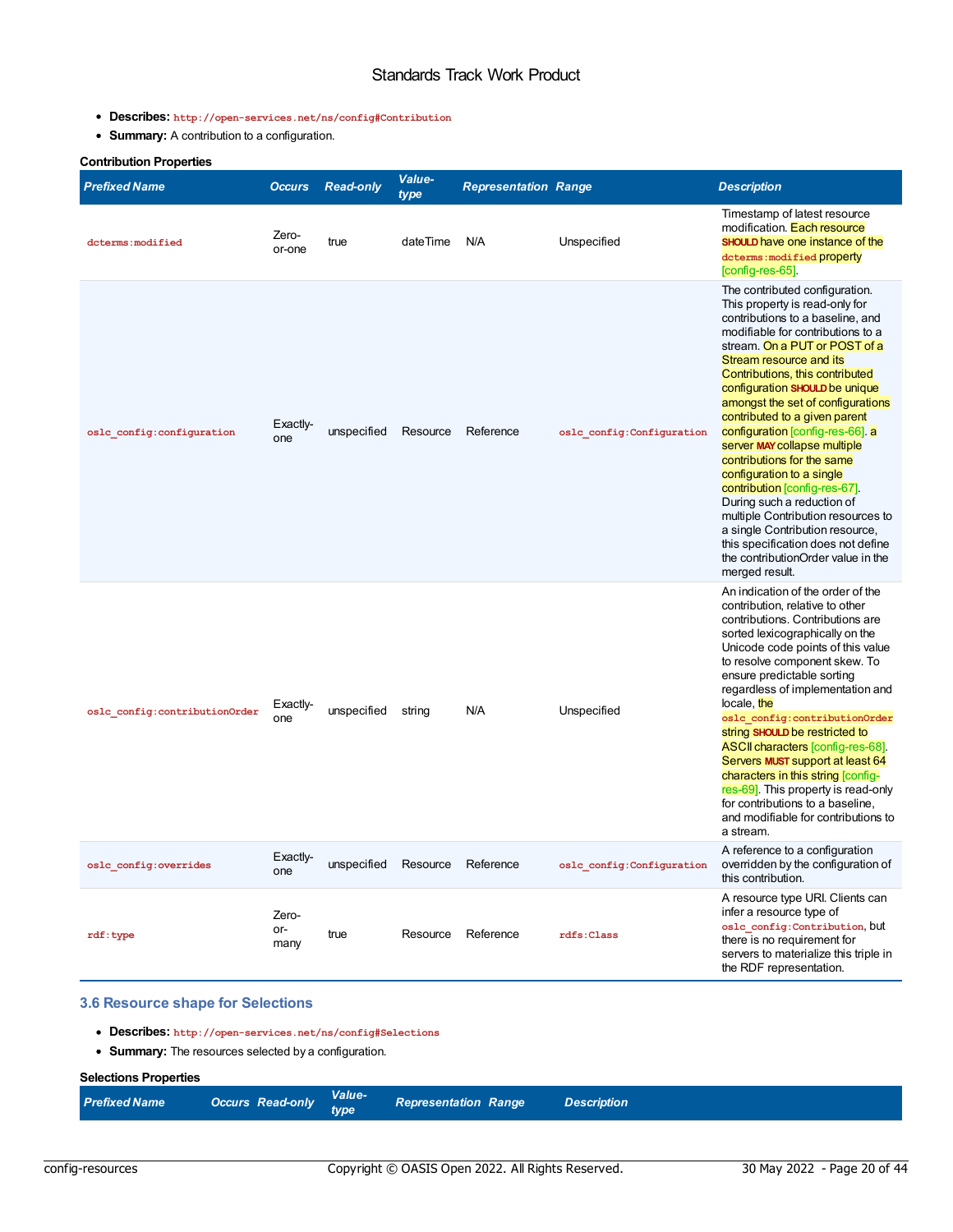- **Describes:** `http://open-services.net/ns/config#Contribution`
- **Summary:** A contribution to a configuration.

**Contribution Properties**

| *Prefixed Name* | *Occurs* | *Read-only* | *Value-type* | *Representation* | *Range* | *Description* |
|---|---|---|---|---|---|---|
| `dcterms:modified` | Zero-or-one | true | dateTime | N/A | Unspecified | Timestamp of latest resource modification. Each resource **SHOULD** have one instance of the `dcterms:modified` property [config-res-65]. |
| `oslc_config:configuration` | Exactly-one | unspecified | Resource | Reference | `oslc_config:Configuration` | The contributed configuration. This property is read-only for contributions to a baseline, and modifiable for contributions to a stream. On a PUT or POST of a Stream resource and its Contributions, this contributed configuration **SHOULD** be unique amongst the set of configurations contributed to a given parent configuration [config-res-66]. a server **MAY** collapse multiple contributions for the same configuration to a single contribution [config-res-67]. During such a reduction of multiple Contribution resources to a single Contribution resource, this specification does not define the contributionOrder value in the merged result. |
| `oslc_config:contributionOrder` | Exactly-one | unspecified | string | N/A | Unspecified | An indication of the order of the contribution, relative to other contributions. Contributions are sorted lexicographically on the Unicode code points of this value to resolve component skew. To ensure predictable sorting regardless of implementation and locale, the `oslc_config:contributionOrder` string **SHOULD** be restricted to ASCII characters [config-res-68]. Servers **MUST** support at least 64 characters in this string [config-res-69]. This property is read-only for contributions to a baseline, and modifiable for contributions to a stream. |
| `oslc_config:overrides` | Exactly-one | unspecified | Resource | Reference | `oslc_config:Configuration` | A reference to a configuration overridden by the configuration of this contribution. |
| `rdf:type` | Zero-or-many | true | Resource | Reference | `rdfs:Class` | A resource type URI. Clients can infer a resource type of `oslc_config:Contribution`, but there is no requirement for servers to materialize this triple in the RDF representation. |

### 3.6 Resource shape for Selections

- **Describes:** `http://open-services.net/ns/config#Selections`
- **Summary:** The resources selected by a configuration.

**Selections Properties**

| *Prefixed Name* | *Occurs* | *Read-only* | *Value-type* | *Representation* | *Range* | *Description* |
|---|---|---|---|---|---|---|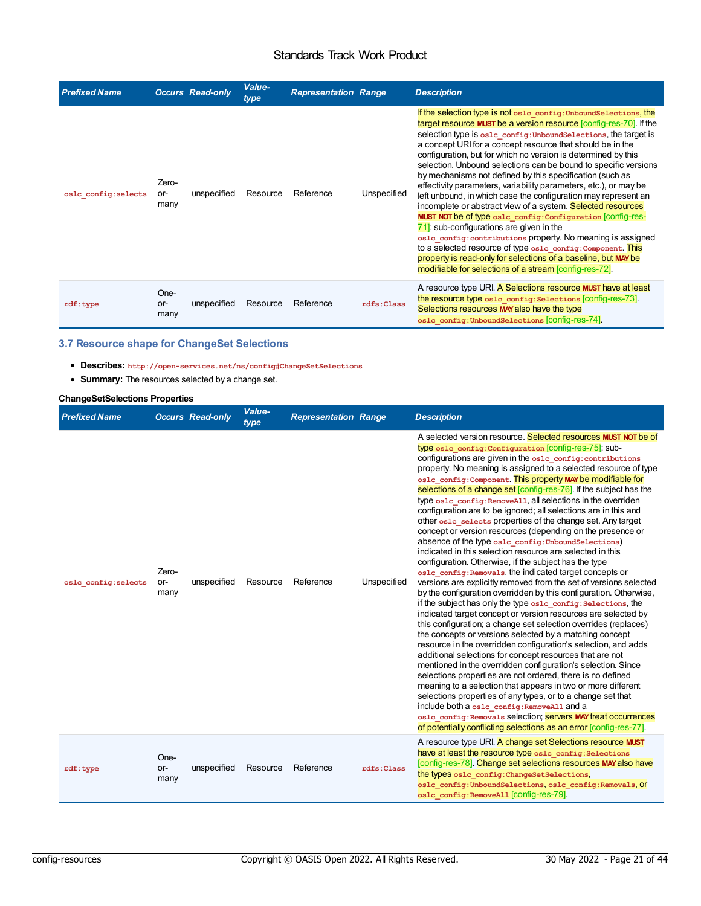| Prefixed Name | Occurs | Read-only | Value-type | Representation | Range | Description |
|---|---|---|---|---|---|---|
| oslc_config:selects | Zero-or-many | unspecified | Resource | Reference | Unspecified | If the selection type is not oslc_config:UnboundSelections, the target resource MUST be a version resource [config-res-70]. If the selection type is oslc_config:UnboundSelections, the target is a concept URI for a concept resource that should be in the configuration, but for which no version is determined by this selection. Unbound selections can be bound to specific versions by mechanisms not defined by this specification (such as effectivity parameters, variability parameters, etc.), or may be left unbound, in which case the configuration may represent an incomplete or abstract view of a system. Selected resources MUST NOT be of type oslc_config:Configuration [config-res-71]; sub-configurations are given in the oslc_config:contributions property. No meaning is assigned to a selected resource of type oslc_config:Component. This property is read-only for selections of a baseline, but MAY be modifiable for selections of a stream [config-res-72]. |
| rdf:type | One-or-many | unspecified | Resource | Reference | rdfs:Class | A resource type URI. A Selections resource MUST have at least the resource type oslc_config:Selections [config-res-73]. Selections resources MAY also have the type oslc_config:UnboundSelections [config-res-74]. |

### 3.7 Resource shape for ChangeSet Selections

- **Describes:** http://open-services.net/ns/config#ChangeSetSelections
- **Summary:** The resources selected by a change set.

**ChangeSetSelections Properties**

| Prefixed Name | Occurs | Read-only | Value-type | Representation | Range | Description |
|---|---|---|---|---|---|---|
| oslc_config:selects | Zero-or-many | unspecified | Resource | Reference | Unspecified | A selected version resource. Selected resources MUST NOT be of type oslc_config:Configuration [config-res-75]; sub-configurations are given in the oslc_config:contributions property. No meaning is assigned to a selected resource of type oslc_config:Component. This property MAY be modifiable for selections of a change set [config-res-76]. If the subject has the type oslc_config:RemoveAll, all selections in the overriden configuration are to be ignored; all selections are in this and other oslc_selects properties of the change set. Any target concept or version resources (depending on the presence or absence of the type oslc_config:UnboundSelections) indicated in this selection resource are selected in this configuration. Otherwise, if the subject has the type oslc_config:Removals, the indicated target concepts or versions are explicitly removed from the set of versions selected by the configuration overridden by this configuration. Otherwise, if the subject has only the type oslc_config:Selections, the indicated target concept or version resources are selected by this configuration; a change set selection overrides (replaces) the concepts or versions selected by a matching concept resource in the overridden configuration's selection, and adds additional selections for concept resources that are not mentioned in the overridden configuration's selection. Since selections properties are not ordered, there is no defined meaning to a selection that appears in two or more different selections properties of any types, or to a change set that include both a oslc_config:RemoveAll and a oslc_config:Removals selection; servers MAY treat occurrences of potentially conflicting selections as an error [config-res-77]. |
| rdf:type | One-or-many | unspecified | Resource | Reference | rdfs:Class | A resource type URI. A change set Selections resource MUST have at least the resource type oslc_config:Selections [config-res-78]. Change set selections resources MAY also have the types oslc_config:ChangeSetSelections, oslc_config:UnboundSelections, oslc_config:Removals, or oslc_config:RemoveAll [config-res-79]. |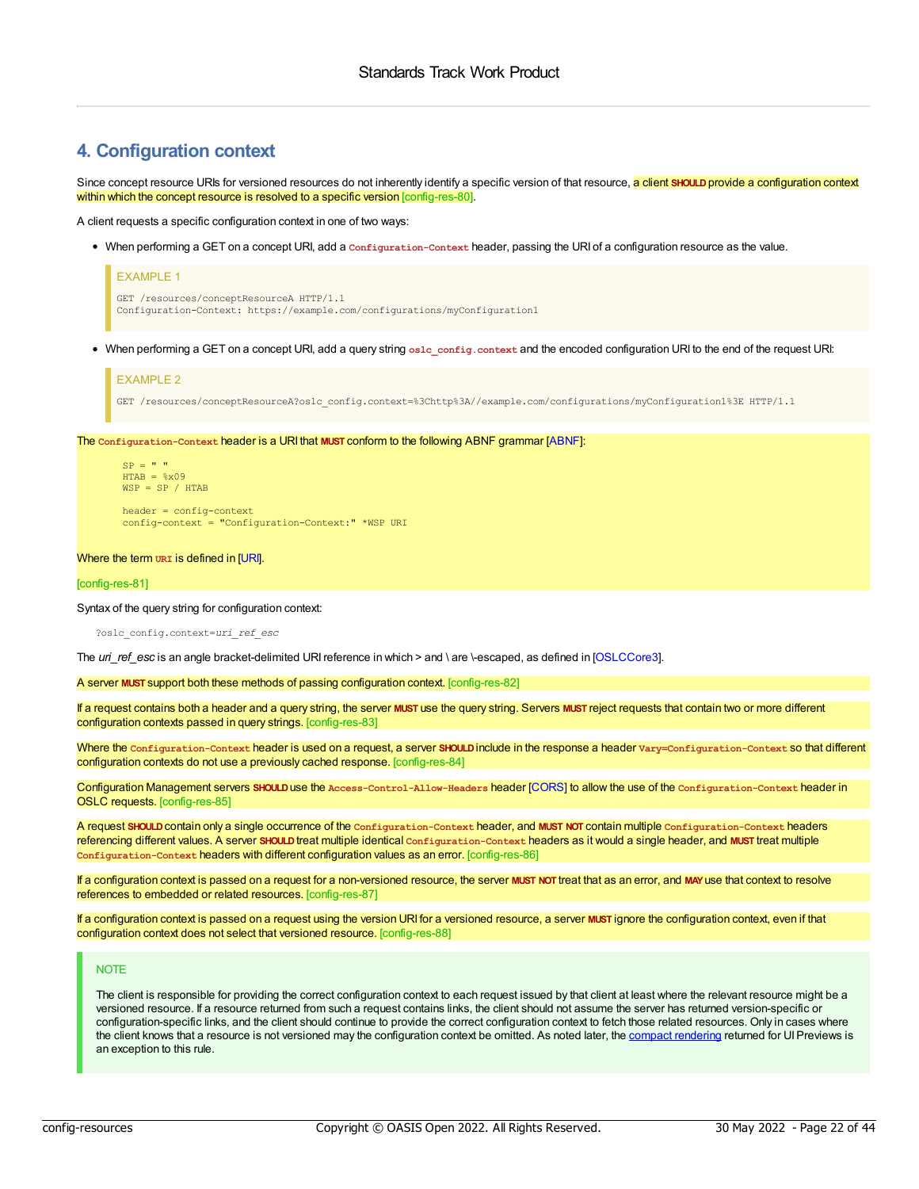# 4. Configuration context

Since concept resource URIs for versioned resources do not inherently identify a specific version of that resource, a client **SHOULD** provide a configuration context within which the concept resource is resolved to a specific version [config-res-80].

A client requests a specific configuration context in one of two ways:

- When performing a GET on a concept URI, add a `Configuration-Context` header, passing the URI of a configuration resource as the value.

EXAMPLE 1

```
GET /resources/conceptResourceA HTTP/1.1
Configuration-Context: https://example.com/configurations/myConfiguration1
```

- When performing a GET on a concept URI, add a query string `oslc_config.context` and the encoded configuration URI to the end of the request URI:

EXAMPLE 2

```
GET /resources/conceptResourceA?oslc_config.context=%3Chttp%3A//example.com/configurations/myConfiguration1%3E HTTP/1.1
```

The `Configuration-Context` header is a URI that **MUST** conform to the following ABNF grammar [ABNF]:

```
SP = " "
HTAB = %x09
WSP = SP / HTAB

header = config-context
config-context = "Configuration-Context:" *WSP URI
```

Where the term `URI` is defined in [URI].

[config-res-81]

Syntax of the query string for configuration context:

```
?oslc_config.context=uri_ref_esc
```

The *uri_ref_esc* is an angle bracket-delimited URI reference in which > and \ are \-escaped, as defined in [OSLCCore3].

A server **MUST** support both these methods of passing configuration context. [config-res-82]

If a request contains both a header and a query string, the server **MUST** use the query string. Servers **MUST** reject requests that contain two or more different configuration contexts passed in query strings. [config-res-83]

Where the `Configuration-Context` header is used on a request, a server **SHOULD** include in the response a header `Vary=Configuration-Context` so that different configuration contexts do not use a previously cached response. [config-res-84]

Configuration Management servers **SHOULD** use the `Access-Control-Allow-Headers` header [CORS] to allow the use of the `Configuration-Context` header in OSLC requests. [config-res-85]

A request **SHOULD** contain only a single occurrence of the `Configuration-Context` header, and **MUST NOT** contain multiple `Configuration-Context` headers referencing different values. A server **SHOULD** treat multiple identical `Configuration-Context` headers as it would a single header, and **MUST** treat multiple `Configuration-Context` headers with different configuration values as an error. [config-res-86]

If a configuration context is passed on a request for a non-versioned resource, the server **MUST NOT** treat that as an error, and **MAY** use that context to resolve references to embedded or related resources. [config-res-87]

If a configuration context is passed on a request using the version URI for a versioned resource, a server **MUST** ignore the configuration context, even if that configuration context does not select that versioned resource. [config-res-88]

NOTE

The client is responsible for providing the correct configuration context to each request issued by that client at least where the relevant resource might be a versioned resource. If a resource returned from such a request contains links, the client should not assume the server has returned version-specific or configuration-specific links, and the client should continue to provide the correct configuration context to fetch those related resources. Only in cases where the client knows that a resource is not versioned may the configuration context be omitted. As noted later, the compact rendering returned for UI Previews is an exception to this rule.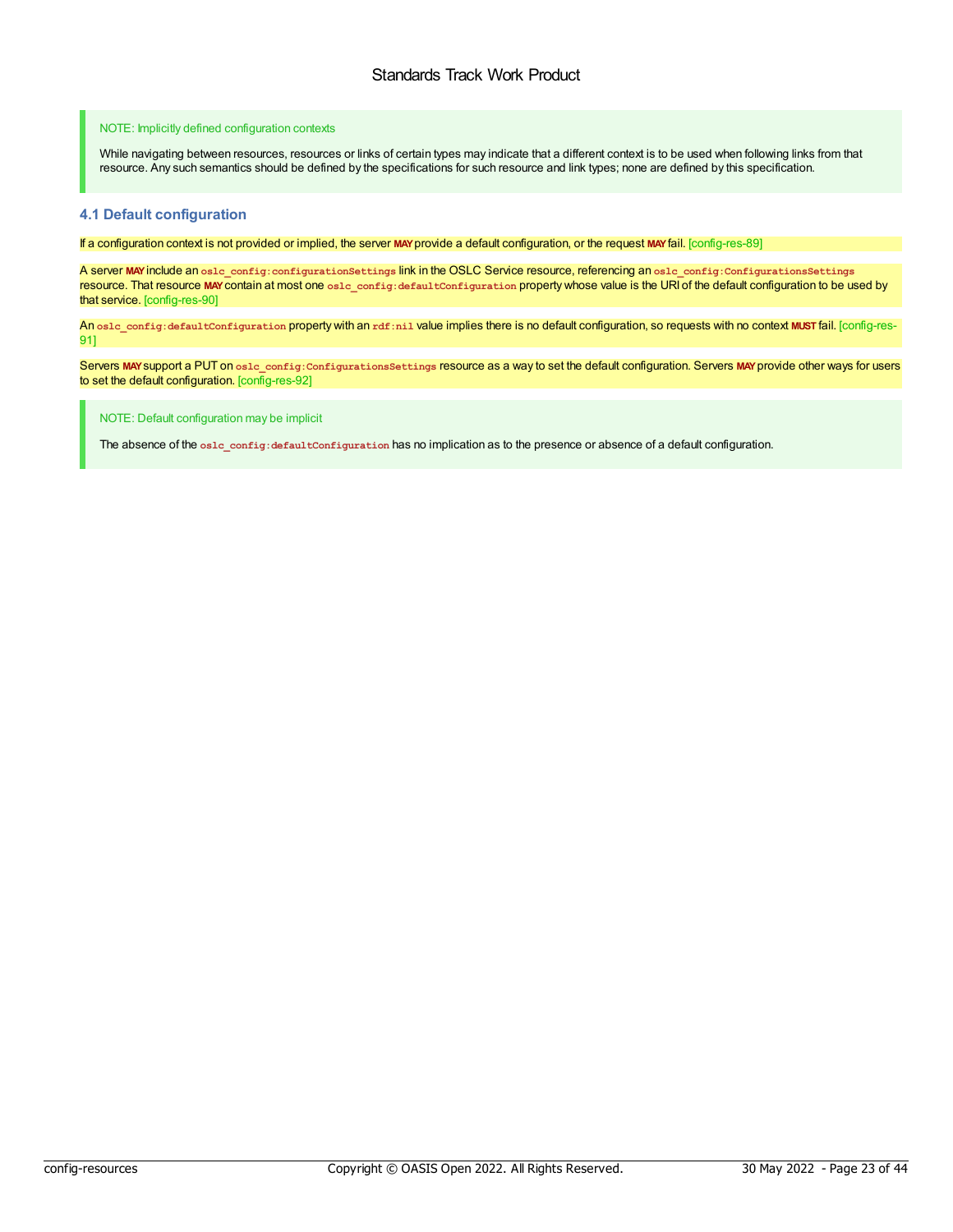> NOTE: Implicitly defined configuration contexts
>
> While navigating between resources, resources or links of certain types may indicate that a different context is to be used when following links from that resource. Any such semantics should be defined by the specifications for such resource and link types; none are defined by this specification.

### 4.1 Default configuration

If a configuration context is not provided or implied, the server **MAY** provide a default configuration, or the request **MAY** fail. [config-res-89]

A server **MAY** include an `oslc_config:configurationSettings` link in the OSLC Service resource, referencing an `oslc_config:ConfigurationsSettings` resource. That resource **MAY** contain at most one `oslc_config:defaultConfiguration` property whose value is the URI of the default configuration to be used by that service. [config-res-90]

An `oslc_config:defaultConfiguration` property with an `rdf:nil` value implies there is no default configuration, so requests with no context **MUST** fail. [config-res-91]

Servers **MAY** support a PUT on `oslc_config:ConfigurationsSettings` resource as a way to set the default configuration. Servers **MAY** provide other ways for users to set the default configuration. [config-res-92]

> NOTE: Default configuration may be implicit
>
> The absence of the `oslc_config:defaultConfiguration` has no implication as to the presence or absence of a default configuration.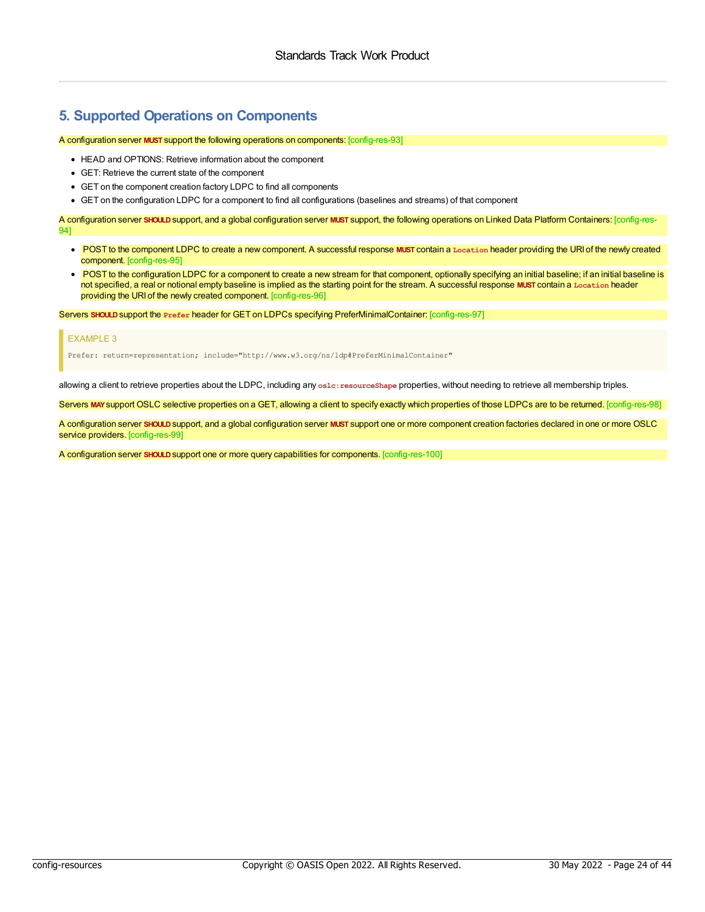## 5. Supported Operations on Components

A configuration server **MUST** support the following operations on components: [config-res-93]

- HEAD and OPTIONS: Retrieve information about the component
- GET: Retrieve the current state of the component
- GET on the component creation factory LDPC to find all components
- GET on the configuration LDPC for a component to find all configurations (baselines and streams) of that component

A configuration server **SHOULD** support, and a global configuration server **MUST** support, the following operations on Linked Data Platform Containers: [config-res-94]

- POST to the component LDPC to create a new component. A successful response **MUST** contain a `Location` header providing the URI of the newly created component. [config-res-95]
- POST to the configuration LDPC for a component to create a new stream for that component, optionally specifying an initial baseline; if an initial baseline is not specified, a real or notional empty baseline is implied as the starting point for the stream. A successful response **MUST** contain a `Location` header providing the URI of the newly created component. [config-res-96]

Servers **SHOULD** support the `Prefer` header for GET on LDPCs specifying PreferMinimalContainer: [config-res-97]

EXAMPLE 3

```
Prefer: return=representation; include="http://www.w3.org/ns/ldp#PreferMinimalContainer"
```

allowing a client to retrieve properties about the LDPC, including any `oslc:resourceShape` properties, without needing to retrieve all membership triples.

Servers **MAY** support OSLC selective properties on a GET, allowing a client to specify exactly which properties of those LDPCs are to be returned. [config-res-98]

A configuration server **SHOULD** support, and a global configuration server **MUST** support one or more component creation factories declared in one or more OSLC service providers. [config-res-99]

A configuration server **SHOULD** support one or more query capabilities for components. [config-res-100]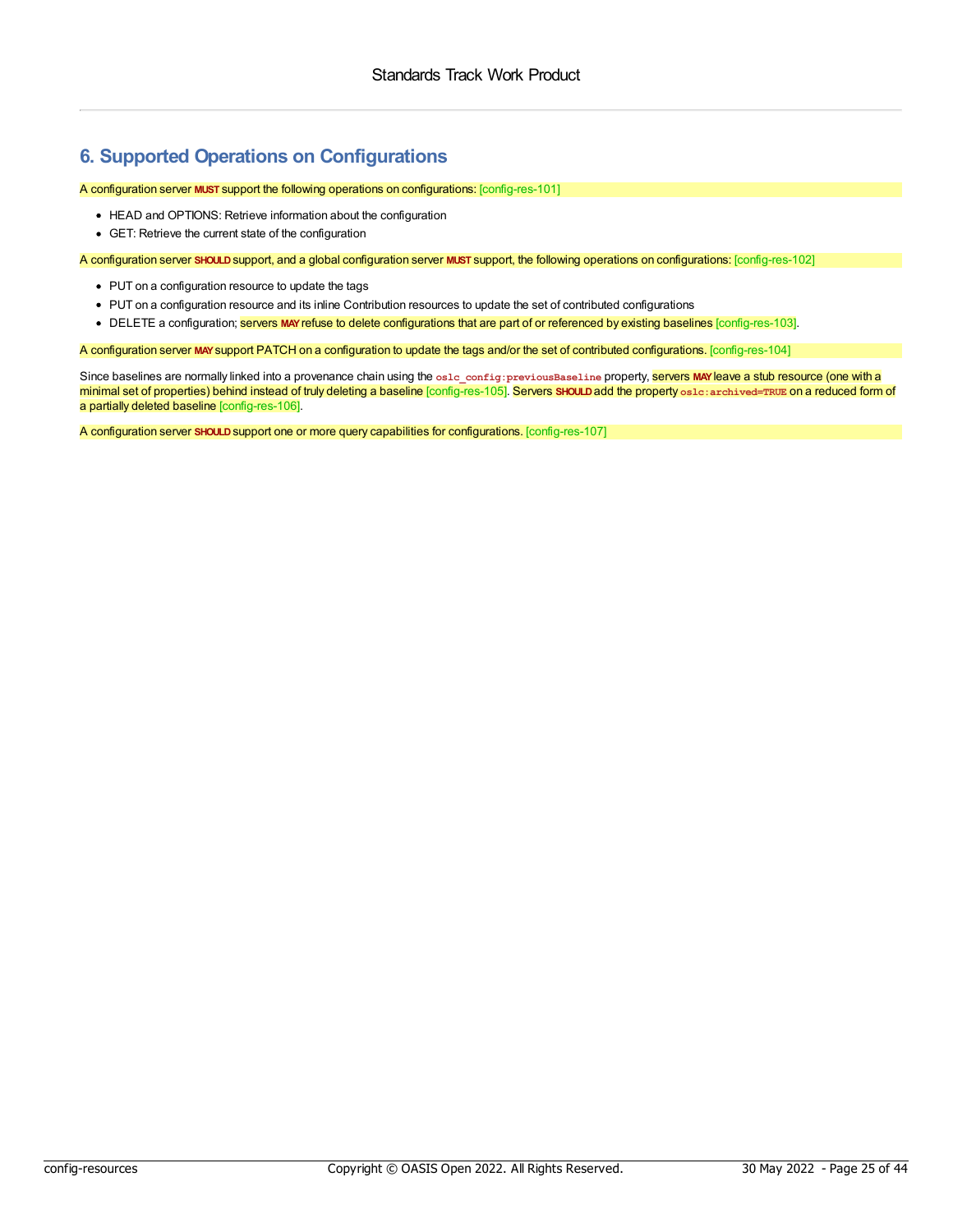## 6. Supported Operations on Configurations

A configuration server **MUST** support the following operations on configurations: [config-res-101]

- HEAD and OPTIONS: Retrieve information about the configuration
- GET: Retrieve the current state of the configuration

A configuration server **SHOULD** support, and a global configuration server **MUST** support, the following operations on configurations: [config-res-102]

- PUT on a configuration resource to update the tags
- PUT on a configuration resource and its inline Contribution resources to update the set of contributed configurations
- DELETE a configuration; servers **MAY** refuse to delete configurations that are part of or referenced by existing baselines [config-res-103].

A configuration server **MAY** support PATCH on a configuration to update the tags and/or the set of contributed configurations. [config-res-104]

Since baselines are normally linked into a provenance chain using the `oslc_config:previousBaseline` property, servers **MAY** leave a stub resource (one with a minimal set of properties) behind instead of truly deleting a baseline [config-res-105]. Servers **SHOULD** add the property `oslc:archived=TRUE` on a reduced form of a partially deleted baseline [config-res-106].

A configuration server **SHOULD** support one or more query capabilities for configurations. [config-res-107]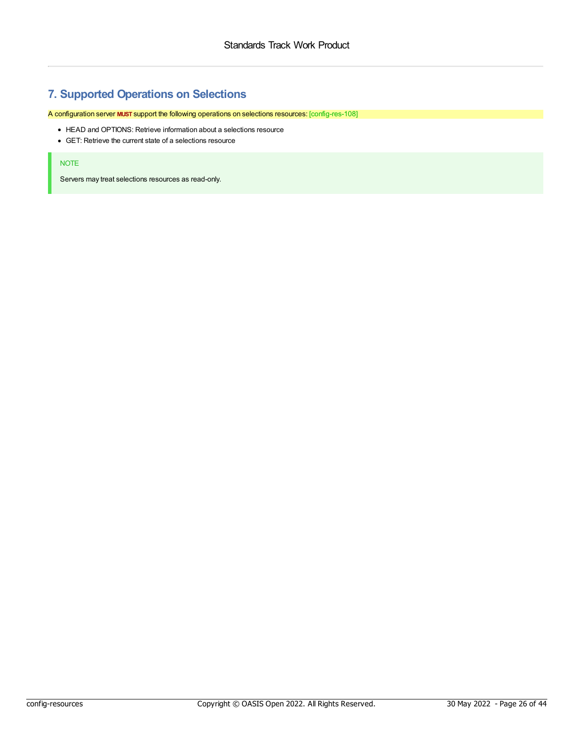# 7. Supported Operations on Selections

A configuration server **MUST** support the following operations on selections resources: [config-res-108]

- HEAD and OPTIONS: Retrieve information about a selections resource
- GET: Retrieve the current state of a selections resource

> NOTE
>
> Servers may treat selections resources as read-only.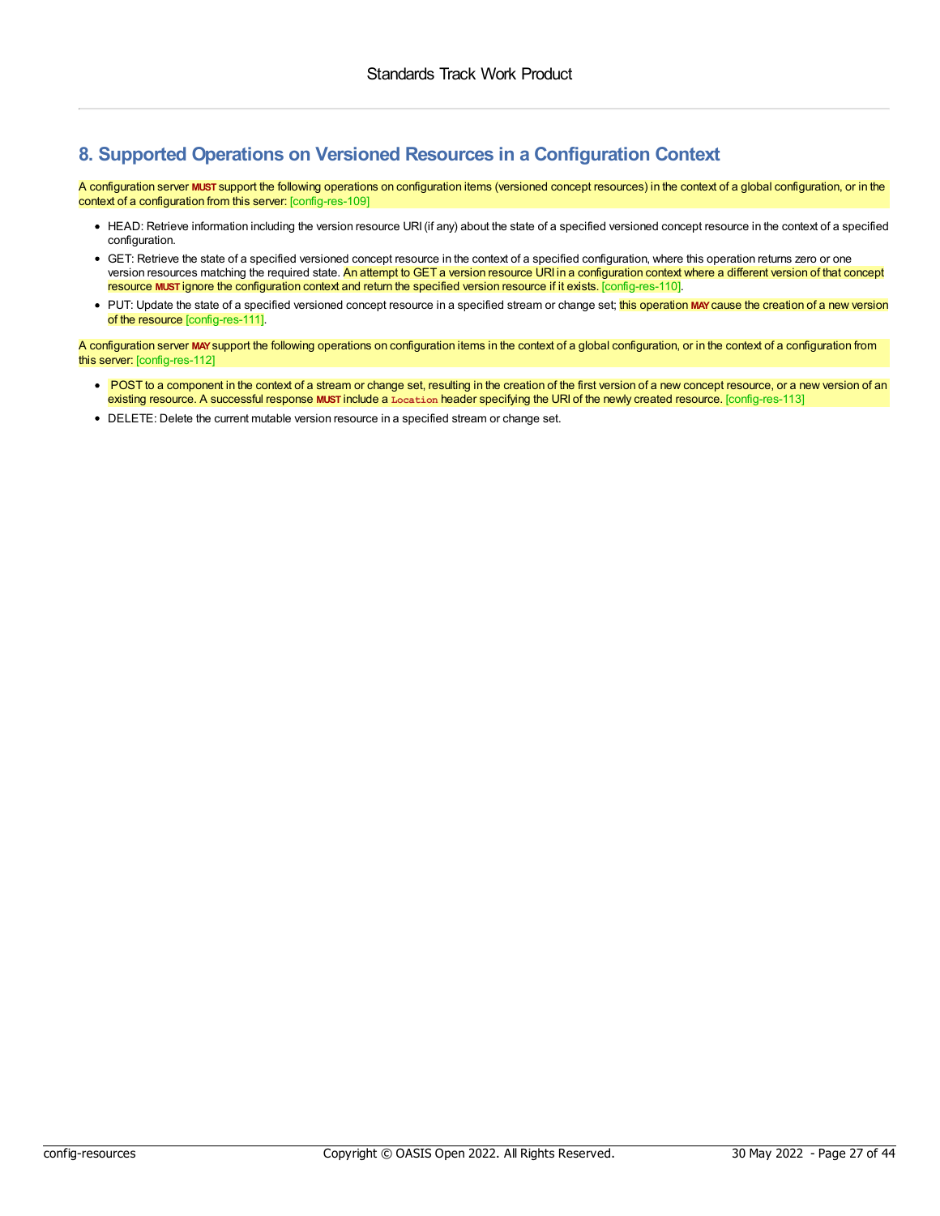## 8. Supported Operations on Versioned Resources in a Configuration Context

A configuration server **MUST** support the following operations on configuration items (versioned concept resources) in the context of a global configuration, or in the context of a configuration from this server: [config-res-109]

- HEAD: Retrieve information including the version resource URI (if any) about the state of a specified versioned concept resource in the context of a specified configuration.
- GET: Retrieve the state of a specified versioned concept resource in the context of a specified configuration, where this operation returns zero or one version resources matching the required state. An attempt to GET a version resource URI in a configuration context where a different version of that concept resource **MUST** ignore the configuration context and return the specified version resource if it exists. [config-res-110].
- PUT: Update the state of a specified versioned concept resource in a specified stream or change set; this operation **MAY** cause the creation of a new version of the resource [config-res-111].

A configuration server **MAY** support the following operations on configuration items in the context of a global configuration, or in the context of a configuration from this server: [config-res-112]

- POST to a component in the context of a stream or change set, resulting in the creation of the first version of a new concept resource, or a new version of an existing resource. A successful response **MUST** include a `Location` header specifying the URI of the newly created resource. [config-res-113]
- DELETE: Delete the current mutable version resource in a specified stream or change set.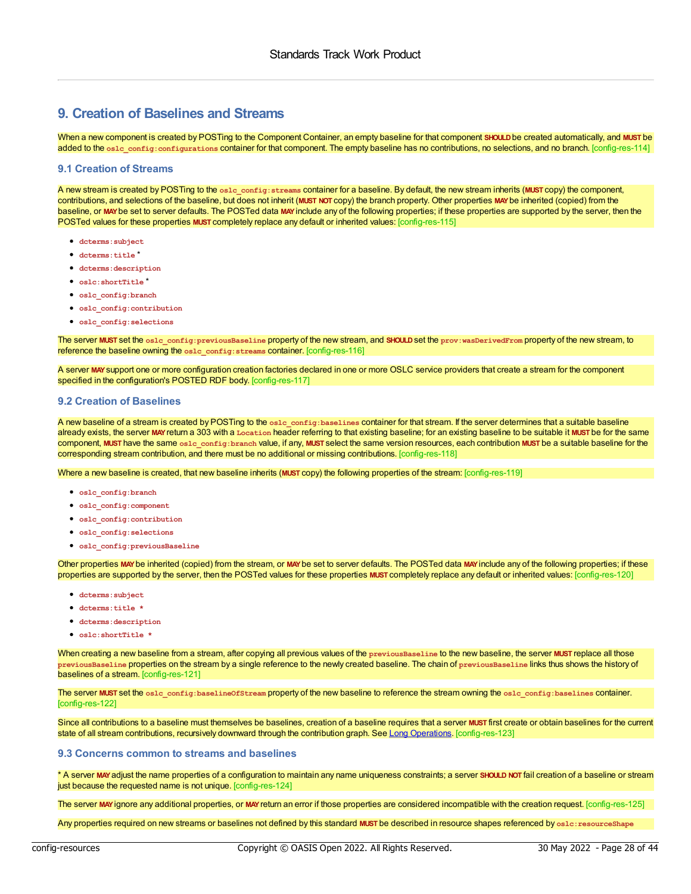## 9. Creation of Baselines and Streams

When a new component is created by POSTing to the Component Container, an empty baseline for that component **SHOULD** be created automatically, and **MUST** be added to the `oslc_config:configurations` container for that component. The empty baseline has no contributions, no selections, and no branch. [config-res-114]

### 9.1 Creation of Streams

A new stream is created by POSTing to the `oslc_config:streams` container for a baseline. By default, the new stream inherits (**MUST** copy) the component, contributions, and selections of the baseline, but does not inherit (**MUST NOT** copy) the branch property. Other properties **MAY** be inherited (copied) from the baseline, or **MAY** be set to server defaults. The POSTed data **MAY** include any of the following properties; if these properties are supported by the server, then the POSTed values for these properties **MUST** completely replace any default or inherited values: [config-res-115]

- `dcterms:subject`
- `dcterms:title` *
- `dcterms:description`
- `oslc:shortTitle` *
- `oslc_config:branch`
- `oslc_config:contribution`
- `oslc_config:selections`

The server **MUST** set the `oslc_config:previousBaseline` property of the new stream, and **SHOULD** set the `prov:wasDerivedFrom` property of the new stream, to reference the baseline owning the `oslc_config:streams` container. [config-res-116]

A server **MAY** support one or more configuration creation factories declared in one or more OSLC service providers that create a stream for the component specified in the configuration's POSTED RDF body. [config-res-117]

### 9.2 Creation of Baselines

A new baseline of a stream is created by POSTing to the `oslc_config:baselines` container for that stream. If the server determines that a suitable baseline already exists, the server **MAY** return a 303 with a `Location` header referring to that existing baseline; for an existing baseline to be suitable it **MUST** be for the same component, **MUST** have the same `oslc_config:branch` value, if any, **MUST** select the same version resources, each contribution **MUST** be a suitable baseline for the corresponding stream contribution, and there must be no additional or missing contributions. [config-res-118]

Where a new baseline is created, that new baseline inherits (**MUST** copy) the following properties of the stream: [config-res-119]

- `oslc_config:branch`
- `oslc_config:component`
- `oslc_config:contribution`
- `oslc_config:selections`
- `oslc_config:previousBaseline`

Other properties **MAY** be inherited (copied) from the stream, or **MAY** be set to server defaults. The POSTed data **MAY** include any of the following properties; if these properties are supported by the server, then the POSTed values for these properties **MUST** completely replace any default or inherited values: [config-res-120]

- `dcterms:subject`
- `dcterms:title *`
- `dcterms:description`
- `oslc:shortTitle *`

When creating a new baseline from a stream, after copying all previous values of the `previousBaseline` to the new baseline, the server **MUST** replace all those `previousBaseline` properties on the stream by a single reference to the newly created baseline. The chain of `previousBaseline` links thus shows the history of baselines of a stream. [config-res-121]

The server **MUST** set the `oslc_config:baselineOfStream` property of the new baseline to reference the stream owning the `oslc_config:baselines` container. [config-res-122]

Since all contributions to a baseline must themselves be baselines, creation of a baseline requires that a server **MUST** first create or obtain baselines for the current state of all stream contributions, recursively downward through the contribution graph. See Long Operations. [config-res-123]

### 9.3 Concerns common to streams and baselines

* A server **MAY** adjust the name properties of a configuration to maintain any name uniqueness constraints; a server **SHOULD NOT** fail creation of a baseline or stream just because the requested name is not unique. [config-res-124]

The server **MAY** ignore any additional properties, or **MAY** return an error if those properties are considered incompatible with the creation request. [config-res-125]

Any properties required on new streams or baselines not defined by this standard **MUST** be described in resource shapes referenced by `oslc:resourceShape`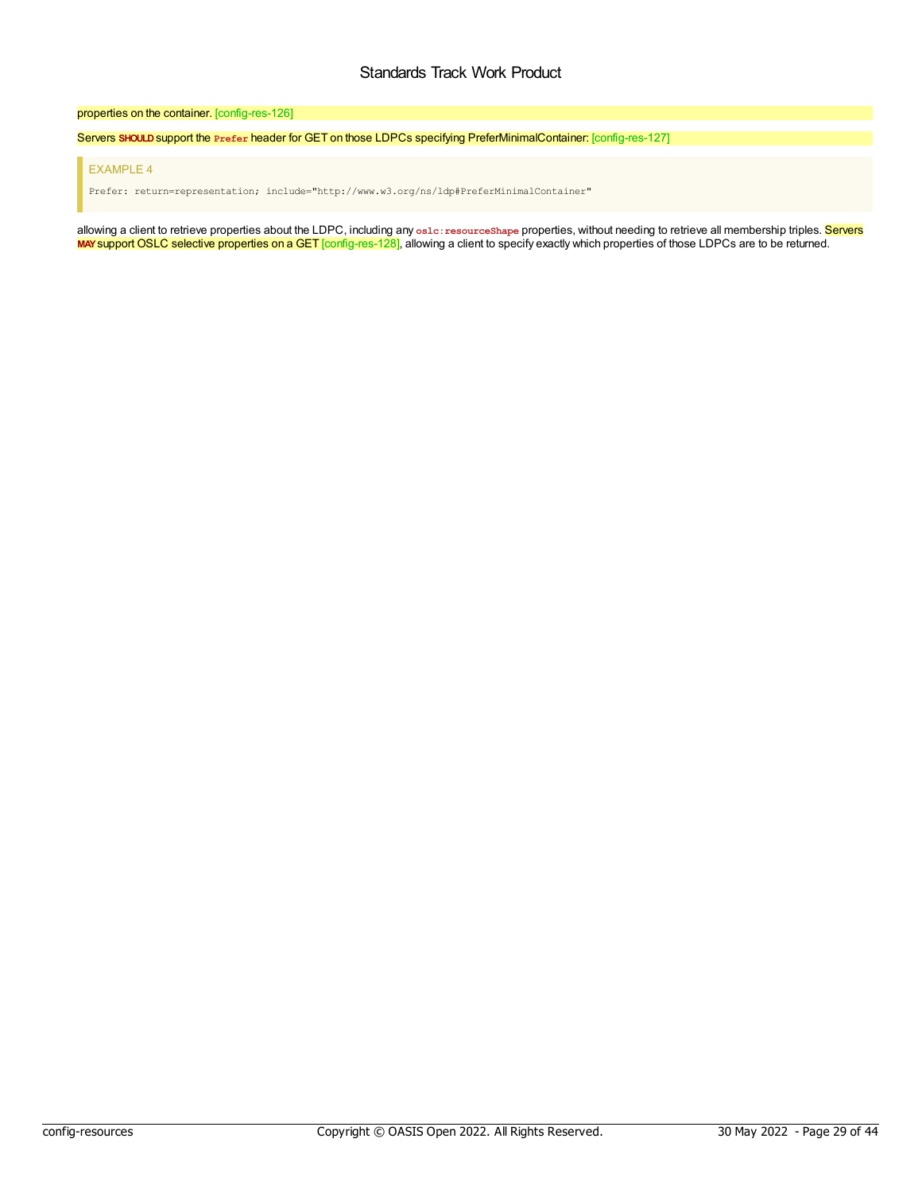properties on the container. [config-res-126]

Servers **SHOULD** support the `Prefer` header for GET on those LDPCs specifying PreferMinimalContainer: [config-res-127]

EXAMPLE 4

```
Prefer: return=representation; include="http://www.w3.org/ns/ldp#PreferMinimalContainer"
```

allowing a client to retrieve properties about the LDPC, including any `oslc:resourceShape` properties, without needing to retrieve all membership triples. Servers **MAY** support OSLC selective properties on a GET [config-res-128], allowing a client to specify exactly which properties of those LDPCs are to be returned.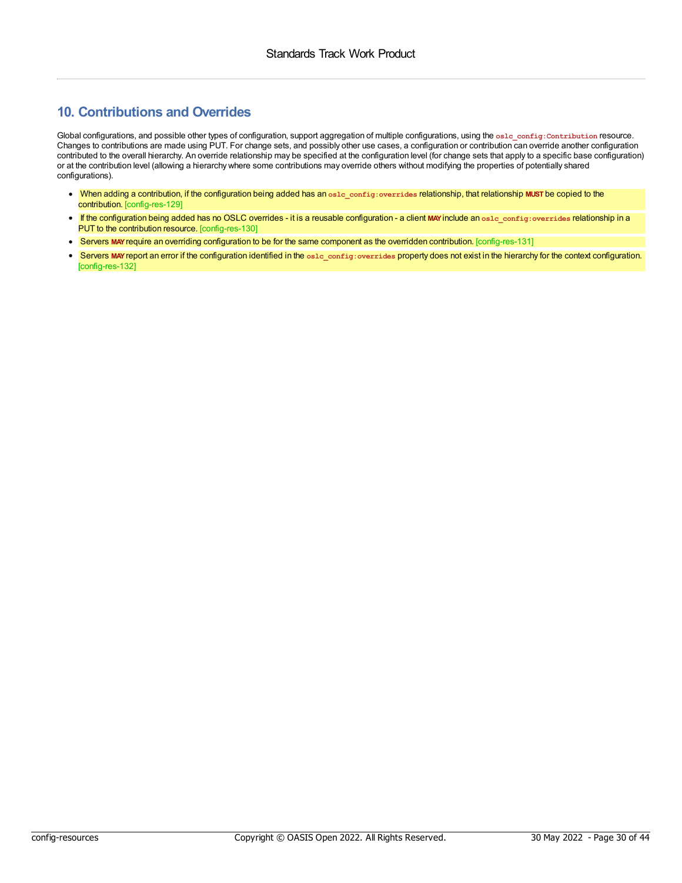## 10. Contributions and Overrides

Global configurations, and possible other types of configuration, support aggregation of multiple configurations, using the `oslc_config:Contribution` resource. Changes to contributions are made using PUT. For change sets, and possibly other use cases, a configuration or contribution can override another configuration contributed to the overall hierarchy. An override relationship may be specified at the configuration level (for change sets that apply to a specific base configuration) or at the contribution level (allowing a hierarchy where some contributions may override others without modifying the properties of potentially shared configurations).

- When adding a contribution, if the configuration being added has an `oslc_config:overrides` relationship, that relationship **MUST** be copied to the contribution. [config-res-129]
- If the configuration being added has no OSLC overrides - it is a reusable configuration - a client **MAY** include an `oslc_config:overrides` relationship in a PUT to the contribution resource. [config-res-130]
- Servers **MAY** require an overriding configuration to be for the same component as the overridden contribution. [config-res-131]
- Servers **MAY** report an error if the configuration identified in the `oslc_config:overrides` property does not exist in the hierarchy for the context configuration. [config-res-132]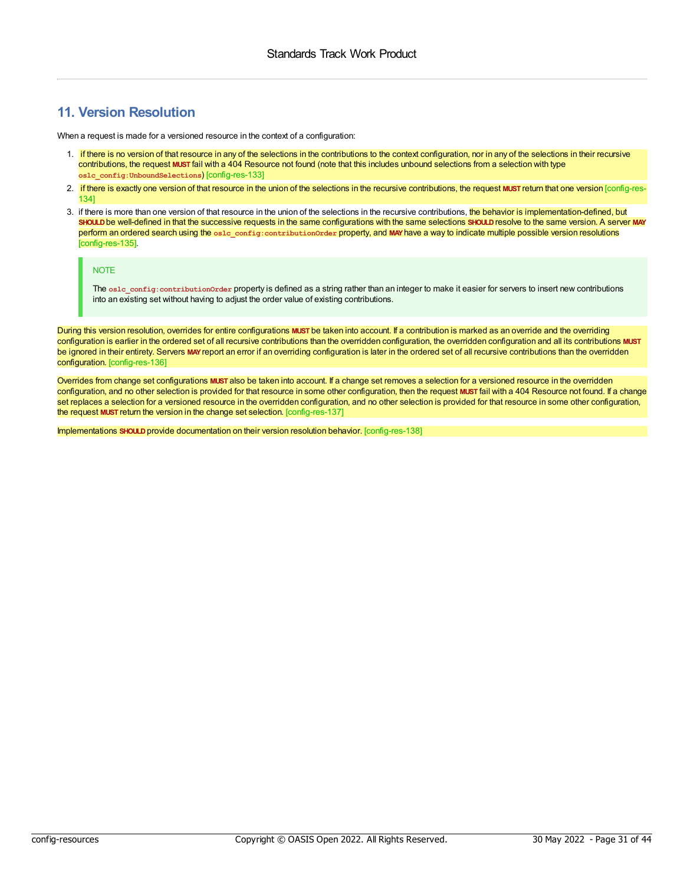## 11. Version Resolution

When a request is made for a versioned resource in the context of a configuration:

1. if there is no version of that resource in any of the selections in the contributions to the context configuration, nor in any of the selections in their recursive contributions, the request **MUST** fail with a 404 Resource not found (note that this includes unbound selections from a selection with type `oslc_config:UnboundSelections`) [config-res-133]
2. if there is exactly one version of that resource in the union of the selections in the recursive contributions, the request **MUST** return that one version [config-res-134]
3. if there is more than one version of that resource in the union of the selections in the recursive contributions, the behavior is implementation-defined, but **SHOULD** be well-defined in that the successive requests in the same configurations with the same selections **SHOULD** resolve to the same version. A server **MAY** perform an ordered search using the `oslc_config:contributionOrder` property, and **MAY** have a way to indicate multiple possible version resolutions [config-res-135].

> NOTE
>
> The `oslc_config:contributionOrder` property is defined as a string rather than an integer to make it easier for servers to insert new contributions into an existing set without having to adjust the order value of existing contributions.

During this version resolution, overrides for entire configurations **MUST** be taken into account. If a contribution is marked as an override and the overriding configuration is earlier in the ordered set of all recursive contributions than the overridden configuration, the overridden configuration and all its contributions **MUST** be ignored in their entirety. Servers **MAY** report an error if an overriding configuration is later in the ordered set of all recursive contributions than the overridden configuration. [config-res-136]

Overrides from change set configurations **MUST** also be taken into account. If a change set removes a selection for a versioned resource in the overridden configuration, and no other selection is provided for that resource in some other configuration, then the request **MUST** fail with a 404 Resource not found. If a change set replaces a selection for a versioned resource in the overridden configuration, and no other selection is provided for that resource in some other configuration, the request **MUST** return the version in the change set selection. [config-res-137]

Implementations **SHOULD** provide documentation on their version resolution behavior. [config-res-138]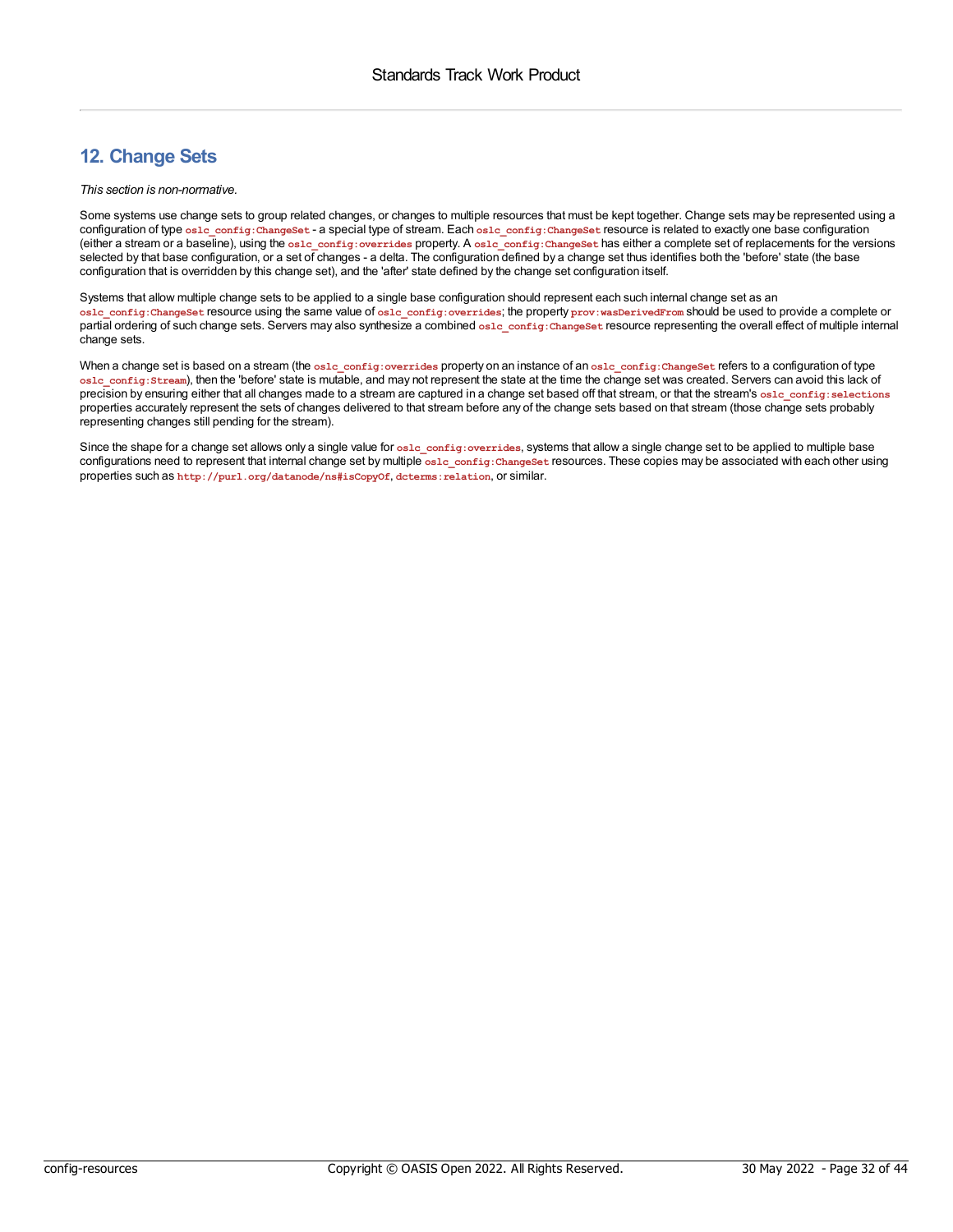## 12. Change Sets

*This section is non-normative.*

Some systems use change sets to group related changes, or changes to multiple resources that must be kept together. Change sets may be represented using a configuration of type `oslc_config:ChangeSet` - a special type of stream. Each `oslc_config:ChangeSet` resource is related to exactly one base configuration (either a stream or a baseline), using the `oslc_config:overrides` property. A `oslc_config:ChangeSet` has either a complete set of replacements for the versions selected by that base configuration, or a set of changes - a delta. The configuration defined by a change set thus identifies both the 'before' state (the base configuration that is overridden by this change set), and the 'after' state defined by the change set configuration itself.

Systems that allow multiple change sets to be applied to a single base configuration should represent each such internal change set as an `oslc_config:ChangeSet` resource using the same value of `oslc_config:overrides`; the property `prov:wasDerivedFrom` should be used to provide a complete or partial ordering of such change sets. Servers may also synthesize a combined `oslc_config:ChangeSet` resource representing the overall effect of multiple internal change sets.

When a change set is based on a stream (the `oslc_config:overrides` property on an instance of an `oslc_config:ChangeSet` refers to a configuration of type `oslc_config:Stream`), then the 'before' state is mutable, and may not represent the state at the time the change set was created. Servers can avoid this lack of precision by ensuring either that all changes made to a stream are captured in a change set based off that stream, or that the stream's `oslc_config:selections` properties accurately represent the sets of changes delivered to that stream before any of the change sets based on that stream (those change sets probably representing changes still pending for the stream).

Since the shape for a change set allows only a single value for `oslc_config:overrides`, systems that allow a single change set to be applied to multiple base configurations need to represent that internal change set by multiple `oslc_config:ChangeSet` resources. These copies may be associated with each other using properties such as `http://purl.org/datanode/ns#isCopyOf`, `dcterms:relation`, or similar.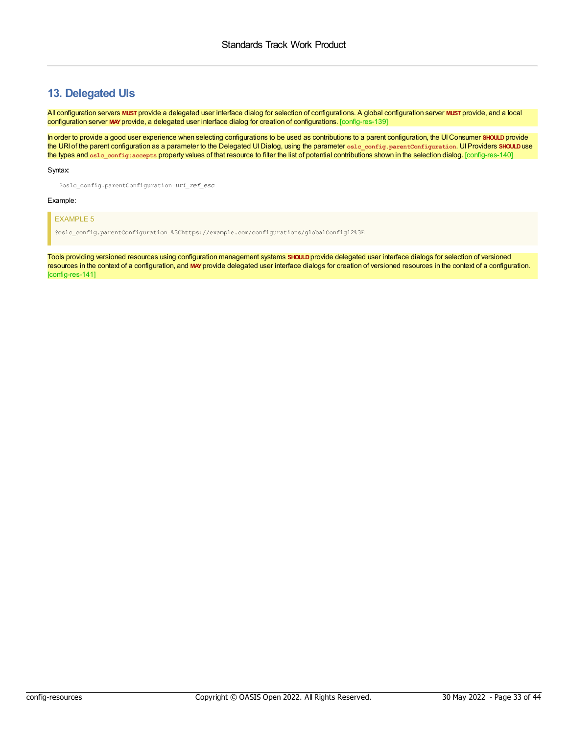## 13. Delegated UIs

All configuration servers **MUST** provide a delegated user interface dialog for selection of configurations. A global configuration server **MUST** provide, and a local configuration server **MAY** provide, a delegated user interface dialog for creation of configurations. [config-res-139]

In order to provide a good user experience when selecting configurations to be used as contributions to a parent configuration, the UI Consumer **SHOULD** provide the URI of the parent configuration as a parameter to the Delegated UI Dialog, using the parameter `oslc_config.parentConfiguration`. UI Providers **SHOULD** use the types and `oslc_config:accepts` property values of that resource to filter the list of potential contributions shown in the selection dialog. [config-res-140]

Syntax:

```
?oslc_config.parentConfiguration=uri_ref_esc
```

Example:

EXAMPLE 5

```
?oslc_config.parentConfiguration=%3Chttps://example.com/configurations/globalConfig12%3E
```

Tools providing versioned resources using configuration management systems **SHOULD** provide delegated user interface dialogs for selection of versioned resources in the context of a configuration, and **MAY** provide delegated user interface dialogs for creation of versioned resources in the context of a configuration. [config-res-141]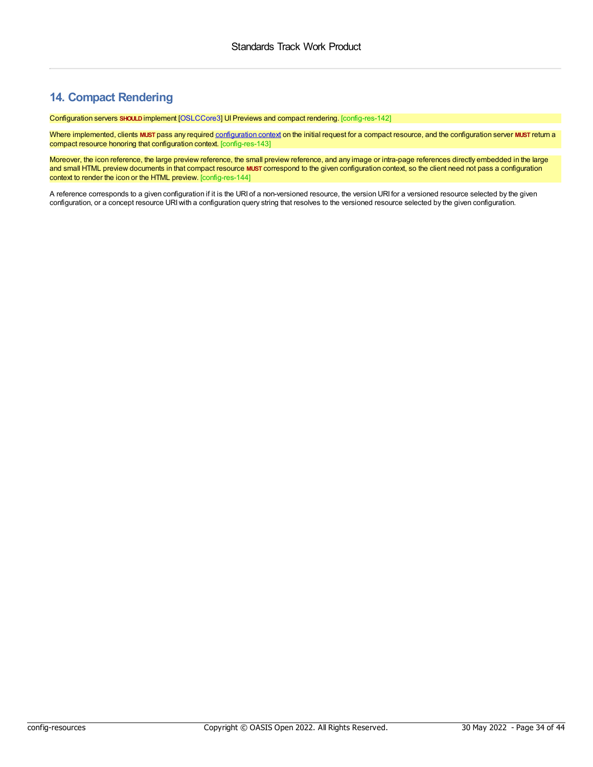## 14. Compact Rendering

Configuration servers **SHOULD** implement [OSLCCore3] UI Previews and compact rendering. [config-res-142]

Where implemented, clients **MUST** pass any required configuration context on the initial request for a compact resource, and the configuration server **MUST** return a compact resource honoring that configuration context. [config-res-143]

Moreover, the icon reference, the large preview reference, the small preview reference, and any image or intra-page references directly embedded in the large and small HTML preview documents in that compact resource **MUST** correspond to the given configuration context, so the client need not pass a configuration context to render the icon or the HTML preview. [config-res-144]

A reference corresponds to a given configuration if it is the URI of a non-versioned resource, the version URI for a versioned resource selected by the given configuration, or a concept resource URI with a configuration query string that resolves to the versioned resource selected by the given configuration.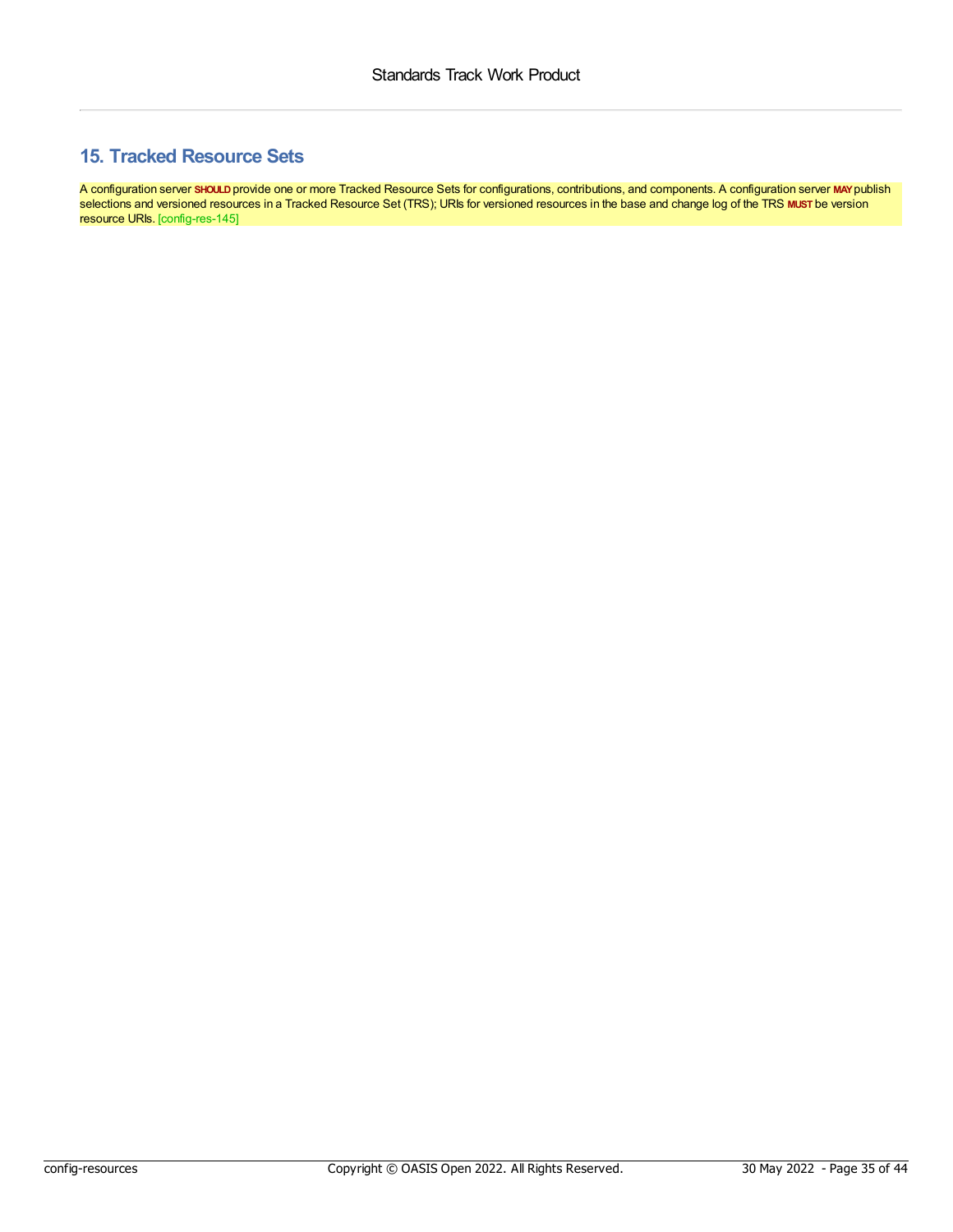## 15. Tracked Resource Sets

A configuration server **SHOULD** provide one or more Tracked Resource Sets for configurations, contributions, and components. A configuration server **MAY** publish selections and versioned resources in a Tracked Resource Set (TRS); URIs for versioned resources in the base and change log of the TRS **MUST** be version resource URIs. [config-res-145]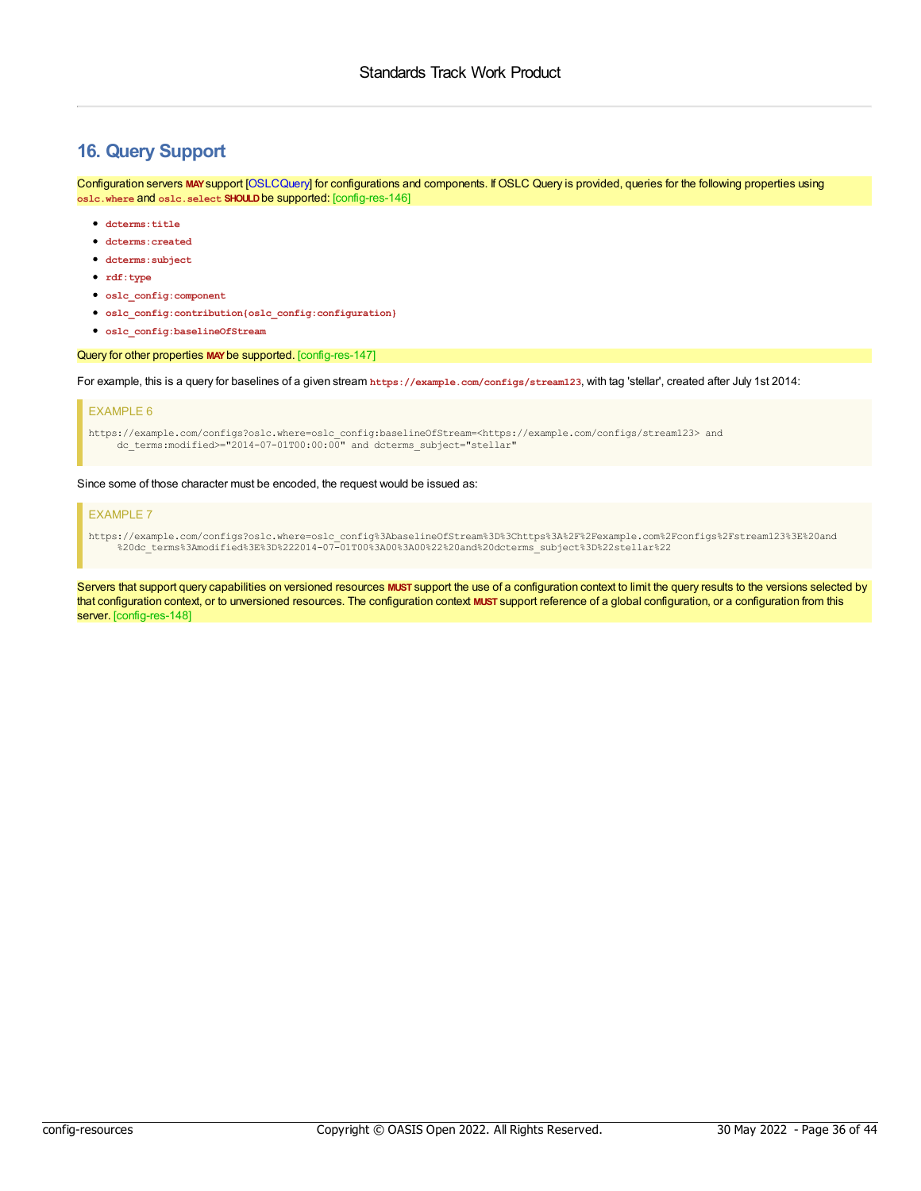## 16. Query Support

Configuration servers **MAY** support [OSLCQuery] for configurations and components. If OSLC Query is provided, queries for the following properties using `oslc.where` and `oslc.select` **SHOULD** be supported: [config-res-146]

- `dcterms:title`
- `dcterms:created`
- `dcterms:subject`
- `rdf:type`
- `oslc_config:component`
- `oslc_config:contribution{oslc_config:configuration}`
- `oslc_config:baselineOfStream`

Query for other properties **MAY** be supported. [config-res-147]

For example, this is a query for baselines of a given stream `https://example.com/configs/stream123`, with tag 'stellar', created after July 1st 2014:

EXAMPLE 6

```
https://example.com/configs?oslc.where=oslc_config:baselineOfStream=<https://example.com/configs/stream123> and
     dc_terms:modified>="2014-07-01T00:00:00" and dcterms_subject="stellar"
```

Since some of those character must be encoded, the request would be issued as:

EXAMPLE 7

```
https://example.com/configs?oslc.where=oslc_config%3AbaselineOfStream%3D%3Chttps%3A%2F%2Fexample.com%2Fconfigs%2Fstream123%3E%20and
     %20dc_terms%3Amodified%3E%3D%222014-07-01T00%3A00%3A00%22%20and%20dcterms_subject%3D%22stellar%22
```

Servers that support query capabilities on versioned resources **MUST** support the use of a configuration context to limit the query results to the versions selected by that configuration context, or to unversioned resources. The configuration context **MUST** support reference of a global configuration, or a configuration from this server. [config-res-148]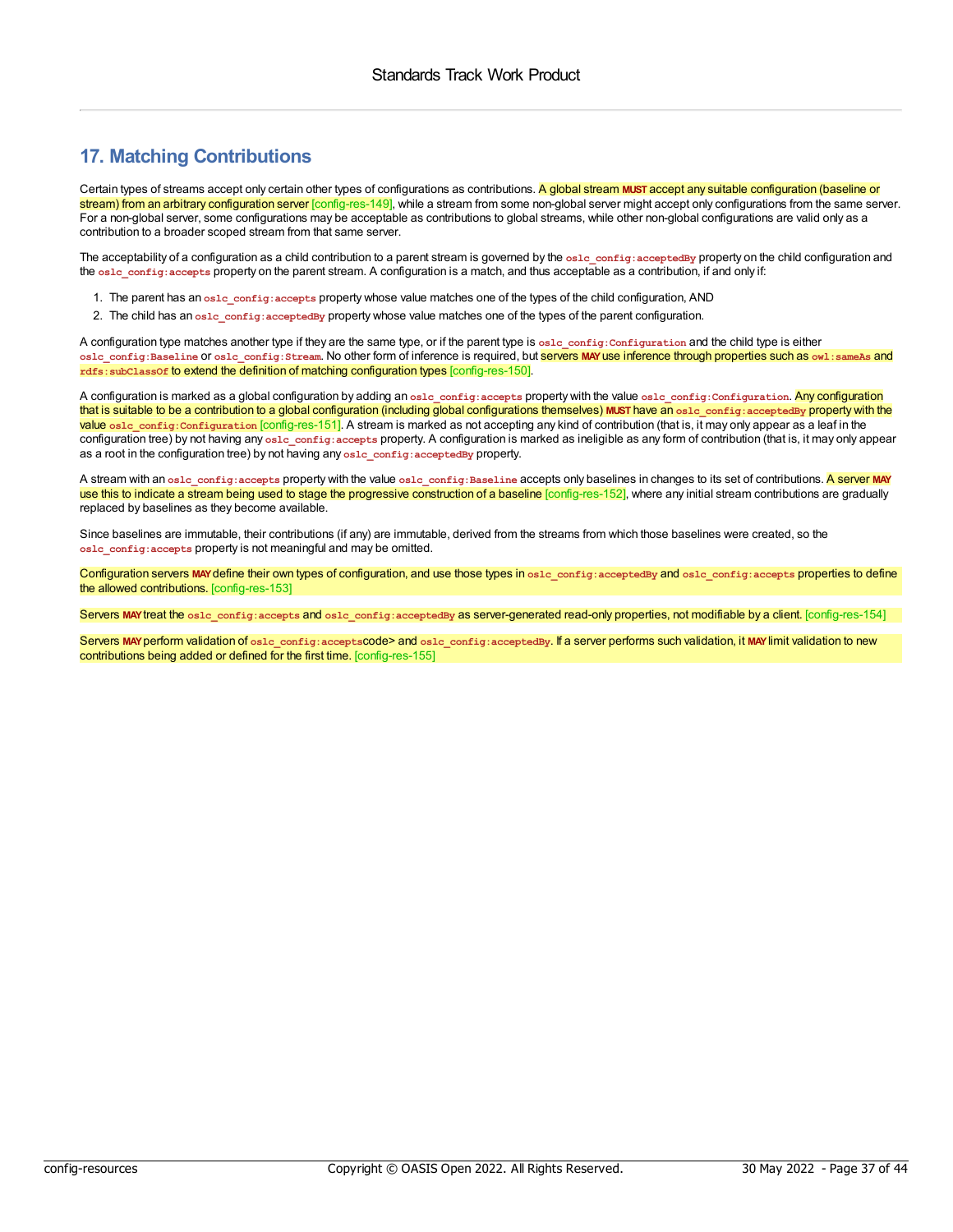## 17. Matching Contributions

Certain types of streams accept only certain other types of configurations as contributions. A global stream **MUST** accept any suitable configuration (baseline or stream) from an arbitrary configuration server [config-res-149], while a stream from some non-global server might accept only configurations from the same server. For a non-global server, some configurations may be acceptable as contributions to global streams, while other non-global configurations are valid only as a contribution to a broader scoped stream from that same server.

The acceptability of a configuration as a child contribution to a parent stream is governed by the `oslc_config:acceptedBy` property on the child configuration and the `oslc_config:accepts` property on the parent stream. A configuration is a match, and thus acceptable as a contribution, if and only if:

1. The parent has an `oslc_config:accepts` property whose value matches one of the types of the child configuration, AND
2. The child has an `oslc_config:acceptedBy` property whose value matches one of the types of the parent configuration.

A configuration type matches another type if they are the same type, or if the parent type is `oslc_config:Configuration` and the child type is either `oslc_config:Baseline` or `oslc_config:Stream`. No other form of inference is required, but servers **MAY** use inference through properties such as `owl:sameAs` and `rdfs:subClassOf` to extend the definition of matching configuration types [config-res-150].

A configuration is marked as a global configuration by adding an `oslc_config:accepts` property with the value `oslc_config:Configuration`. Any configuration that is suitable to be a contribution to a global configuration (including global configurations themselves) **MUST** have an `oslc_config:acceptedBy` property with the value `oslc_config:Configuration` [config-res-151]. A stream is marked as not accepting any kind of contribution (that is, it may only appear as a leaf in the configuration tree) by not having any `oslc_config:accepts` property. A configuration is marked as ineligible as any form of contribution (that is, it may only appear as a root in the configuration tree) by not having any `oslc_config:acceptedBy` property.

A stream with an `oslc_config:accepts` property with the value `oslc_config:Baseline` accepts only baselines in changes to its set of contributions. A server **MAY** use this to indicate a stream being used to stage the progressive construction of a baseline [config-res-152], where any initial stream contributions are gradually replaced by baselines as they become available.

Since baselines are immutable, their contributions (if any) are immutable, derived from the streams from which those baselines were created, so the `oslc_config:accepts` property is not meaningful and may be omitted.

Configuration servers **MAY** define their own types of configuration, and use those types in `oslc_config:acceptedBy` and `oslc_config:accepts` properties to define the allowed contributions. [config-res-153]

Servers **MAY** treat the `oslc_config:accepts` and `oslc_config:acceptedBy` as server-generated read-only properties, not modifiable by a client. [config-res-154]

Servers **MAY** perform validation of `oslc_config:accepts`code> and `oslc_config:acceptedBy`. If a server performs such validation, it **MAY** limit validation to new contributions being added or defined for the first time. [config-res-155]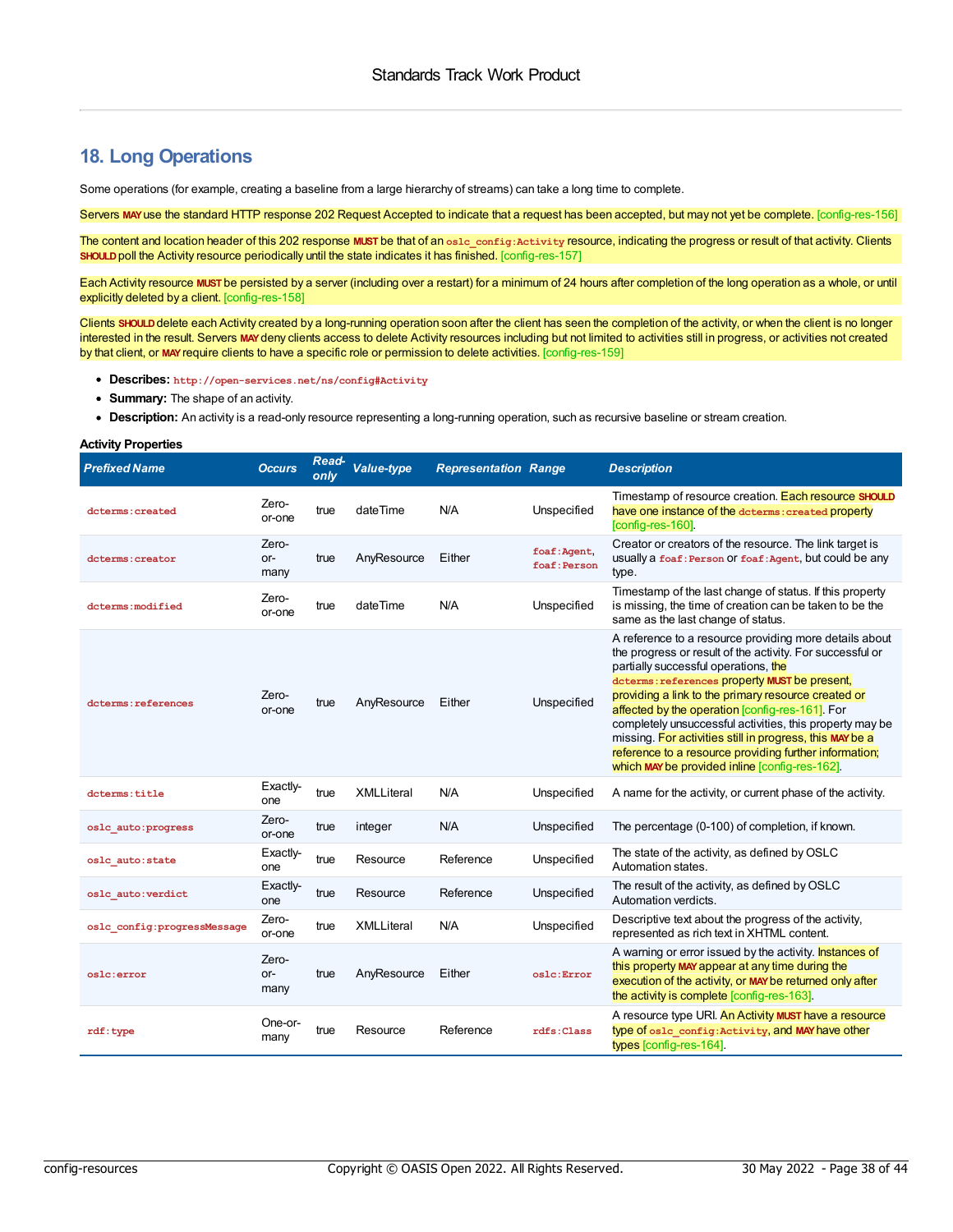## 18. Long Operations

Some operations (for example, creating a baseline from a large hierarchy of streams) can take a long time to complete.

Servers **MAY** use the standard HTTP response 202 Request Accepted to indicate that a request has been accepted, but may not yet be complete. [config-res-156]

The content and location header of this 202 response **MUST** be that of an `oslc_config:Activity` resource, indicating the progress or result of that activity. Clients **SHOULD** poll the Activity resource periodically until the state indicates it has finished. [config-res-157]

Each Activity resource **MUST** be persisted by a server (including over a restart) for a minimum of 24 hours after completion of the long operation as a whole, or until explicitly deleted by a client. [config-res-158]

Clients **SHOULD** delete each Activity created by a long-running operation soon after the client has seen the completion of the activity, or when the client is no longer interested in the result. Servers **MAY** deny clients access to delete Activity resources including but not limited to activities still in progress, or activities not created by that client, or **MAY** require clients to have a specific role or permission to delete activities. [config-res-159]

- **Describes:** `http://open-services.net/ns/config#Activity`
- **Summary:** The shape of an activity.
- **Description:** An activity is a read-only resource representing a long-running operation, such as recursive baseline or stream creation.

**Activity Properties**

| *Prefixed Name* | *Occurs* | *Read-only* | *Value-type* | *Representation* | *Range* | *Description* |
|---|---|---|---|---|---|---|
| `dcterms:created` | Zero-or-one | true | dateTime | N/A | Unspecified | Timestamp of resource creation. Each resource **SHOULD** have one instance of the `dcterms:created` property [config-res-160]. |
| `dcterms:creator` | Zero-or-many | true | AnyResource | Either | `foaf:Agent`, `foaf:Person` | Creator or creators of the resource. The link target is usually a `foaf:Person` or `foaf:Agent`, but could be any type. |
| `dcterms:modified` | Zero-or-one | true | dateTime | N/A | Unspecified | Timestamp of the last change of status. If this property is missing, the time of creation can be taken to be the same as the last change of status. |
| `dcterms:references` | Zero-or-one | true | AnyResource | Either | Unspecified | A reference to a resource providing more details about the progress or result of the activity. For successful or partially successful operations, the `dcterms:references` property **MUST** be present, providing a link to the primary resource created or affected by the operation [config-res-161]. For completely unsuccessful activities, this property may be missing. For activities still in progress, this **MAY** be a reference to a resource providing further information; which **MAY** be provided inline [config-res-162]. |
| `dcterms:title` | Exactly-one | true | XMLLiteral | N/A | Unspecified | A name for the activity, or current phase of the activity. |
| `oslc_auto:progress` | Zero-or-one | true | integer | N/A | Unspecified | The percentage (0-100) of completion, if known. |
| `oslc_auto:state` | Exactly-one | true | Resource | Reference | Unspecified | The state of the activity, as defined by OSLC Automation states. |
| `oslc_auto:verdict` | Exactly-one | true | Resource | Reference | Unspecified | The result of the activity, as defined by OSLC Automation verdicts. |
| `oslc_config:progressMessage` | Zero-or-one | true | XMLLiteral | N/A | Unspecified | Descriptive text about the progress of the activity, represented as rich text in XHTML content. |
| `oslc:error` | Zero-or-many | true | AnyResource | Either | `oslc:Error` | A warning or error issued by the activity. Instances of this property **MAY** appear at any time during the execution of the activity, or **MAY** be returned only after the activity is complete [config-res-163]. |
| `rdf:type` | One-or-many | true | Resource | Reference | `rdfs:Class` | A resource type URI. An Activity **MUST** have a resource type of `oslc_config:Activity`, and **MAY** have other types [config-res-164]. |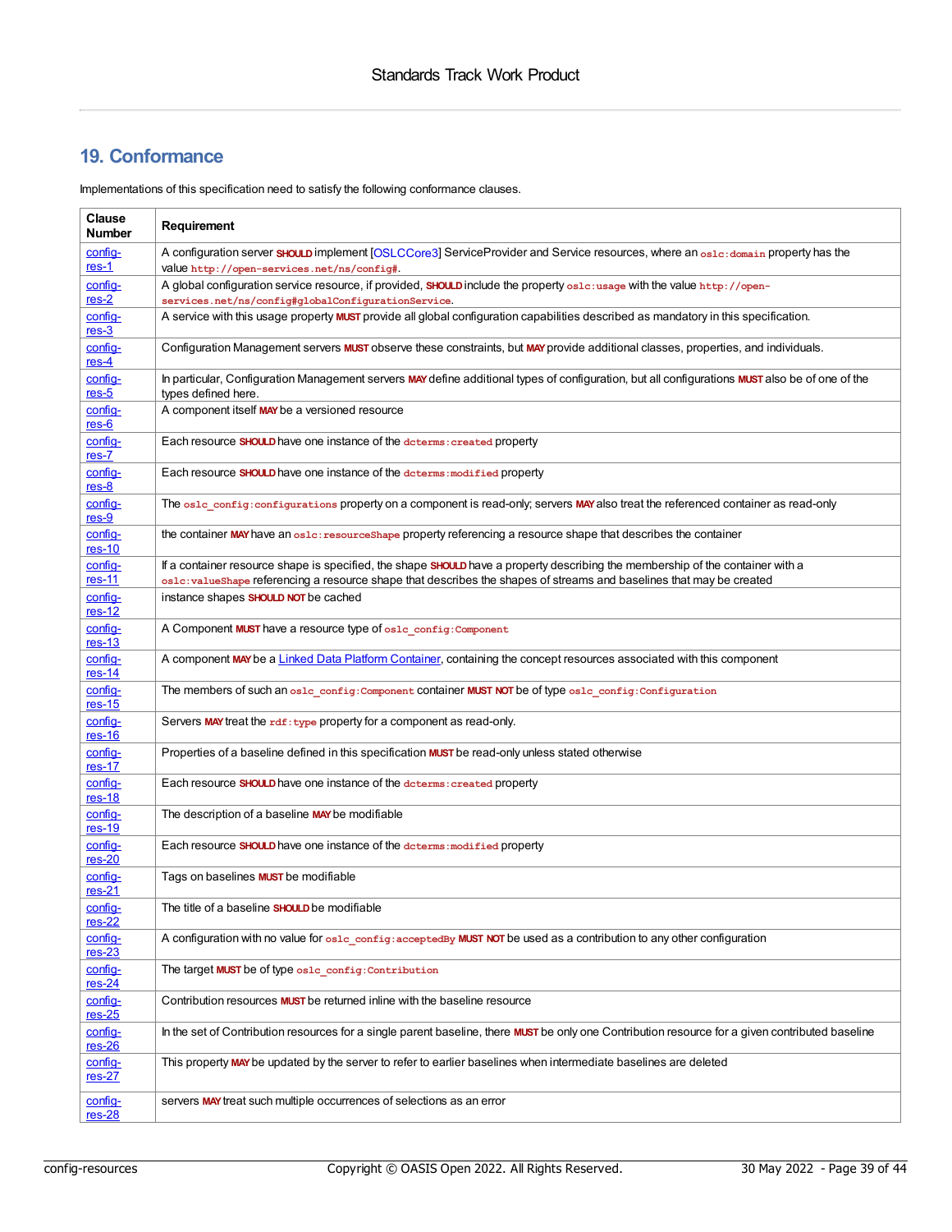## 19. Conformance

Implementations of this specification need to satisfy the following conformance clauses.

| Clause Number | Requirement |
|---|---|
| config-res-1 | A configuration server **SHOULD** implement [OSLCCore3] ServiceProvider and Service resources, where an `oslc:domain` property has the value `http://open-services.net/ns/config#`. |
| config-res-2 | A global configuration service resource, if provided, **SHOULD** include the property `oslc:usage` with the value `http://open-services.net/ns/config#globalConfigurationService`. |
| config-res-3 | A service with this usage property **MUST** provide all global configuration capabilities described as mandatory in this specification. |
| config-res-4 | Configuration Management servers **MUST** observe these constraints, but **MAY** provide additional classes, properties, and individuals. |
| config-res-5 | In particular, Configuration Management servers **MAY** define additional types of configuration, but all configurations **MUST** also be of one of the types defined here. |
| config-res-6 | A component itself **MAY** be a versioned resource |
| config-res-7 | Each resource **SHOULD** have one instance of the `dcterms:created` property |
| config-res-8 | Each resource **SHOULD** have one instance of the `dcterms:modified` property |
| config-res-9 | The `oslc_config:configurations` property on a component is read-only; servers **MAY** also treat the referenced container as read-only |
| config-res-10 | the container **MAY** have an `oslc:resourceShape` property referencing a resource shape that describes the container |
| config-res-11 | If a container resource shape is specified, the shape **SHOULD** have a property describing the membership of the container with a `oslc:valueShape` referencing a resource shape that describes the shapes of streams and baselines that may be created |
| config-res-12 | instance shapes **SHOULD NOT** be cached |
| config-res-13 | A Component **MUST** have a resource type of `oslc_config:Component` |
| config-res-14 | A component **MAY** be a Linked Data Platform Container, containing the concept resources associated with this component |
| config-res-15 | The members of such an `oslc_config:Component` container **MUST NOT** be of type `oslc_config:Configuration` |
| config-res-16 | Servers **MAY** treat the `rdf:type` property for a component as read-only. |
| config-res-17 | Properties of a baseline defined in this specification **MUST** be read-only unless stated otherwise |
| config-res-18 | Each resource **SHOULD** have one instance of the `dcterms:created` property |
| config-res-19 | The description of a baseline **MAY** be modifiable |
| config-res-20 | Each resource **SHOULD** have one instance of the `dcterms:modified` property |
| config-res-21 | Tags on baselines **MUST** be modifiable |
| config-res-22 | The title of a baseline **SHOULD** be modifiable |
| config-res-23 | A configuration with no value for `oslc_config:acceptedBy` **MUST NOT** be used as a contribution to any other configuration |
| config-res-24 | The target **MUST** be of type `oslc_config:Contribution` |
| config-res-25 | Contribution resources **MUST** be returned inline with the baseline resource |
| config-res-26 | In the set of Contribution resources for a single parent baseline, there **MUST** be only one Contribution resource for a given contributed baseline |
| config-res-27 | This property **MAY** be updated by the server to refer to earlier baselines when intermediate baselines are deleted |
| config-res-28 | servers **MAY** treat such multiple occurrences of selections as an error |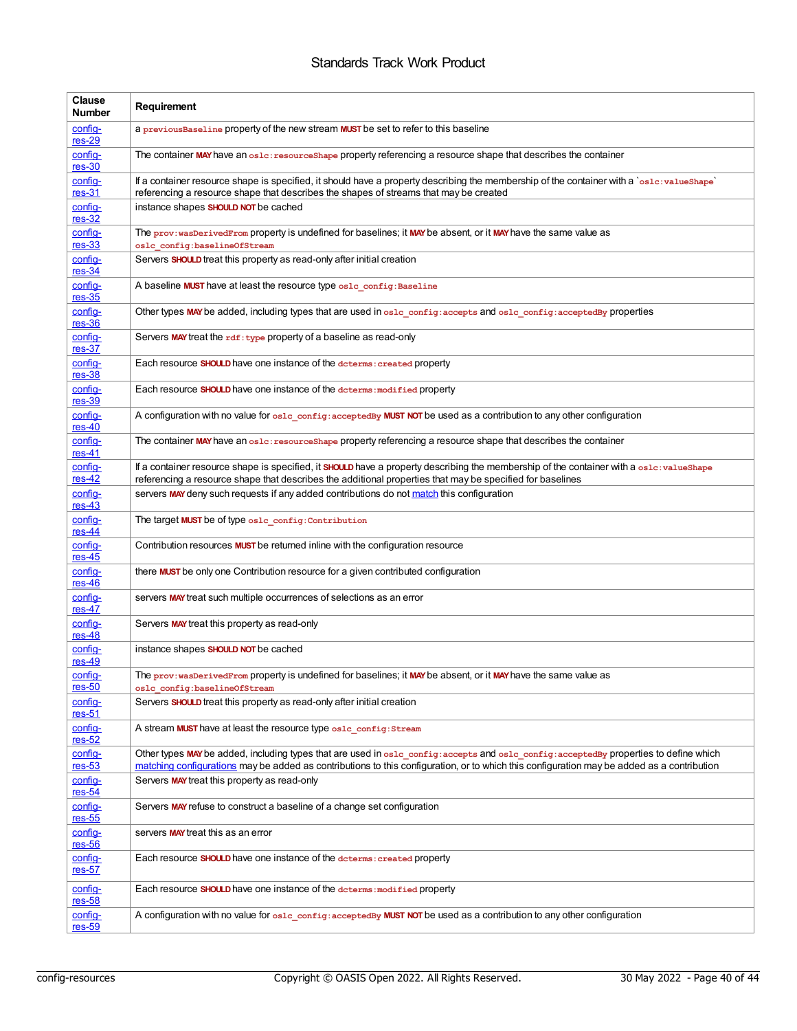| Clause Number | Requirement |
| --- | --- |
| config-res-29 | a `previousBaseline` property of the new stream **MUST** be set to refer to this baseline |
| config-res-30 | The container **MAY** have an `oslc:resourceShape` property referencing a resource shape that describes the container |
| config-res-31 | If a container resource shape is specified, it should have a property describing the membership of the container with a `oslc:valueShape` referencing a resource shape that describes the shapes of streams that may be created |
| config-res-32 | instance shapes **SHOULD NOT** be cached |
| config-res-33 | The `prov:wasDerivedFrom` property is undefined for baselines; it **MAY** be absent, or it **MAY** have the same value as `oslc_config:baselineOfStream` |
| config-res-34 | Servers **SHOULD** treat this property as read-only after initial creation |
| config-res-35 | A baseline **MUST** have at least the resource type `oslc_config:Baseline` |
| config-res-36 | Other types **MAY** be added, including types that are used in `oslc_config:accepts` and `oslc_config:acceptedBy` properties |
| config-res-37 | Servers **MAY** treat the `rdf:type` property of a baseline as read-only |
| config-res-38 | Each resource **SHOULD** have one instance of the `dcterms:created` property |
| config-res-39 | Each resource **SHOULD** have one instance of the `dcterms:modified` property |
| config-res-40 | A configuration with no value for `oslc_config:acceptedBy` **MUST NOT** be used as a contribution to any other configuration |
| config-res-41 | The container **MAY** have an `oslc:resourceShape` property referencing a resource shape that describes the container |
| config-res-42 | If a container resource shape is specified, it **SHOULD** have a property describing the membership of the container with a `oslc:valueShape` referencing a resource shape that describes the additional properties that may be specified for baselines |
| config-res-43 | servers **MAY** deny such requests if any added contributions do not match this configuration |
| config-res-44 | The target **MUST** be of type `oslc_config:Contribution` |
| config-res-45 | Contribution resources **MUST** be returned inline with the configuration resource |
| config-res-46 | there **MUST** be only one Contribution resource for a given contributed configuration |
| config-res-47 | servers **MAY** treat such multiple occurrences of selections as an error |
| config-res-48 | Servers **MAY** treat this property as read-only |
| config-res-49 | instance shapes **SHOULD NOT** be cached |
| config-res-50 | The `prov:wasDerivedFrom` property is undefined for baselines; it **MAY** be absent, or it **MAY** have the same value as `oslc_config:baselineOfStream` |
| config-res-51 | Servers **SHOULD** treat this property as read-only after initial creation |
| config-res-52 | A stream **MUST** have at least the resource type `oslc_config:Stream` |
| config-res-53 | Other types **MAY** be added, including types that are used in `oslc_config:accepts` and `oslc_config:acceptedBy` properties to define which matching configurations may be added as contributions to this configuration, or to which this configuration may be added as a contribution |
| config-res-54 | Servers **MAY** treat this property as read-only |
| config-res-55 | Servers **MAY** refuse to construct a baseline of a change set configuration |
| config-res-56 | servers **MAY** treat this as an error |
| config-res-57 | Each resource **SHOULD** have one instance of the `dcterms:created` property |
| config-res-58 | Each resource **SHOULD** have one instance of the `dcterms:modified` property |
| config-res-59 | A configuration with no value for `oslc_config:acceptedBy` **MUST NOT** be used as a contribution to any other configuration |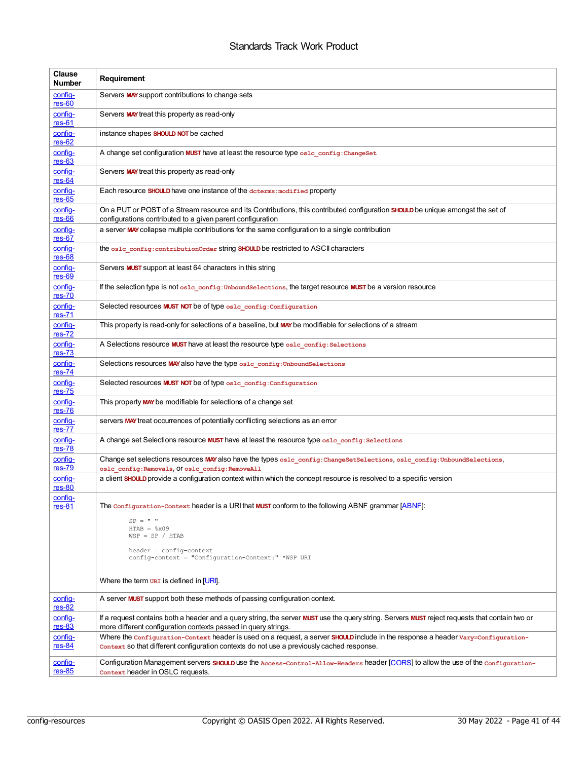| Clause Number | Requirement |
|---|---|
| config-res-60 | Servers **MAY** support contributions to change sets |
| config-res-61 | Servers **MAY** treat this property as read-only |
| config-res-62 | instance shapes **SHOULD NOT** be cached |
| config-res-63 | A change set configuration **MUST** have at least the resource type `oslc_config:ChangeSet` |
| config-res-64 | Servers **MAY** treat this property as read-only |
| config-res-65 | Each resource **SHOULD** have one instance of the `dcterms:modified` property |
| config-res-66 | On a PUT or POST of a Stream resource and its Contributions, this contributed configuration **SHOULD** be unique amongst the set of configurations contributed to a given parent configuration |
| config-res-67 | a server **MAY** collapse multiple contributions for the same configuration to a single contribution |
| config-res-68 | the `oslc_config:contributionOrder` string **SHOULD** be restricted to ASCII characters |
| config-res-69 | Servers **MUST** support at least 64 characters in this string |
| config-res-70 | If the selection type is not `oslc_config:UnboundSelections`, the target resource **MUST** be a version resource |
| config-res-71 | Selected resources **MUST NOT** be of type `oslc_config:Configuration` |
| config-res-72 | This property is read-only for selections of a baseline, but **MAY** be modifiable for selections of a stream |
| config-res-73 | A Selections resource **MUST** have at least the resource type `oslc_config:Selections` |
| config-res-74 | Selections resources **MAY** also have the type `oslc_config:UnboundSelections` |
| config-res-75 | Selected resources **MUST NOT** be of type `oslc_config:Configuration` |
| config-res-76 | This property **MAY** be modifiable for selections of a change set |
| config-res-77 | servers **MAY** treat occurrences of potentially conflicting selections as an error |
| config-res-78 | A change set Selections resource **MUST** have at least the resource type `oslc_config:Selections` |
| config-res-79 | Change set selections resources **MAY** also have the types `oslc_config:ChangeSetSelections`, `oslc_config:UnboundSelections`, `oslc_config:Removals`, or `oslc_config:RemoveAll` |
| config-res-80 | a client **SHOULD** provide a configuration context within which the concept resource is resolved to a specific version |
| config-res-81 | The `Configuration-Context` header is a URI that **MUST** conform to the following ABNF grammar [ABNF]:<br>`SP = " "`<br>`HTAB = %x09`<br>`WSP = SP / HTAB`<br><br>`header = config-context`<br>`config-context = "Configuration-Context:" *WSP URI`<br><br>Where the term `URI` is defined in [URI]. |
| config-res-82 | A server **MUST** support both these methods of passing configuration context. |
| config-res-83 | If a request contains both a header and a query string, the server **MUST** use the query string. Servers **MUST** reject requests that contain two or more different configuration contexts passed in query strings. |
| config-res-84 | Where the `Configuration-Context` header is used on a request, a server **SHOULD** include in the response a header `Vary=Configuration-Context` so that different configuration contexts do not use a previously cached response. |
| config-res-85 | Configuration Management servers **SHOULD** use the `Access-Control-Allow-Headers` header [CORS] to allow the use of the `Configuration-Context` header in OSLC requests. |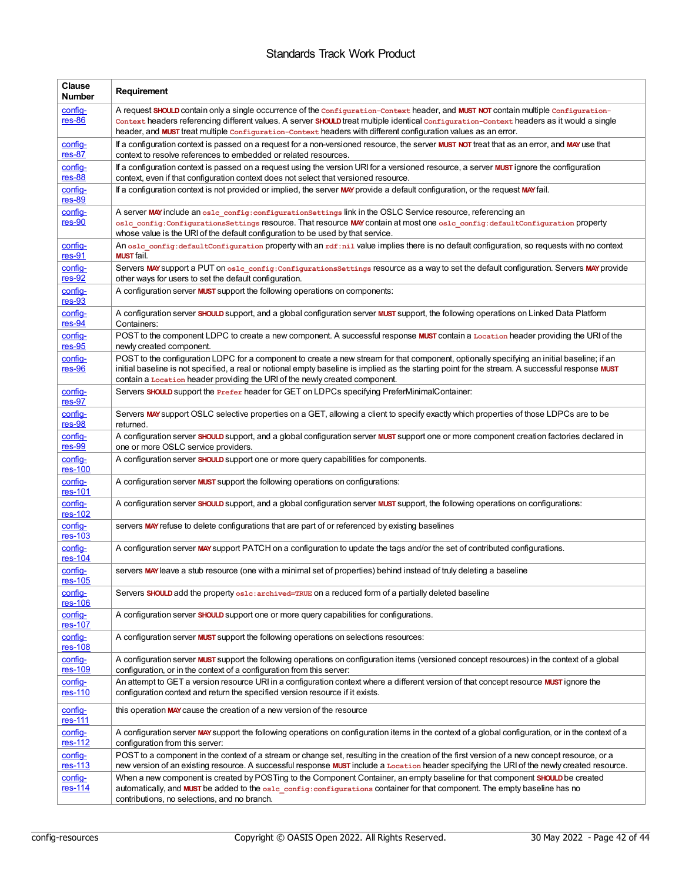| Clause Number | Requirement |
| --- | --- |
| config-res-86 | A request **SHOULD** contain only a single occurrence of the `Configuration-Context` header, and **MUST NOT** contain multiple `Configuration-Context` headers referencing different values. A server **SHOULD** treat multiple identical `Configuration-Context` headers as it would a single header, and **MUST** treat multiple `Configuration-Context` headers with different configuration values as an error. |
| config-res-87 | If a configuration context is passed on a request for a non-versioned resource, the server **MUST NOT** treat that as an error, and **MAY** use that context to resolve references to embedded or related resources. |
| config-res-88 | If a configuration context is passed on a request using the version URI for a versioned resource, a server **MUST** ignore the configuration context, even if that configuration context does not select that versioned resource. |
| config-res-89 | If a configuration context is not provided or implied, the server **MAY** provide a default configuration, or the request **MAY** fail. |
| config-res-90 | A server **MAY** include an `oslc_config:configurationSettings` link in the OSLC Service resource, referencing an `oslc_config:ConfigurationsSettings` resource. That resource **MAY** contain at most one `oslc_config:defaultConfiguration` property whose value is the URI of the default configuration to be used by that service. |
| config-res-91 | An `oslc_config:defaultConfiguration` property with an `rdf:nil` value implies there is no default configuration, so requests with no context **MUST** fail. |
| config-res-92 | Servers **MAY** support a PUT on `oslc_config:ConfigurationsSettings` resource as a way to set the default configuration. Servers **MAY** provide other ways for users to set the default configuration. |
| config-res-93 | A configuration server **MUST** support the following operations on components: |
| config-res-94 | A configuration server **SHOULD** support, and a global configuration server **MUST** support, the following operations on Linked Data Platform Containers: |
| config-res-95 | POST to the component LDPC to create a new component. A successful response **MUST** contain a `Location` header providing the URI of the newly created component. |
| config-res-96 | POST to the configuration LDPC for a component to create a new stream for that component, optionally specifying an initial baseline; if an initial baseline is not specified, a real or notional empty baseline is implied as the starting point for the stream. A successful response **MUST** contain a `Location` header providing the URI of the newly created component. |
| config-res-97 | Servers **SHOULD** support the `Prefer` header for GET on LDPCs specifying PreferMinimalContainer: |
| config-res-98 | Servers **MAY** support OSLC selective properties on a GET, allowing a client to specify exactly which properties of those LDPCs are to be returned. |
| config-res-99 | A configuration server **SHOULD** support, and a global configuration server **MUST** support one or more component creation factories declared in one or more OSLC service providers. |
| config-res-100 | A configuration server **SHOULD** support one or more query capabilities for components. |
| config-res-101 | A configuration server **MUST** support the following operations on configurations: |
| config-res-102 | A configuration server **SHOULD** support, and a global configuration server **MUST** support, the following operations on configurations: |
| config-res-103 | servers **MAY** refuse to delete configurations that are part of or referenced by existing baselines |
| config-res-104 | A configuration server **MAY** support PATCH on a configuration to update the tags and/or the set of contributed configurations. |
| config-res-105 | servers **MAY** leave a stub resource (one with a minimal set of properties) behind instead of truly deleting a baseline |
| config-res-106 | Servers **SHOULD** add the property `oslc:archived=TRUE` on a reduced form of a partially deleted baseline |
| config-res-107 | A configuration server **SHOULD** support one or more query capabilities for configurations. |
| config-res-108 | A configuration server **MUST** support the following operations on selections resources: |
| config-res-109 | A configuration server **MUST** support the following operations on configuration items (versioned concept resources) in the context of a global configuration, or in the context of a configuration from this server: |
| config-res-110 | An attempt to GET a version resource URI in a configuration context where a different version of that concept resource **MUST** ignore the configuration context and return the specified version resource if it exists. |
| config-res-111 | this operation **MAY** cause the creation of a new version of the resource |
| config-res-112 | A configuration server **MAY** support the following operations on configuration items in the context of a global configuration, or in the context of a configuration from this server: |
| config-res-113 | POST to a component in the context of a stream or change set, resulting in the creation of the first version of a new concept resource, or a new version of an existing resource. A successful response **MUST** include a `Location` header specifying the URI of the newly created resource. |
| config-res-114 | When a new component is created by POSTing to the Component Container, an empty baseline for that component **SHOULD** be created automatically, and **MUST** be added to the `oslc_config:configurations` container for that component. The empty baseline has no contributions, no selections, and no branch. |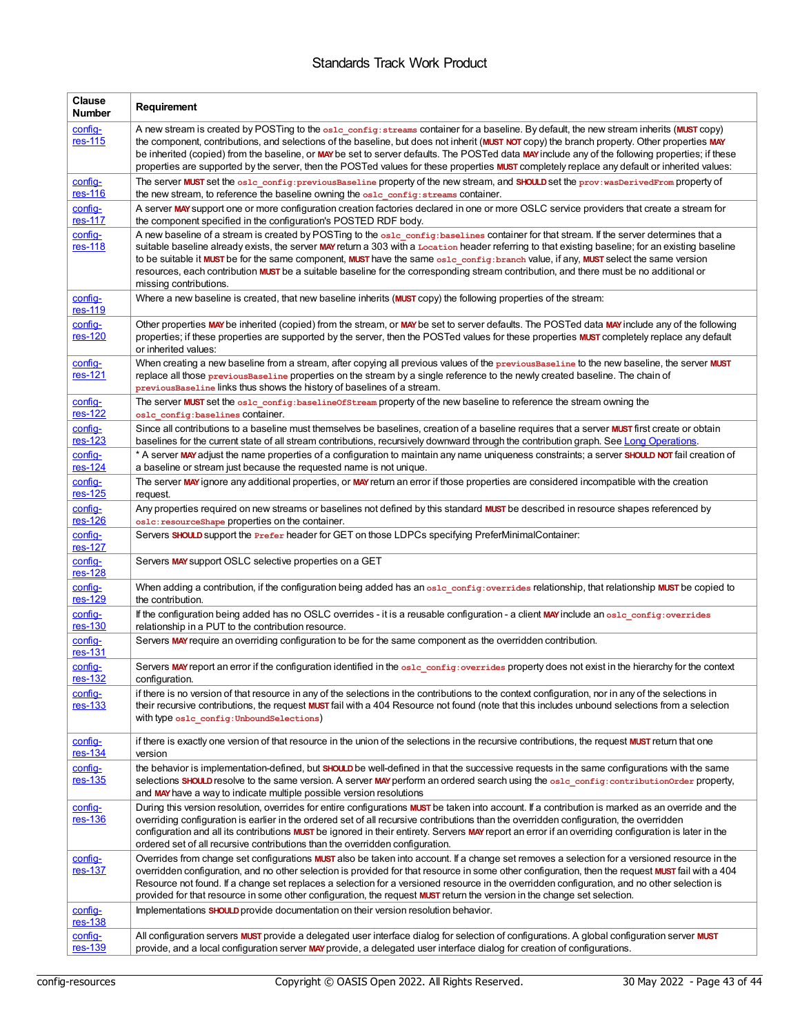| Clause Number | Requirement |
|---|---|
| config-res-115 | A new stream is created by POSTing to the `oslc_config:streams` container for a baseline. By default, the new stream inherits (**MUST** copy) the component, contributions, and selections of the baseline, but does not inherit (**MUST NOT** copy) the branch property. Other properties **MAY** be inherited (copied) from the baseline, or **MAY** be set to server defaults. The POSTed data **MAY** include any of the following properties; if these properties are supported by the server, then the POSTed values for these properties **MUST** completely replace any default or inherited values: |
| config-res-116 | The server **MUST** set the `oslc_config:previousBaseline` property of the new stream, and **SHOULD** set the `prov:wasDerivedFrom` property of the new stream, to reference the baseline owning the `oslc_config:streams` container. |
| config-res-117 | A server **MAY** support one or more configuration creation factories declared in one or more OSLC service providers that create a stream for the component specified in the configuration's POSTED RDF body. |
| config-res-118 | A new baseline of a stream is created by POSTing to the `oslc_config:baselines` container for that stream. If the server determines that a suitable baseline already exists, the server **MAY** return a 303 with a `Location` header referring to that existing baseline; for an existing baseline to be suitable it **MUST** be for the same component, **MUST** have the same `oslc_config:branch` value, if any, **MUST** select the same version resources, each contribution **MUST** be a suitable baseline for the corresponding stream contribution, and there must be no additional or missing contributions. |
| config-res-119 | Where a new baseline is created, that new baseline inherits (**MUST** copy) the following properties of the stream: |
| config-res-120 | Other properties **MAY** be inherited (copied) from the stream, or **MAY** be set to server defaults. The POSTed data **MAY** include any of the following properties; if these properties are supported by the server, then the POSTed values for these properties **MUST** completely replace any default or inherited values: |
| config-res-121 | When creating a new baseline from a stream, after copying all previous values of the `previousBaseline` to the new baseline, the server **MUST** replace all those `previousBaseline` properties on the stream by a single reference to the newly created baseline. The chain of `previousBaseline` links thus shows the history of baselines of a stream. |
| config-res-122 | The server **MUST** set the `oslc_config:baselineOfStream` property of the new baseline to reference the stream owning the `oslc_config:baselines` container. |
| config-res-123 | Since all contributions to a baseline must themselves be baselines, creation of a baseline requires that a server **MUST** first create or obtain baselines for the current state of all stream contributions, recursively downward through the contribution graph. See [Long Operations](). |
| config-res-124 | * A server **MAY** adjust the name properties of a configuration to maintain any name uniqueness constraints; a server **SHOULD NOT** fail creation of a baseline or stream just because the requested name is not unique. |
| config-res-125 | The server **MAY** ignore any additional properties, or **MAY** return an error if those properties are considered incompatible with the creation request. |
| config-res-126 | Any properties required on new streams or baselines not defined by this standard **MUST** be described in resource shapes referenced by `oslc:resourceShape` properties on the container. |
| config-res-127 | Servers **SHOULD** support the `Prefer` header for GET on those LDPCs specifying PreferMinimalContainer: |
| config-res-128 | Servers **MAY** support OSLC selective properties on a GET |
| config-res-129 | When adding a contribution, if the configuration being added has an `oslc_config:overrides` relationship, that relationship **MUST** be copied to the contribution. |
| config-res-130 | If the configuration being added has no OSLC overrides - it is a reusable configuration - a client **MAY** include an `oslc_config:overrides` relationship in a PUT to the contribution resource. |
| config-res-131 | Servers **MAY** require an overriding configuration to be for the same component as the overridden contribution. |
| config-res-132 | Servers **MAY** report an error if the configuration identified in the `oslc_config:overrides` property does not exist in the hierarchy for the context configuration. |
| config-res-133 | if there is no version of that resource in any of the selections in the contributions to the context configuration, nor in any of the selections in their recursive contributions, the request **MUST** fail with a 404 Resource not found (note that this includes unbound selections from a selection with type `oslc_config:UnboundSelections`) |
| config-res-134 | if there is exactly one version of that resource in the union of the selections in the recursive contributions, the request **MUST** return that one version |
| config-res-135 | the behavior is implementation-defined, but **SHOULD** be well-defined in that the successive requests in the same configurations with the same selections **SHOULD** resolve to the same version. A server **MAY** perform an ordered search using the `oslc_config:contributionOrder` property, and **MAY** have a way to indicate multiple possible version resolutions |
| config-res-136 | During this version resolution, overrides for entire configurations **MUST** be taken into account. If a contribution is marked as an override and the overriding configuration is earlier in the ordered set of all recursive contributions than the overridden configuration, the overridden configuration and all its contributions **MUST** be ignored in their entirety. Servers **MAY** report an error if an overriding configuration is later in the ordered set of all recursive contributions than the overridden configuration. |
| config-res-137 | Overrides from change set configurations **MUST** also be taken into account. If a change set removes a selection for a versioned resource in the overridden configuration, and no other selection is provided for that resource in some other configuration, then the request **MUST** fail with a 404 Resource not found. If a change set replaces a selection for a versioned resource in the overridden configuration, and no other selection is provided for that resource in some other configuration, the request **MUST** return the version in the change set selection. |
| config-res-138 | Implementations **SHOULD** provide documentation on their version resolution behavior. |
| config-res-139 | All configuration servers **MUST** provide a delegated user interface dialog for selection of configurations. A global configuration server **MUST** provide, and a local configuration server **MAY** provide, a delegated user interface dialog for creation of configurations. |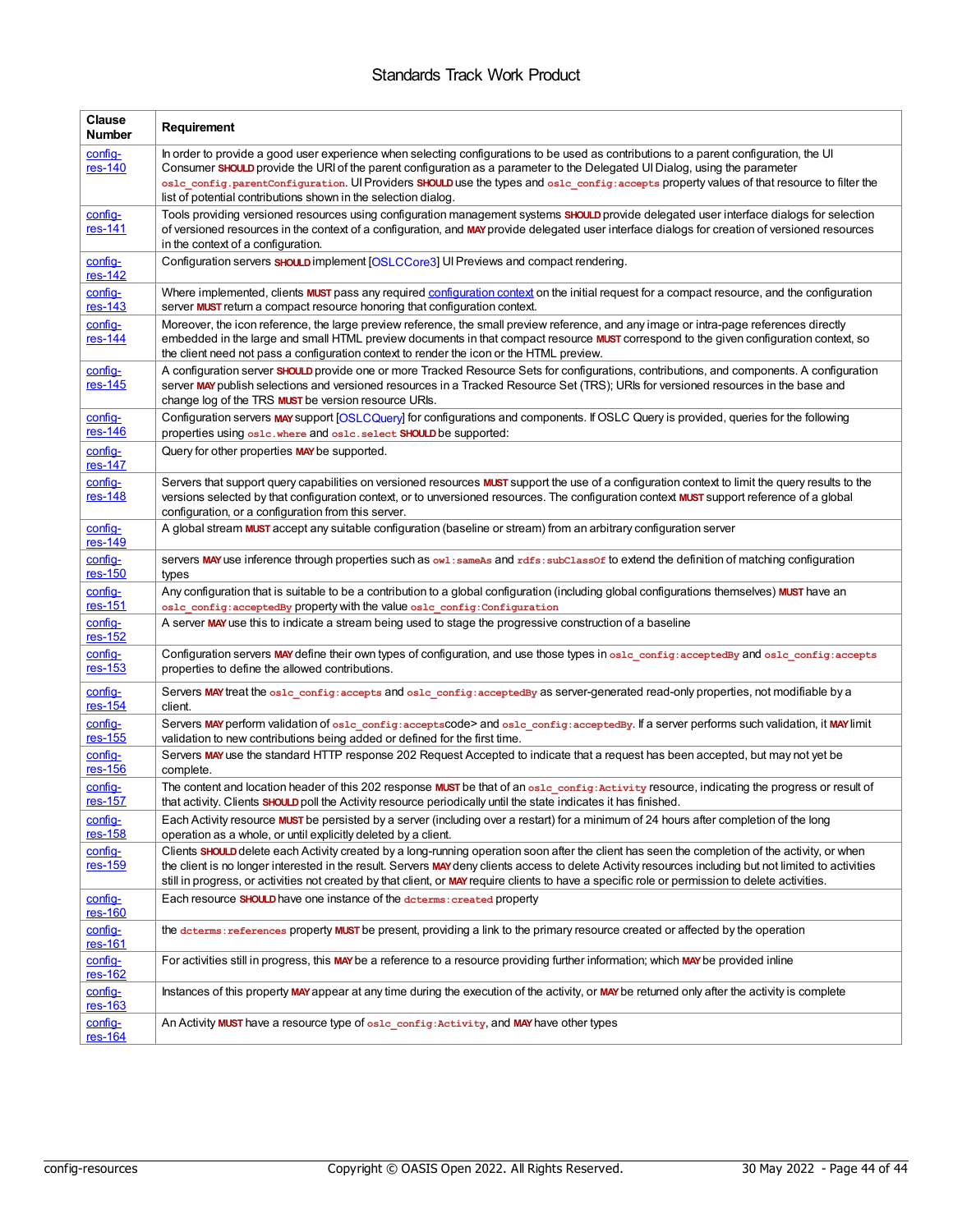| Clause Number | Requirement |
| --- | --- |
| config-res-140 | In order to provide a good user experience when selecting configurations to be used as contributions to a parent configuration, the UI Consumer **SHOULD** provide the URI of the parent configuration as a parameter to the Delegated UI Dialog, using the parameter `oslc_config.parentConfiguration`. UI Providers **SHOULD** use the types and `oslc_config:accepts` property values of that resource to filter the list of potential contributions shown in the selection dialog. |
| config-res-141 | Tools providing versioned resources using configuration management systems **SHOULD** provide delegated user interface dialogs for selection of versioned resources in the context of a configuration, and **MAY** provide delegated user interface dialogs for creation of versioned resources in the context of a configuration. |
| config-res-142 | Configuration servers **SHOULD** implement [OSLCCore3] UI Previews and compact rendering. |
| config-res-143 | Where implemented, clients **MUST** pass any required configuration context on the initial request for a compact resource, and the configuration server **MUST** return a compact resource honoring that configuration context. |
| config-res-144 | Moreover, the icon reference, the large preview reference, the small preview reference, and any image or intra-page references directly embedded in the large and small HTML preview documents in that compact resource **MUST** correspond to the given configuration context, so the client need not pass a configuration context to render the icon or the HTML preview. |
| config-res-145 | A configuration server **SHOULD** provide one or more Tracked Resource Sets for configurations, contributions, and components. A configuration server **MAY** publish selections and versioned resources in a Tracked Resource Set (TRS); URIs for versioned resources in the base and change log of the TRS **MUST** be version resource URIs. |
| config-res-146 | Configuration servers **MAY** support [OSLCQuery] for configurations and components. If OSLC Query is provided, queries for the following properties using `oslc.where` and `oslc.select` **SHOULD** be supported: |
| config-res-147 | Query for other properties **MAY** be supported. |
| config-res-148 | Servers that support query capabilities on versioned resources **MUST** support the use of a configuration context to limit the query results to the versions selected by that configuration context, or to unversioned resources. The configuration context **MUST** support reference of a global configuration, or a configuration from this server. |
| config-res-149 | A global stream **MUST** accept any suitable configuration (baseline or stream) from an arbitrary configuration server |
| config-res-150 | servers **MAY** use inference through properties such as `owl:sameAs` and `rdfs:subClassOf` to extend the definition of matching configuration types |
| config-res-151 | Any configuration that is suitable to be a contribution to a global configuration (including global configurations themselves) **MUST** have an `oslc_config:acceptedBy` property with the value `oslc_config:Configuration` |
| config-res-152 | A server **MAY** use this to indicate a stream being used to stage the progressive construction of a baseline |
| config-res-153 | Configuration servers **MAY** define their own types of configuration, and use those types in `oslc_config:acceptedBy` and `oslc_config:accepts` properties to define the allowed contributions. |
| config-res-154 | Servers **MAY** treat the `oslc_config:accepts` and `oslc_config:acceptedBy` as server-generated read-only properties, not modifiable by a client. |
| config-res-155 | Servers **MAY** perform validation of `oslc_config:accepts`code> and `oslc_config:acceptedBy`. If a server performs such validation, it **MAY** limit validation to new contributions being added or defined for the first time. |
| config-res-156 | Servers **MAY** use the standard HTTP response 202 Request Accepted to indicate that a request has been accepted, but may not yet be complete. |
| config-res-157 | The content and location header of this 202 response **MUST** be that of an `oslc_config:Activity` resource, indicating the progress or result of that activity. Clients **SHOULD** poll the Activity resource periodically until the state indicates it has finished. |
| config-res-158 | Each Activity resource **MUST** be persisted by a server (including over a restart) for a minimum of 24 hours after completion of the long operation as a whole, or until explicitly deleted by a client. |
| config-res-159 | Clients **SHOULD** delete each Activity created by a long-running operation soon after the client has seen the completion of the activity, or when the client is no longer interested in the result. Servers **MAY** deny clients access to delete Activity resources including but not limited to activities still in progress, or activities not created by that client, or **MAY** require clients to have a specific role or permission to delete activities. |
| config-res-160 | Each resource **SHOULD** have one instance of the `dcterms:created` property |
| config-res-161 | the `dcterms:references` property **MUST** be present, providing a link to the primary resource created or affected by the operation |
| config-res-162 | For activities still in progress, this **MAY** be a reference to a resource providing further information; which **MAY** be provided inline |
| config-res-163 | Instances of this property **MAY** appear at any time during the execution of the activity, or **MAY** be returned only after the activity is complete |
| config-res-164 | An Activity **MUST** have a resource type of `oslc_config:Activity`, and **MAY** have other types |